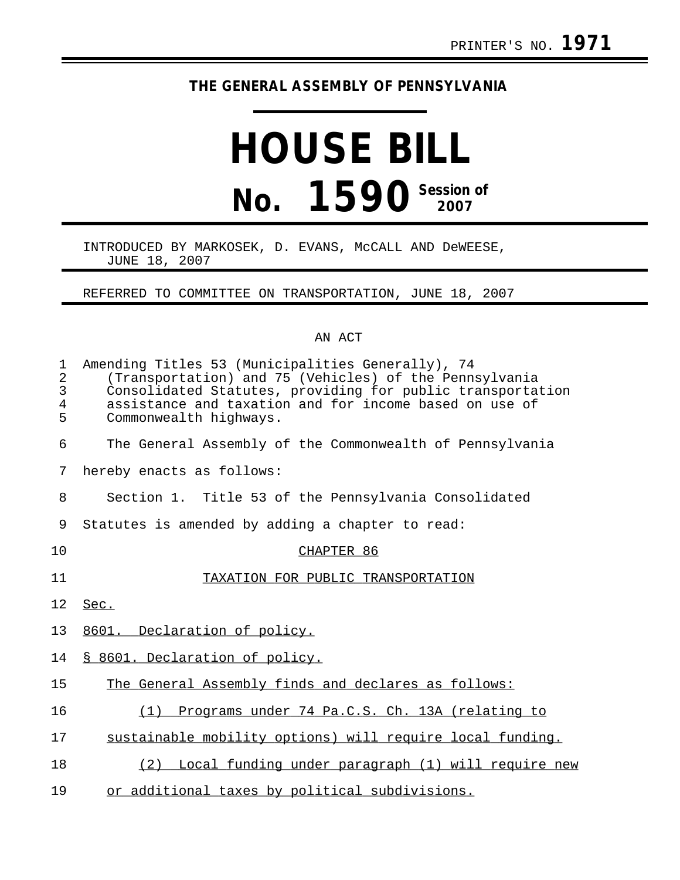PRINTER'S NO. **1971**

THE GENERAL ASSEMBLY OF PENNSYLVANIA

# HOUSE BILL

# No. 1590 Session of 2007

INTRODUCED BY MARKOSEK, D. EVANS, McCALL AND DeWEESE, JUNE 18, 2007

REFERRED TO COMMITTEE ON TRANSPORTATION, JUNE 18, 2007

AN ACT

Amending Titles 53 (Municipalities Generally), 74 (Transportation) and 75 (Vehicles) of the Pennsylvania Consolidated Statutes, providing for public transportation assistance and taxation and for income based on use of Commonwealth highways.

The General Assembly of the Commonwealth of Pennsylvania hereby enacts as follows:

Section 1. Title 53 of the Pennsylvania Consolidated Statutes is amended by adding a chapter to read:

CHAPTER 86

TAXATION FOR PUBLIC TRANSPORTATION

Sec.

8601. Declaration of policy.

§ 8601. Declaration of policy.

The General Assembly finds and declares as follows:

(1) Programs under 74 Pa.C.S. Ch. 13A (relating to sustainable mobility options) will require local funding.

(2) Local funding under paragraph (1) will require new or additional taxes by political subdivisions.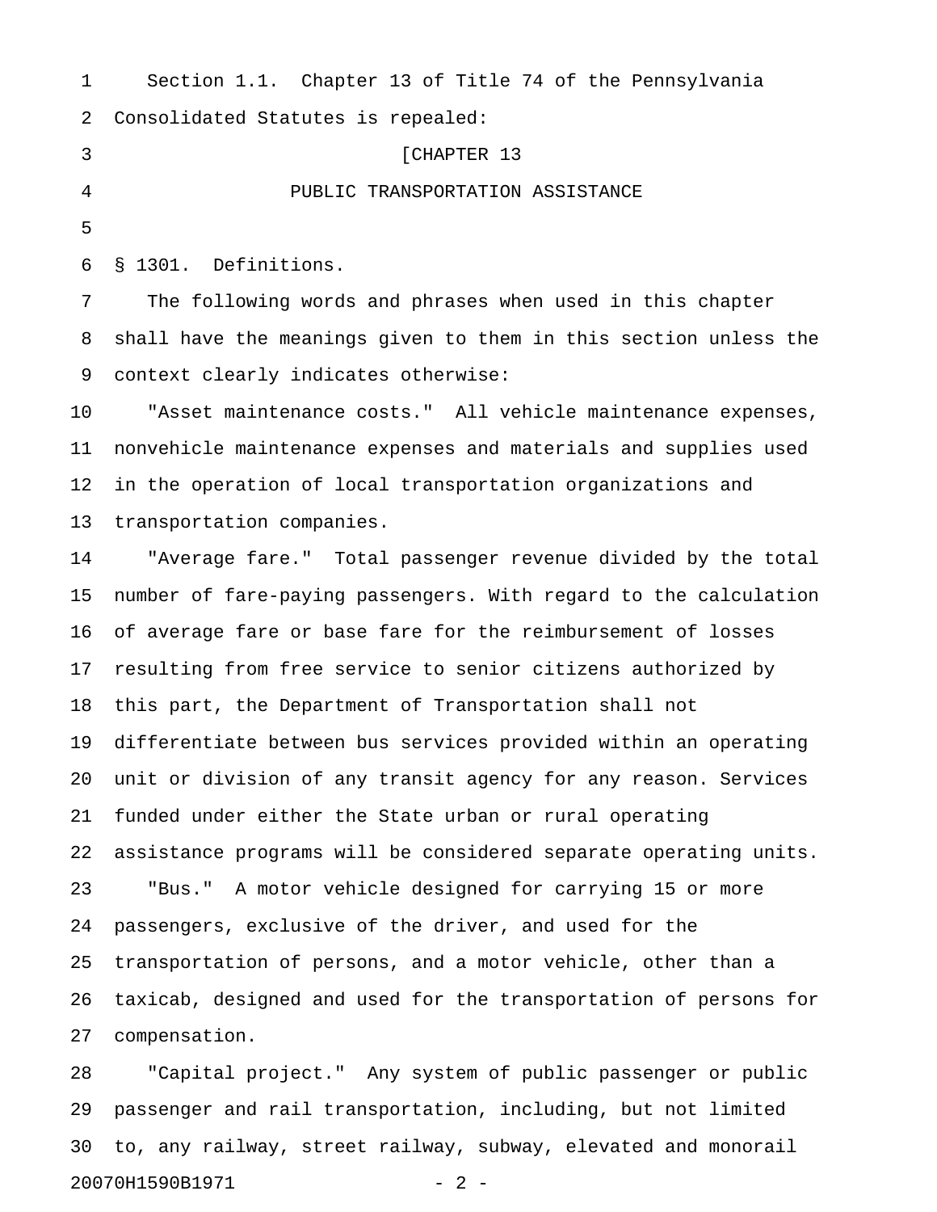Section 1.1. Chapter 13 of Title 74 of the Pennsylvania Consolidated Statutes is repealed:

[CHAPTER 13

PUBLIC TRANSPORTATION ASSISTANCE

§ 1301. Definitions.

The following words and phrases when used in this chapter shall have the meanings given to them in this section unless the context clearly indicates otherwise:

"Asset maintenance costs." All vehicle maintenance expenses, nonvehicle maintenance expenses and materials and supplies used in the operation of local transportation organizations and transportation companies.

"Average fare." Total passenger revenue divided by the total number of fare-paying passengers. With regard to the calculation of average fare or base fare for the reimbursement of losses resulting from free service to senior citizens authorized by this part, the Department of Transportation shall not differentiate between bus services provided within an operating unit or division of any transit agency for any reason. Services funded under either the State urban or rural operating assistance programs will be considered separate operating units.

"Bus." A motor vehicle designed for carrying 15 or more passengers, exclusive of the driver, and used for the transportation of persons, and a motor vehicle, other than a taxicab, designed and used for the transportation of persons for compensation.

"Capital project." Any system of public passenger or public passenger and rail transportation, including, but not limited to, any railway, street railway, subway, elevated and monorail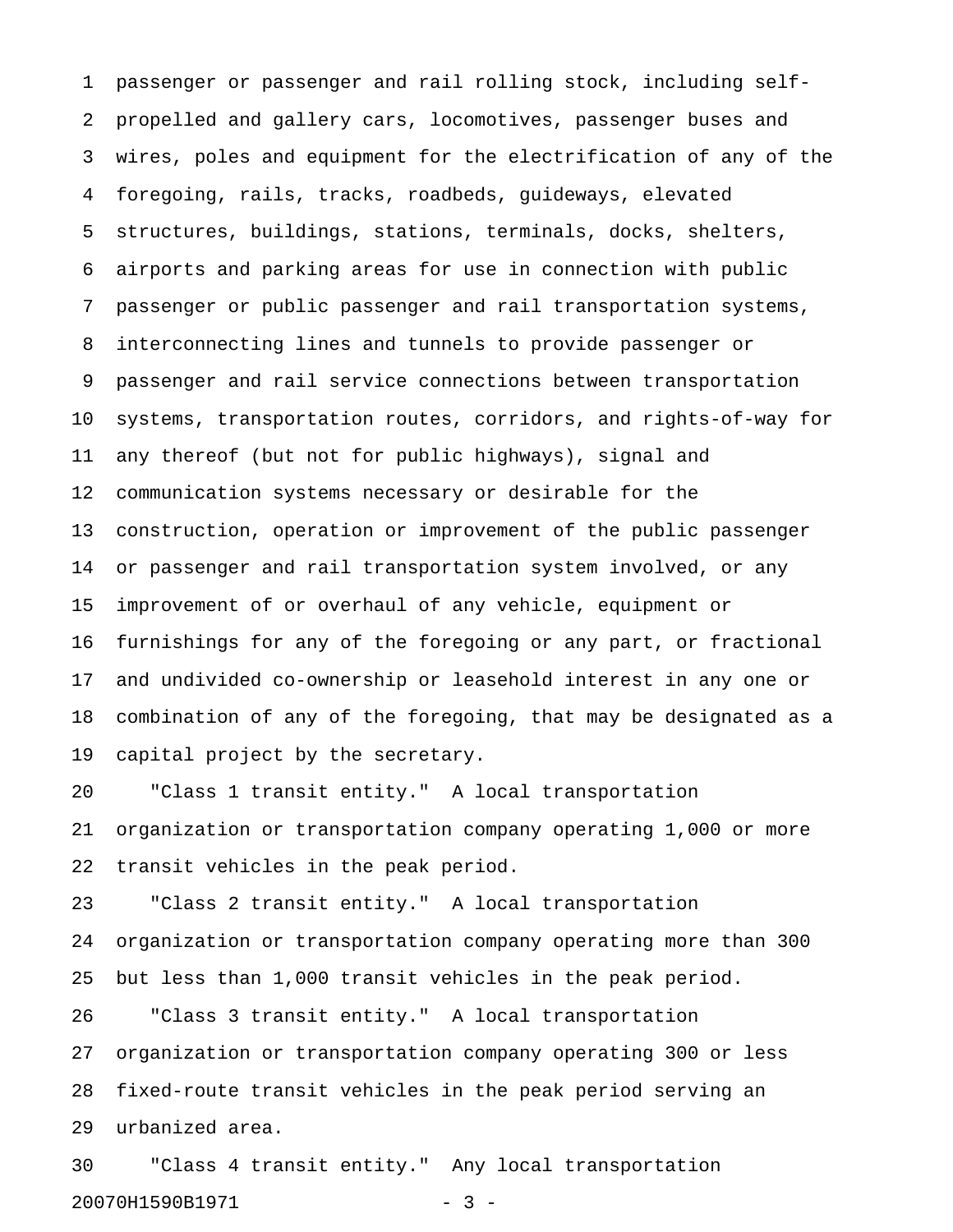passenger or passenger and rail rolling stock, including self-propelled and gallery cars, locomotives, passenger buses and wires, poles and equipment for the electrification of any of the foregoing, rails, tracks, roadbeds, guideways, elevated structures, buildings, stations, terminals, docks, shelters, airports and parking areas for use in connection with public passenger or public passenger and rail transportation systems, interconnecting lines and tunnels to provide passenger or passenger and rail service connections between transportation systems, transportation routes, corridors, and rights-of-way for any thereof (but not for public highways), signal and communication systems necessary or desirable for the construction, operation or improvement of the public passenger or passenger and rail transportation system involved, or any improvement of or overhaul of any vehicle, equipment or furnishings for any of the foregoing or any part, or fractional and undivided co-ownership or leasehold interest in any one or combination of any of the foregoing, that may be designated as a capital project by the secretary.

"Class 1 transit entity." A local transportation organization or transportation company operating 1,000 or more transit vehicles in the peak period.

"Class 2 transit entity." A local transportation organization or transportation company operating more than 300 but less than 1,000 transit vehicles in the peak period.

"Class 3 transit entity." A local transportation organization or transportation company operating 300 or less fixed-route transit vehicles in the peak period serving an urbanized area.

"Class 4 transit entity." Any local transportation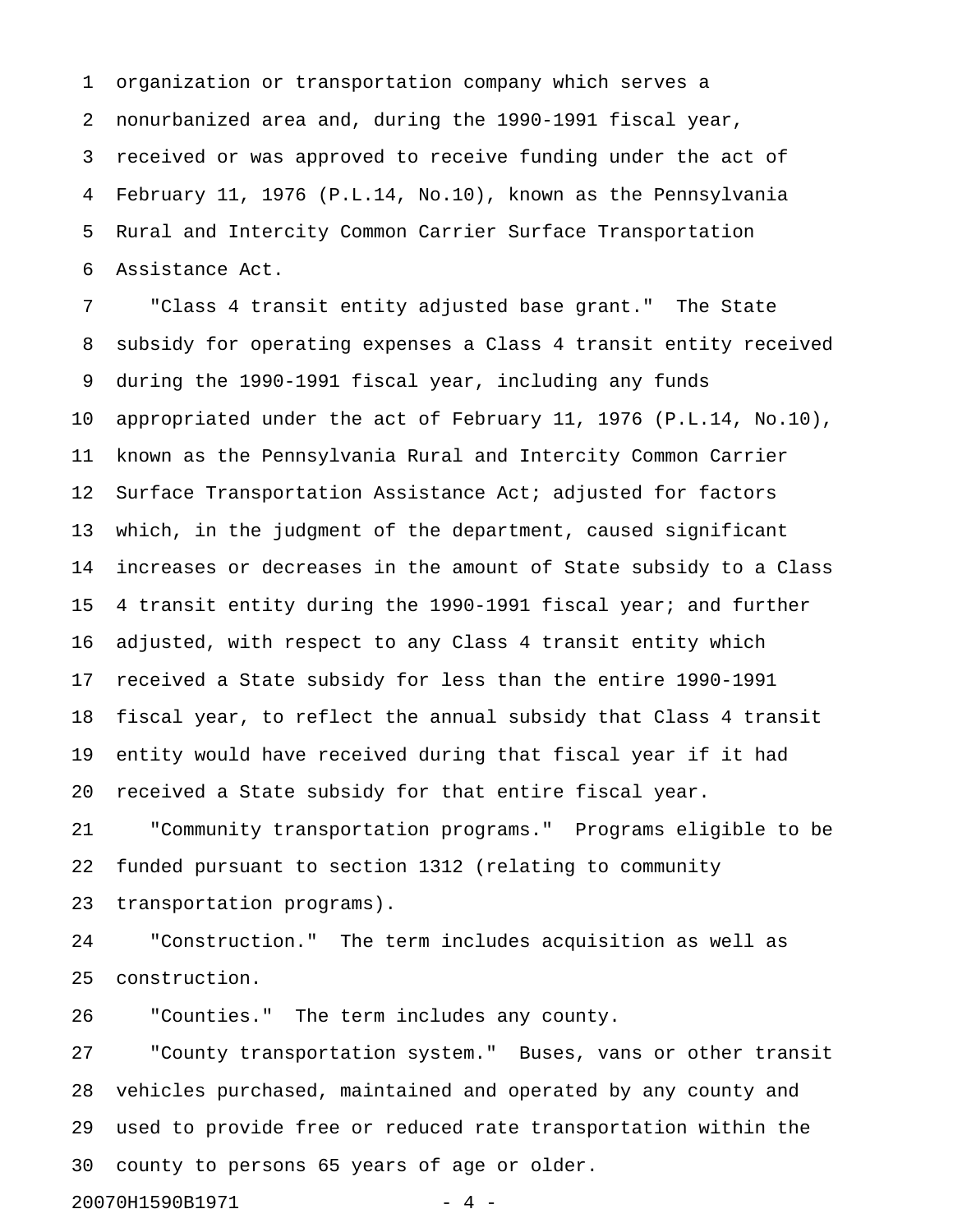organization or transportation company which serves a nonurbanized area and, during the 1990-1991 fiscal year, received or was approved to receive funding under the act of February 11, 1976 (P.L.14, No.10), known as the Pennsylvania Rural and Intercity Common Carrier Surface Transportation Assistance Act.

"Class 4 transit entity adjusted base grant." The State subsidy for operating expenses a Class 4 transit entity received during the 1990-1991 fiscal year, including any funds appropriated under the act of February 11, 1976 (P.L.14, No.10), known as the Pennsylvania Rural and Intercity Common Carrier Surface Transportation Assistance Act; adjusted for factors which, in the judgment of the department, caused significant increases or decreases in the amount of State subsidy to a Class 4 transit entity during the 1990-1991 fiscal year; and further adjusted, with respect to any Class 4 transit entity which received a State subsidy for less than the entire 1990-1991 fiscal year, to reflect the annual subsidy that Class 4 transit entity would have received during that fiscal year if it had received a State subsidy for that entire fiscal year.

"Community transportation programs." Programs eligible to be funded pursuant to section 1312 (relating to community transportation programs).

"Construction." The term includes acquisition as well as construction.

"Counties." The term includes any county.

"County transportation system." Buses, vans or other transit vehicles purchased, maintained and operated by any county and used to provide free or reduced rate transportation within the county to persons 65 years of age or older.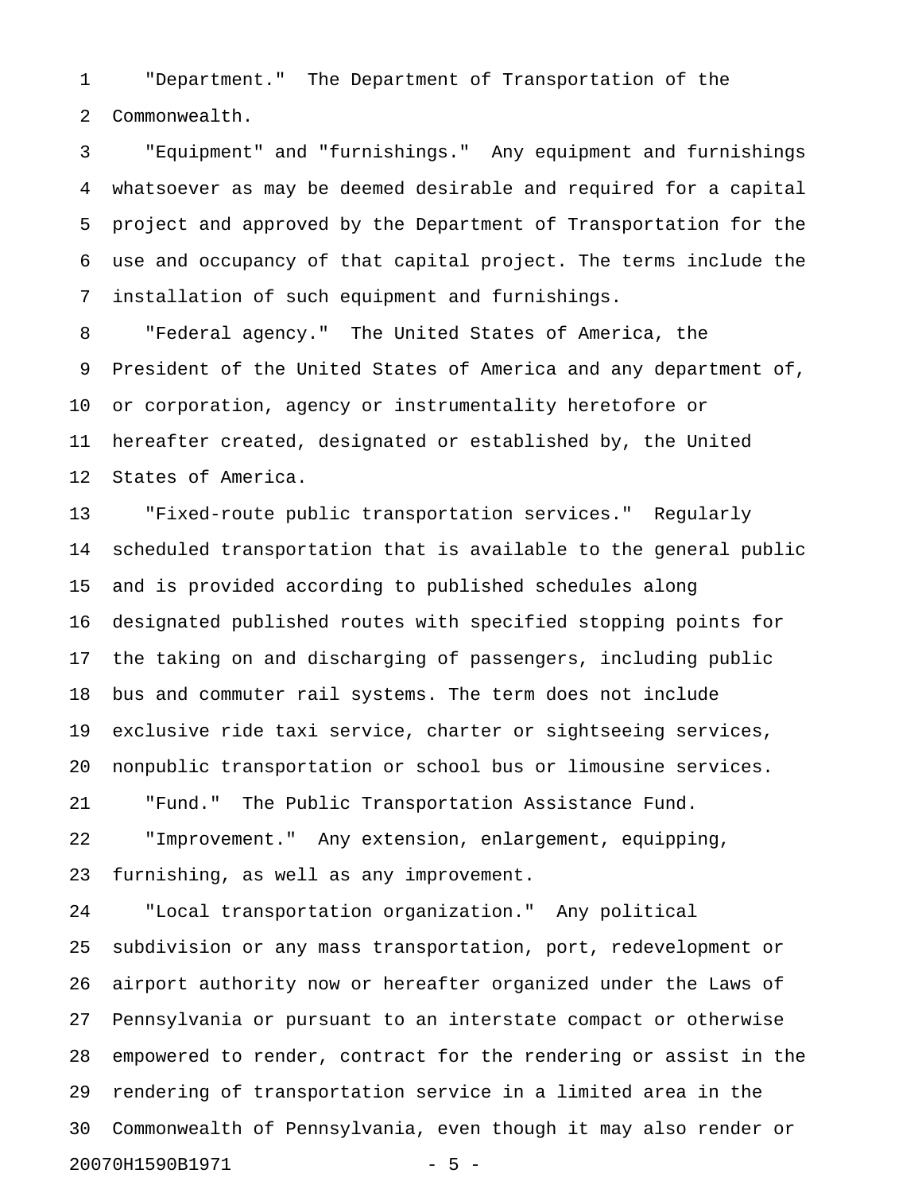"Department." The Department of Transportation of the Commonwealth.

"Equipment" and "furnishings." Any equipment and furnishings whatsoever as may be deemed desirable and required for a capital project and approved by the Department of Transportation for the use and occupancy of that capital project. The terms include the installation of such equipment and furnishings.

"Federal agency." The United States of America, the President of the United States of America and any department of, or corporation, agency or instrumentality heretofore or hereafter created, designated or established by, the United States of America.

"Fixed-route public transportation services." Regularly scheduled transportation that is available to the general public and is provided according to published schedules along designated published routes with specified stopping points for the taking on and discharging of passengers, including public bus and commuter rail systems. The term does not include exclusive ride taxi service, charter or sightseeing services, nonpublic transportation or school bus or limousine services.

"Fund." The Public Transportation Assistance Fund.

"Improvement." Any extension, enlargement, equipping, furnishing, as well as any improvement.

"Local transportation organization." Any political subdivision or any mass transportation, port, redevelopment or airport authority now or hereafter organized under the Laws of Pennsylvania or pursuant to an interstate compact or otherwise empowered to render, contract for the rendering or assist in the rendering of transportation service in a limited area in the Commonwealth of Pennsylvania, even though it may also render or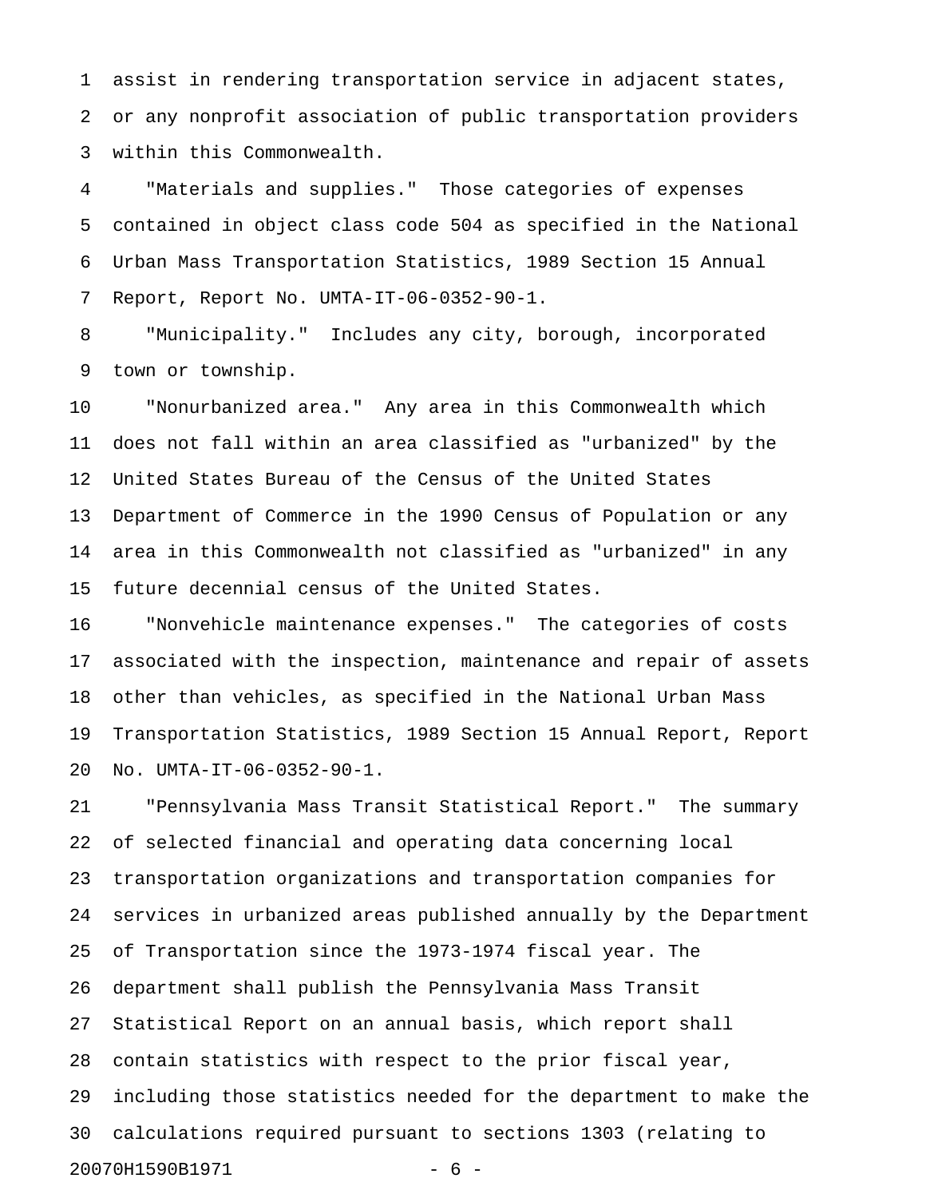assist in rendering transportation service in adjacent states, or any nonprofit association of public transportation providers within this Commonwealth.

"Materials and supplies." Those categories of expenses contained in object class code 504 as specified in the National Urban Mass Transportation Statistics, 1989 Section 15 Annual Report, Report No. UMTA-IT-06-0352-90-1.

"Municipality." Includes any city, borough, incorporated town or township.

"Nonurbanized area." Any area in this Commonwealth which does not fall within an area classified as "urbanized" by the United States Bureau of the Census of the United States Department of Commerce in the 1990 Census of Population or any area in this Commonwealth not classified as "urbanized" in any future decennial census of the United States.

"Nonvehicle maintenance expenses." The categories of costs associated with the inspection, maintenance and repair of assets other than vehicles, as specified in the National Urban Mass Transportation Statistics, 1989 Section 15 Annual Report, Report No. UMTA-IT-06-0352-90-1.

"Pennsylvania Mass Transit Statistical Report." The summary of selected financial and operating data concerning local transportation organizations and transportation companies for services in urbanized areas published annually by the Department of Transportation since the 1973-1974 fiscal year. The department shall publish the Pennsylvania Mass Transit Statistical Report on an annual basis, which report shall contain statistics with respect to the prior fiscal year, including those statistics needed for the department to make the calculations required pursuant to sections 1303 (relating to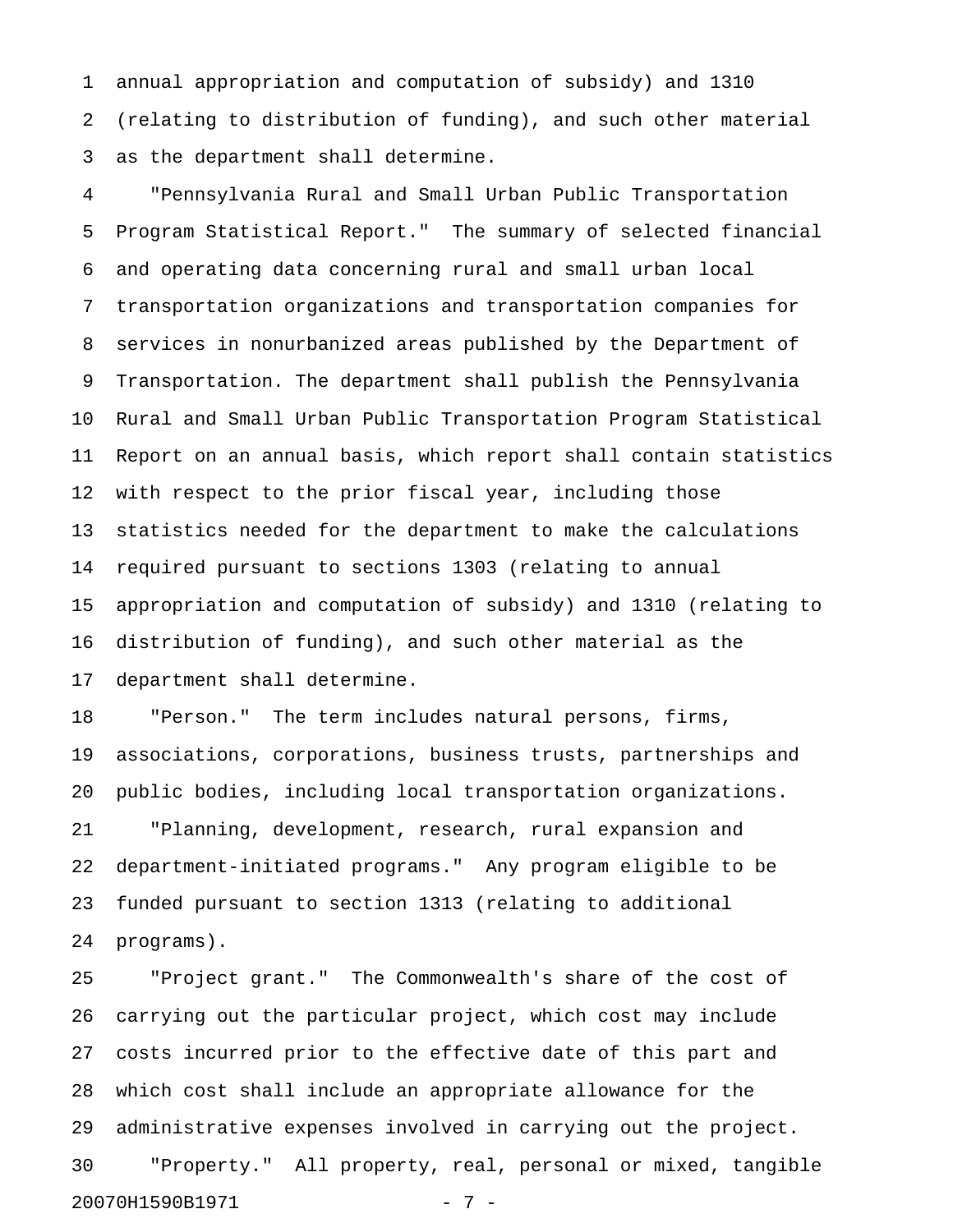annual appropriation and computation of subsidy) and 1310 (relating to distribution of funding), and such other material as the department shall determine.

"Pennsylvania Rural and Small Urban Public Transportation Program Statistical Report." The summary of selected financial and operating data concerning rural and small urban local transportation organizations and transportation companies for services in nonurbanized areas published by the Department of Transportation. The department shall publish the Pennsylvania Rural and Small Urban Public Transportation Program Statistical Report on an annual basis, which report shall contain statistics with respect to the prior fiscal year, including those statistics needed for the department to make the calculations required pursuant to sections 1303 (relating to annual appropriation and computation of subsidy) and 1310 (relating to distribution of funding), and such other material as the department shall determine.

"Person." The term includes natural persons, firms, associations, corporations, business trusts, partnerships and public bodies, including local transportation organizations.

"Planning, development, research, rural expansion and department-initiated programs." Any program eligible to be funded pursuant to section 1313 (relating to additional programs).

"Project grant." The Commonwealth's share of the cost of carrying out the particular project, which cost may include costs incurred prior to the effective date of this part and which cost shall include an appropriate allowance for the administrative expenses involved in carrying out the project.

"Property." All property, real, personal or mixed, tangible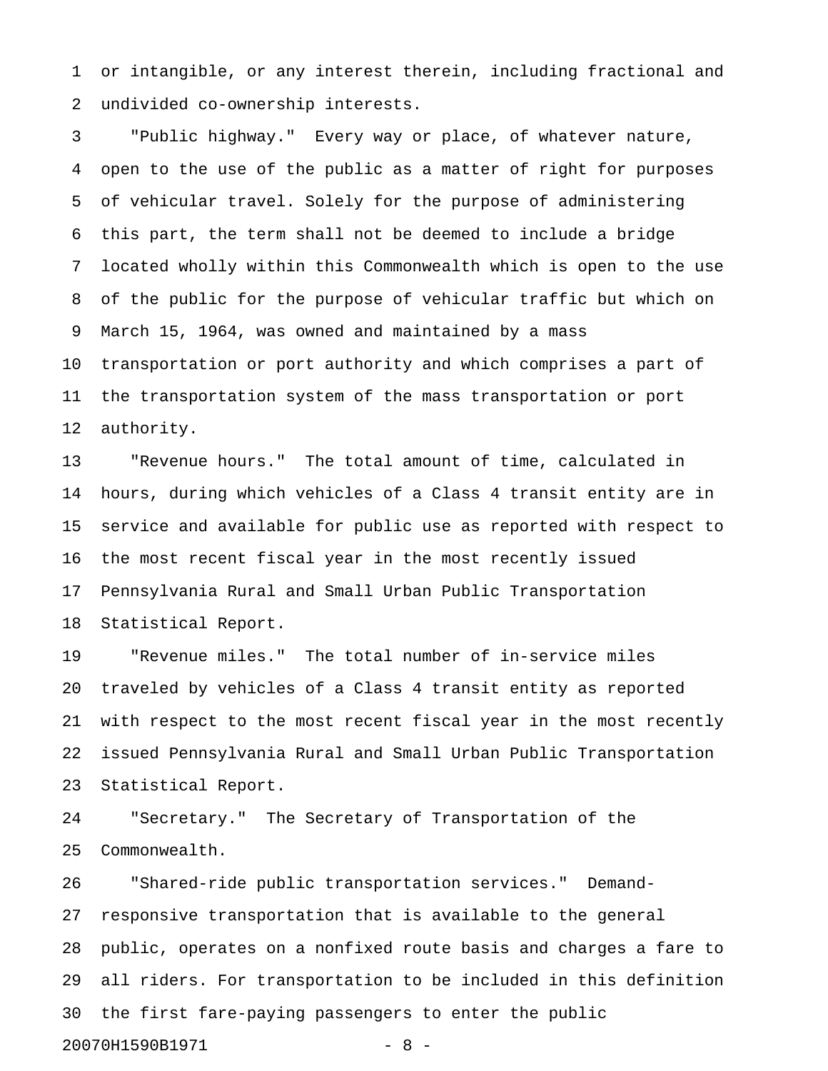or intangible, or any interest therein, including fractional and undivided co-ownership interests.

"Public highway." Every way or place, of whatever nature, open to the use of the public as a matter of right for purposes of vehicular travel. Solely for the purpose of administering this part, the term shall not be deemed to include a bridge located wholly within this Commonwealth which is open to the use of the public for the purpose of vehicular traffic but which on March 15, 1964, was owned and maintained by a mass transportation or port authority and which comprises a part of the transportation system of the mass transportation or port authority.

"Revenue hours." The total amount of time, calculated in hours, during which vehicles of a Class 4 transit entity are in service and available for public use as reported with respect to the most recent fiscal year in the most recently issued Pennsylvania Rural and Small Urban Public Transportation Statistical Report.

"Revenue miles." The total number of in-service miles traveled by vehicles of a Class 4 transit entity as reported with respect to the most recent fiscal year in the most recently issued Pennsylvania Rural and Small Urban Public Transportation Statistical Report.

"Secretary." The Secretary of Transportation of the Commonwealth.

"Shared-ride public transportation services." Demand-responsive transportation that is available to the general public, operates on a nonfixed route basis and charges a fare to all riders. For transportation to be included in this definition the first fare-paying passengers to enter the public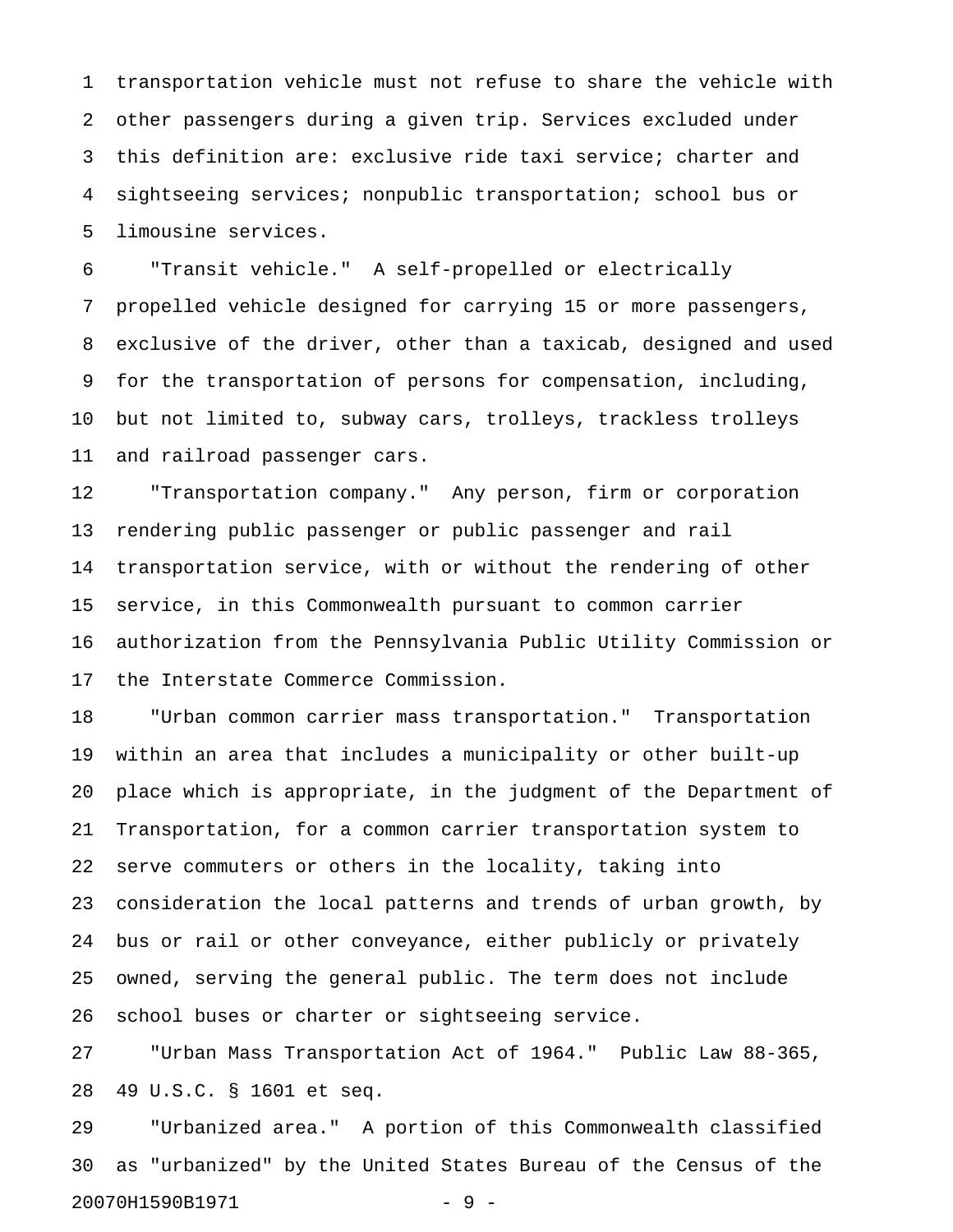transportation vehicle must not refuse to share the vehicle with other passengers during a given trip. Services excluded under this definition are: exclusive ride taxi service; charter and sightseeing services; nonpublic transportation; school bus or limousine services.

"Transit vehicle." A self-propelled or electrically propelled vehicle designed for carrying 15 or more passengers, exclusive of the driver, other than a taxicab, designed and used for the transportation of persons for compensation, including, but not limited to, subway cars, trolleys, trackless trolleys and railroad passenger cars.

"Transportation company." Any person, firm or corporation rendering public passenger or public passenger and rail transportation service, with or without the rendering of other service, in this Commonwealth pursuant to common carrier authorization from the Pennsylvania Public Utility Commission or the Interstate Commerce Commission.

"Urban common carrier mass transportation." Transportation within an area that includes a municipality or other built-up place which is appropriate, in the judgment of the Department of Transportation, for a common carrier transportation system to serve commuters or others in the locality, taking into consideration the local patterns and trends of urban growth, by bus or rail or other conveyance, either publicly or privately owned, serving the general public. The term does not include school buses or charter or sightseeing service.

"Urban Mass Transportation Act of 1964." Public Law 88-365, 49 U.S.C. § 1601 et seq.

"Urbanized area." A portion of this Commonwealth classified as "urbanized" by the United States Bureau of the Census of the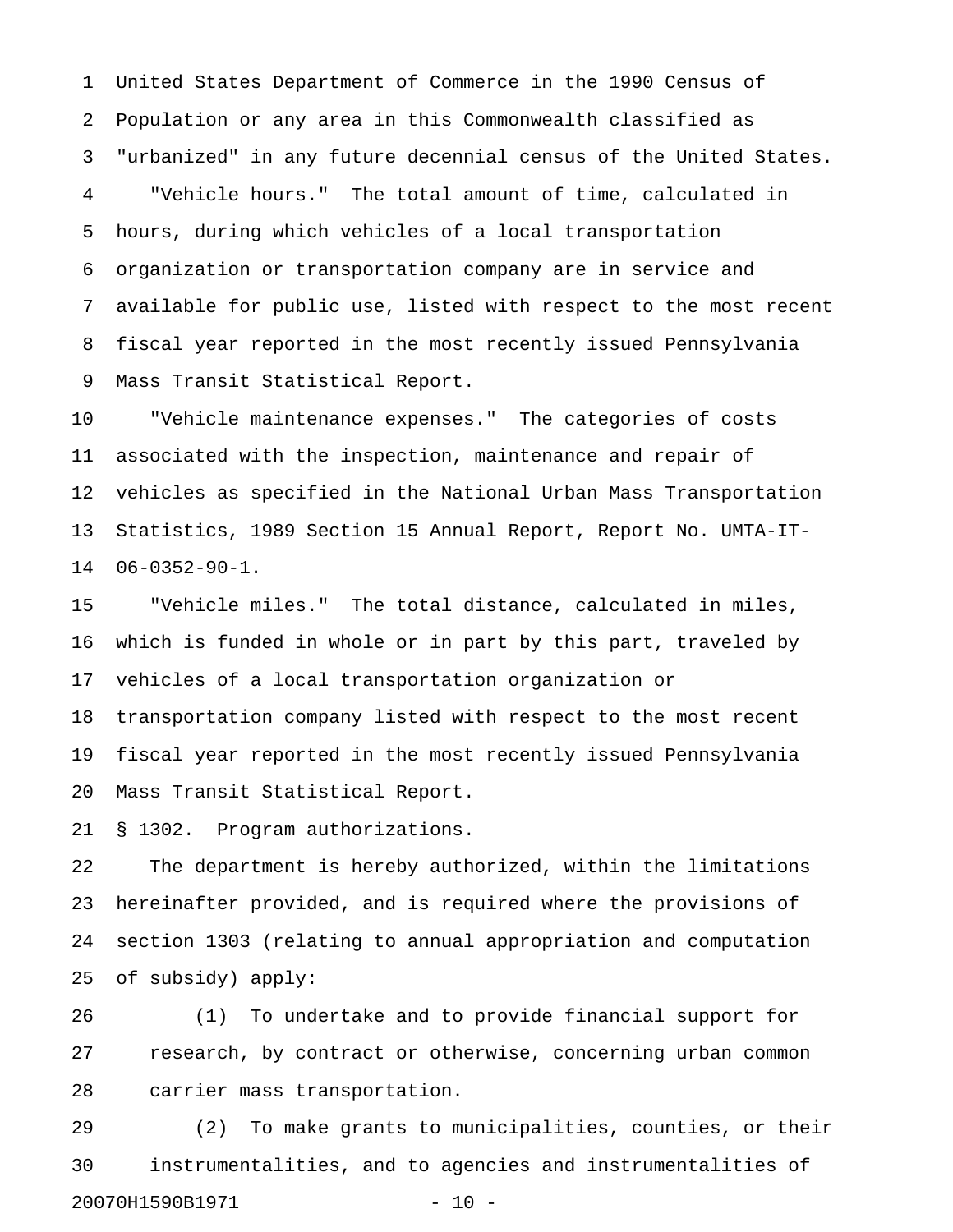United States Department of Commerce in the 1990 Census of Population or any area in this Commonwealth classified as "urbanized" in any future decennial census of the United States.

"Vehicle hours." The total amount of time, calculated in hours, during which vehicles of a local transportation organization or transportation company are in service and available for public use, listed with respect to the most recent fiscal year reported in the most recently issued Pennsylvania Mass Transit Statistical Report.

"Vehicle maintenance expenses." The categories of costs associated with the inspection, maintenance and repair of vehicles as specified in the National Urban Mass Transportation Statistics, 1989 Section 15 Annual Report, Report No. UMTA-IT-06-0352-90-1.

"Vehicle miles." The total distance, calculated in miles, which is funded in whole or in part by this part, traveled by vehicles of a local transportation organization or transportation company listed with respect to the most recent fiscal year reported in the most recently issued Pennsylvania Mass Transit Statistical Report.

§ 1302. Program authorizations.

The department is hereby authorized, within the limitations hereinafter provided, and is required where the provisions of section 1303 (relating to annual appropriation and computation of subsidy) apply:

(1) To undertake and to provide financial support for research, by contract or otherwise, concerning urban common carrier mass transportation.

(2) To make grants to municipalities, counties, or their instrumentalities, and to agencies and instrumentalities of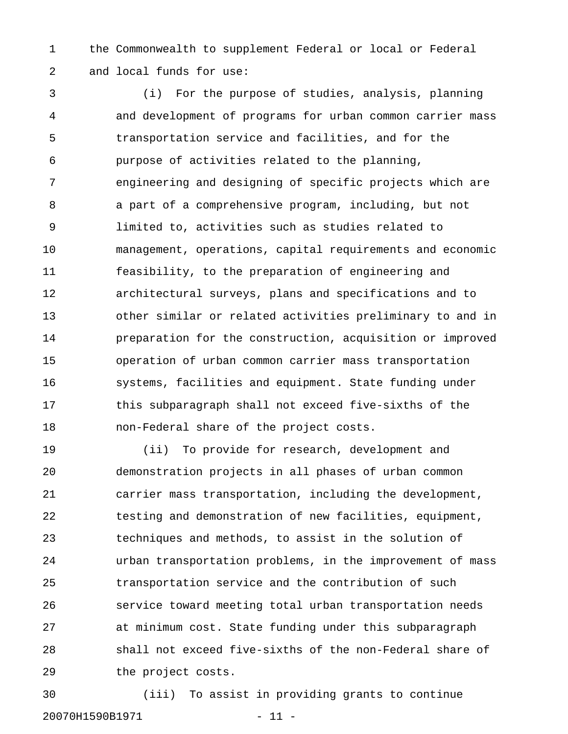the Commonwealth to supplement Federal or local or Federal and local funds for use:

(i) For the purpose of studies, analysis, planning and development of programs for urban common carrier mass transportation service and facilities, and for the purpose of activities related to the planning, engineering and designing of specific projects which are a part of a comprehensive program, including, but not limited to, activities such as studies related to management, operations, capital requirements and economic feasibility, to the preparation of engineering and architectural surveys, plans and specifications and to other similar or related activities preliminary to and in preparation for the construction, acquisition or improved operation of urban common carrier mass transportation systems, facilities and equipment. State funding under this subparagraph shall not exceed five-sixths of the non-Federal share of the project costs.

(ii) To provide for research, development and demonstration projects in all phases of urban common carrier mass transportation, including the development, testing and demonstration of new facilities, equipment, techniques and methods, to assist in the solution of urban transportation problems, in the improvement of mass transportation service and the contribution of such service toward meeting total urban transportation needs at minimum cost. State funding under this subparagraph shall not exceed five-sixths of the non-Federal share of the project costs.

(iii) To assist in providing grants to continue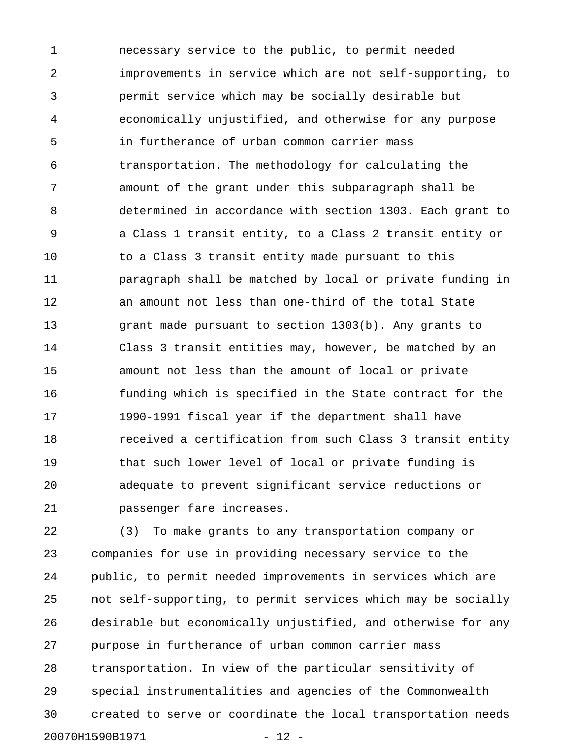necessary service to the public, to permit needed improvements in service which are not self-supporting, to permit service which may be socially desirable but economically unjustified, and otherwise for any purpose in furtherance of urban common carrier mass transportation. The methodology for calculating the amount of the grant under this subparagraph shall be determined in accordance with section 1303. Each grant to a Class 1 transit entity, to a Class 2 transit entity or to a Class 3 transit entity made pursuant to this paragraph shall be matched by local or private funding in an amount not less than one-third of the total State grant made pursuant to section 1303(b). Any grants to Class 3 transit entities may, however, be matched by an amount not less than the amount of local or private funding which is specified in the State contract for the 1990-1991 fiscal year if the department shall have received a certification from such Class 3 transit entity that such lower level of local or private funding is adequate to prevent significant service reductions or passenger fare increases.

(3) To make grants to any transportation company or companies for use in providing necessary service to the public, to permit needed improvements in services which are not self-supporting, to permit services which may be socially desirable but economically unjustified, and otherwise for any purpose in furtherance of urban common carrier mass transportation. In view of the particular sensitivity of special instrumentalities and agencies of the Commonwealth created to serve or coordinate the local transportation needs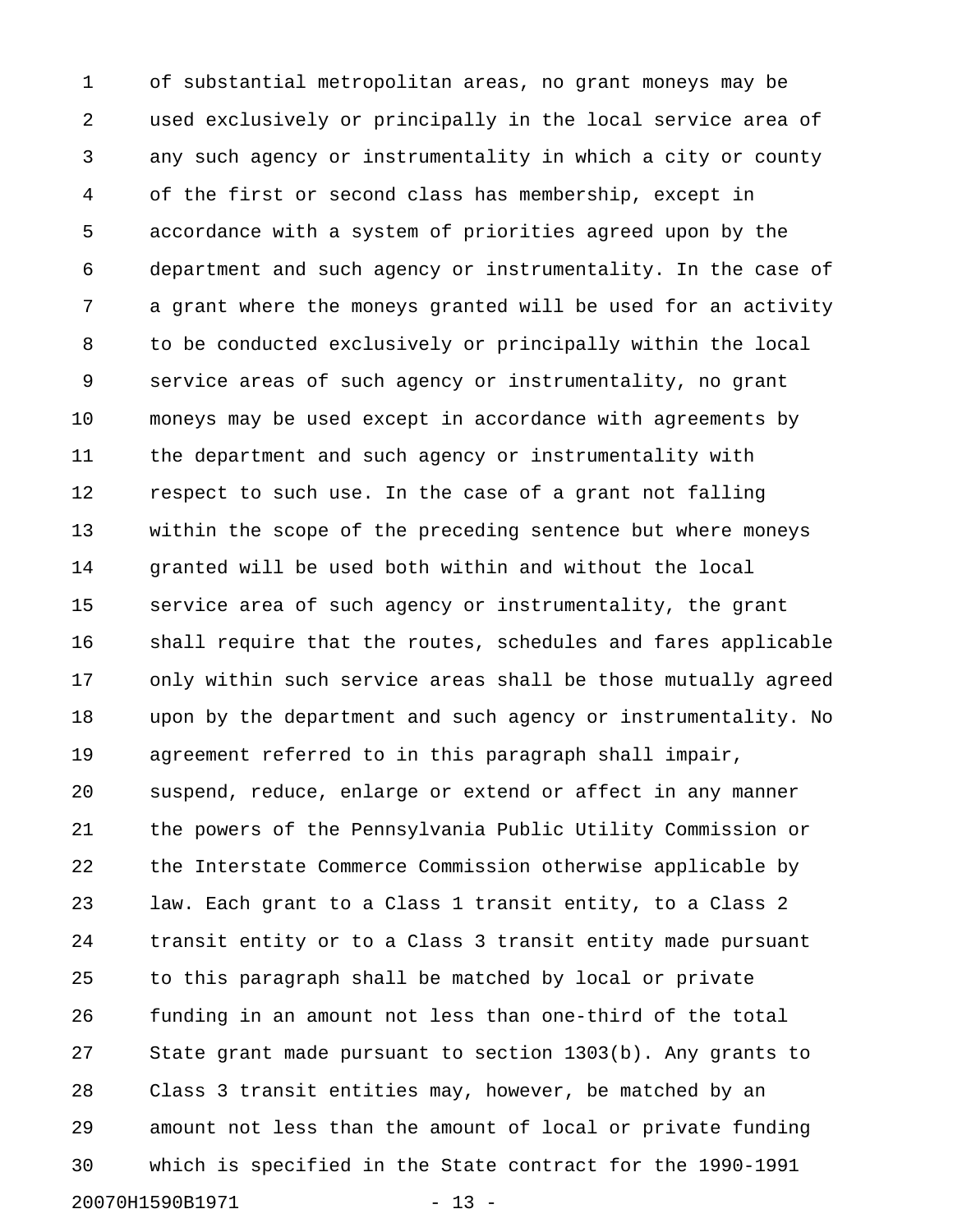of substantial metropolitan areas, no grant moneys may be used exclusively or principally in the local service area of any such agency or instrumentality in which a city or county of the first or second class has membership, except in accordance with a system of priorities agreed upon by the department and such agency or instrumentality. In the case of a grant where the moneys granted will be used for an activity to be conducted exclusively or principally within the local service areas of such agency or instrumentality, no grant moneys may be used except in accordance with agreements by the department and such agency or instrumentality with respect to such use. In the case of a grant not falling within the scope of the preceding sentence but where moneys granted will be used both within and without the local service area of such agency or instrumentality, the grant shall require that the routes, schedules and fares applicable only within such service areas shall be those mutually agreed upon by the department and such agency or instrumentality. No agreement referred to in this paragraph shall impair, suspend, reduce, enlarge or extend or affect in any manner the powers of the Pennsylvania Public Utility Commission or the Interstate Commerce Commission otherwise applicable by law. Each grant to a Class 1 transit entity, to a Class 2 transit entity or to a Class 3 transit entity made pursuant to this paragraph shall be matched by local or private funding in an amount not less than one-third of the total State grant made pursuant to section 1303(b). Any grants to Class 3 transit entities may, however, be matched by an amount not less than the amount of local or private funding which is specified in the State contract for the 1990-1991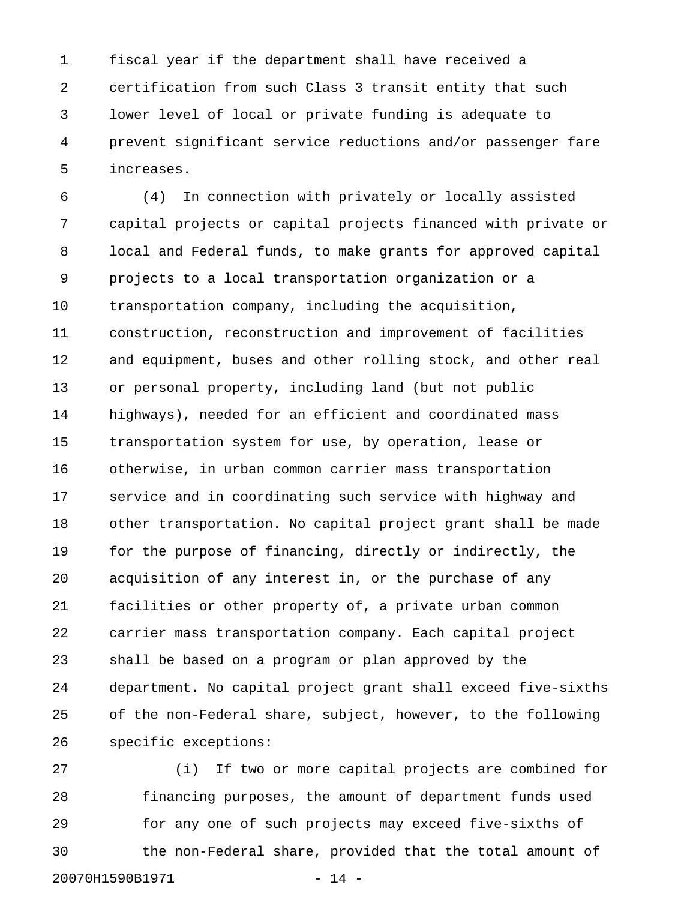fiscal year if the department shall have received a certification from such Class 3 transit entity that such lower level of local or private funding is adequate to prevent significant service reductions and/or passenger fare increases.

(4) In connection with privately or locally assisted capital projects or capital projects financed with private or local and Federal funds, to make grants for approved capital projects to a local transportation organization or a transportation company, including the acquisition, construction, reconstruction and improvement of facilities and equipment, buses and other rolling stock, and other real or personal property, including land (but not public highways), needed for an efficient and coordinated mass transportation system for use, by operation, lease or otherwise, in urban common carrier mass transportation service and in coordinating such service with highway and other transportation. No capital project grant shall be made for the purpose of financing, directly or indirectly, the acquisition of any interest in, or the purchase of any facilities or other property of, a private urban common carrier mass transportation company. Each capital project shall be based on a program or plan approved by the department. No capital project grant shall exceed five-sixths of the non-Federal share, subject, however, to the following specific exceptions:

(i) If two or more capital projects are combined for financing purposes, the amount of department funds used for any one of such projects may exceed five-sixths of the non-Federal share, provided that the total amount of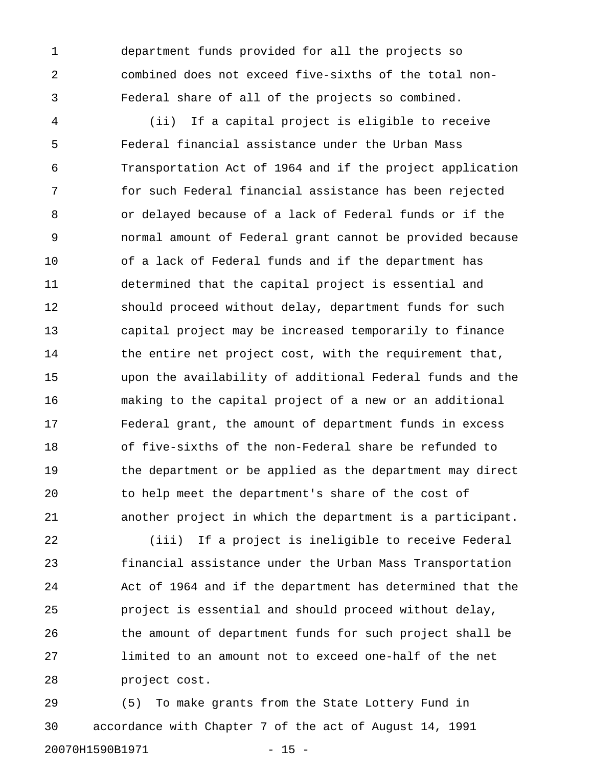department funds provided for all the projects so combined does not exceed five-sixths of the total non-Federal share of all of the projects so combined.

(ii) If a capital project is eligible to receive Federal financial assistance under the Urban Mass Transportation Act of 1964 and if the project application for such Federal financial assistance has been rejected or delayed because of a lack of Federal funds or if the normal amount of Federal grant cannot be provided because of a lack of Federal funds and if the department has determined that the capital project is essential and should proceed without delay, department funds for such capital project may be increased temporarily to finance the entire net project cost, with the requirement that, upon the availability of additional Federal funds and the making to the capital project of a new or an additional Federal grant, the amount of department funds in excess of five-sixths of the non-Federal share be refunded to the department or be applied as the department may direct to help meet the department's share of the cost of another project in which the department is a participant.

(iii) If a project is ineligible to receive Federal financial assistance under the Urban Mass Transportation Act of 1964 and if the department has determined that the project is essential and should proceed without delay, the amount of department funds for such project shall be limited to an amount not to exceed one-half of the net project cost.

(5) To make grants from the State Lottery Fund in accordance with Chapter 7 of the act of August 14, 1991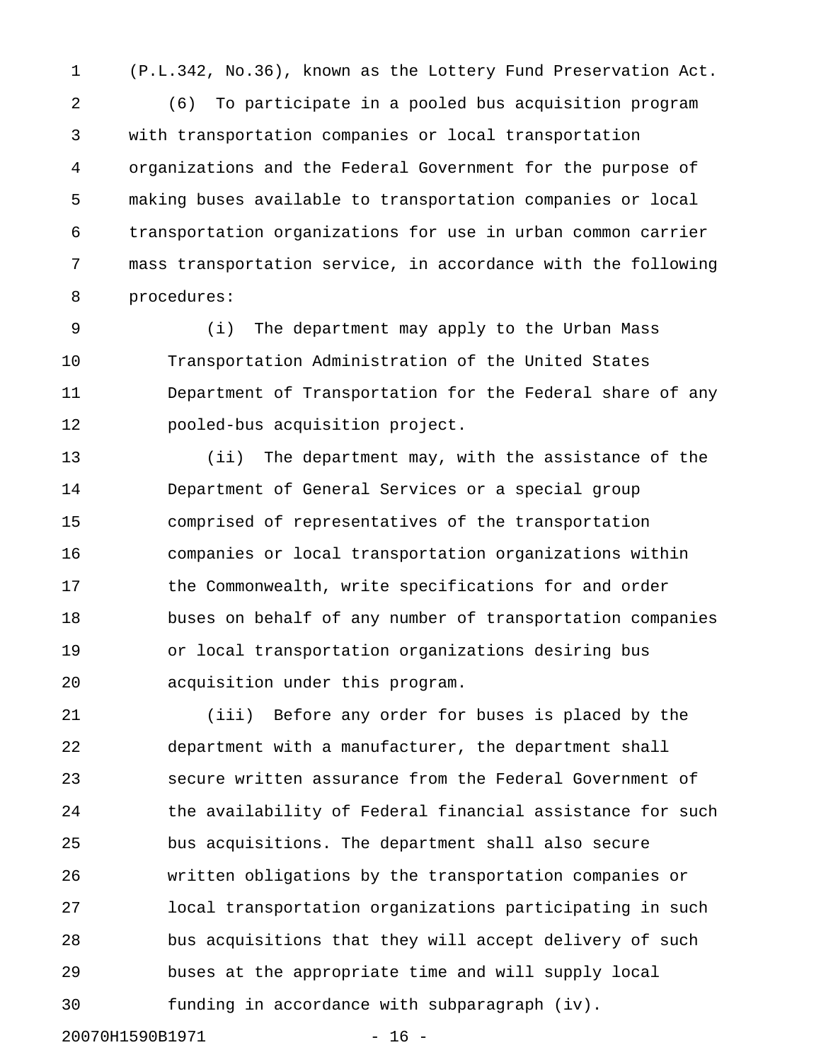(P.L.342, No.36), known as the Lottery Fund Preservation Act.

(6) To participate in a pooled bus acquisition program with transportation companies or local transportation organizations and the Federal Government for the purpose of making buses available to transportation companies or local transportation organizations for use in urban common carrier mass transportation service, in accordance with the following procedures:

(i) The department may apply to the Urban Mass Transportation Administration of the United States Department of Transportation for the Federal share of any pooled-bus acquisition project.

(ii) The department may, with the assistance of the Department of General Services or a special group comprised of representatives of the transportation companies or local transportation organizations within the Commonwealth, write specifications for and order buses on behalf of any number of transportation companies or local transportation organizations desiring bus acquisition under this program.

(iii) Before any order for buses is placed by the department with a manufacturer, the department shall secure written assurance from the Federal Government of the availability of Federal financial assistance for such bus acquisitions. The department shall also secure written obligations by the transportation companies or local transportation organizations participating in such bus acquisitions that they will accept delivery of such buses at the appropriate time and will supply local funding in accordance with subparagraph (iv).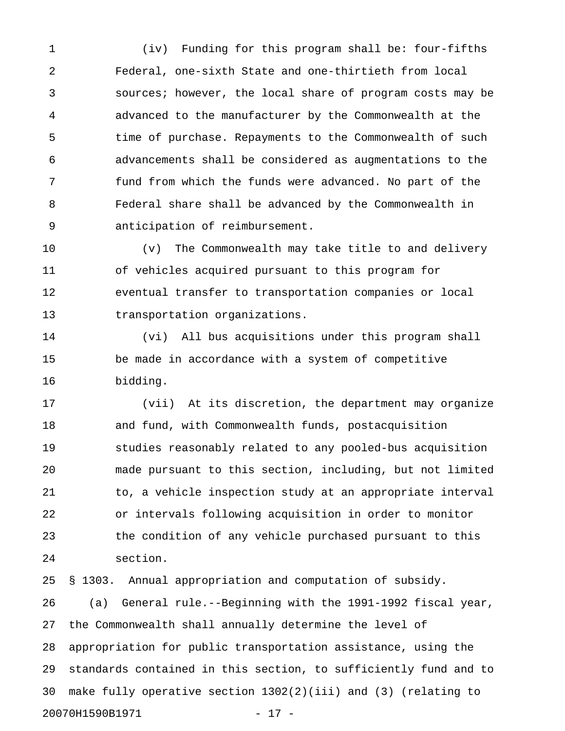(iv) Funding for this program shall be: four-fifths Federal, one-sixth State and one-thirtieth from local sources; however, the local share of program costs may be advanced to the manufacturer by the Commonwealth at the time of purchase. Repayments to the Commonwealth of such advancements shall be considered as augmentations to the fund from which the funds were advanced. No part of the Federal share shall be advanced by the Commonwealth in anticipation of reimbursement.

(v) The Commonwealth may take title to and delivery of vehicles acquired pursuant to this program for eventual transfer to transportation companies or local transportation organizations.

(vi) All bus acquisitions under this program shall be made in accordance with a system of competitive bidding.

(vii) At its discretion, the department may organize and fund, with Commonwealth funds, postacquisition studies reasonably related to any pooled-bus acquisition made pursuant to this section, including, but not limited to, a vehicle inspection study at an appropriate interval or intervals following acquisition in order to monitor the condition of any vehicle purchased pursuant to this section.

§ 1303. Annual appropriation and computation of subsidy.

(a) General rule.--Beginning with the 1991-1992 fiscal year, the Commonwealth shall annually determine the level of appropriation for public transportation assistance, using the standards contained in this section, to sufficiently fund and to make fully operative section 1302(2)(iii) and (3) (relating to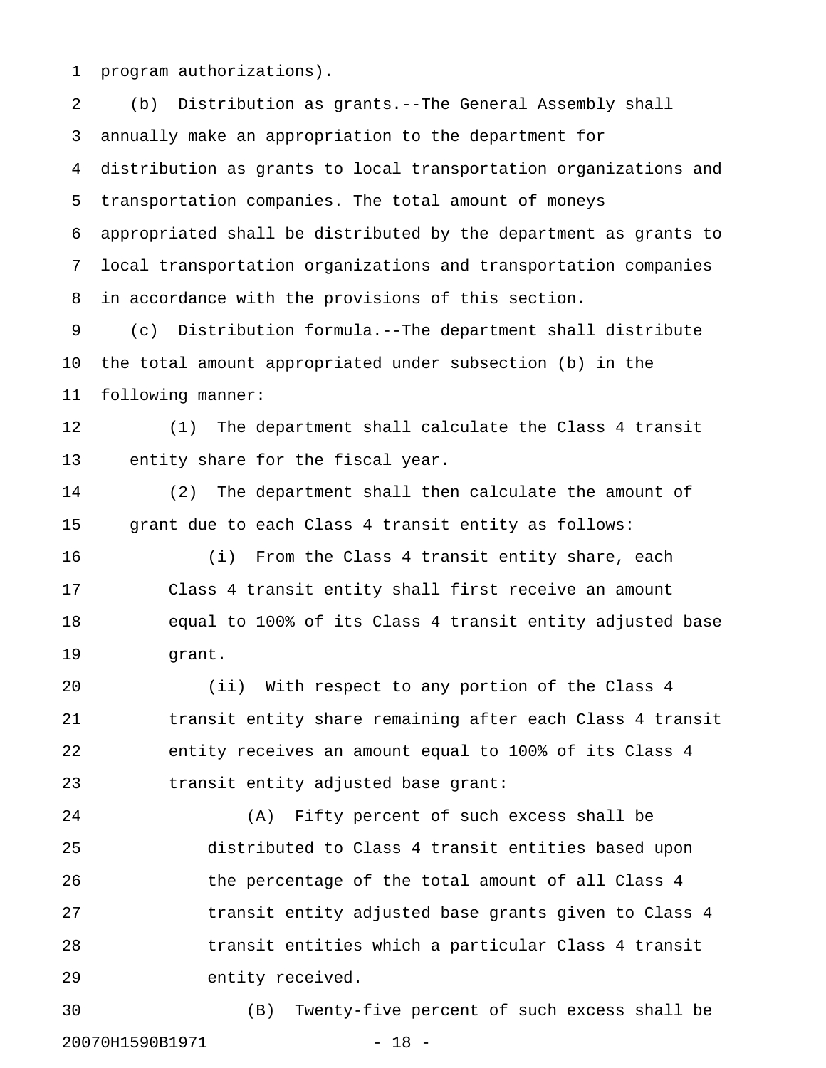program authorizations).

(b) Distribution as grants.--The General Assembly shall annually make an appropriation to the department for distribution as grants to local transportation organizations and transportation companies. The total amount of moneys appropriated shall be distributed by the department as grants to local transportation organizations and transportation companies in accordance with the provisions of this section.

(c) Distribution formula.--The department shall distribute the total amount appropriated under subsection (b) in the following manner:

(1) The department shall calculate the Class 4 transit entity share for the fiscal year.

(2) The department shall then calculate the amount of grant due to each Class 4 transit entity as follows:

(i) From the Class 4 transit entity share, each Class 4 transit entity shall first receive an amount equal to 100% of its Class 4 transit entity adjusted base grant.

(ii) With respect to any portion of the Class 4 transit entity share remaining after each Class 4 transit entity receives an amount equal to 100% of its Class 4 transit entity adjusted base grant:

(A) Fifty percent of such excess shall be distributed to Class 4 transit entities based upon the percentage of the total amount of all Class 4 transit entity adjusted base grants given to Class 4 transit entities which a particular Class 4 transit entity received.

(B) Twenty-five percent of such excess shall be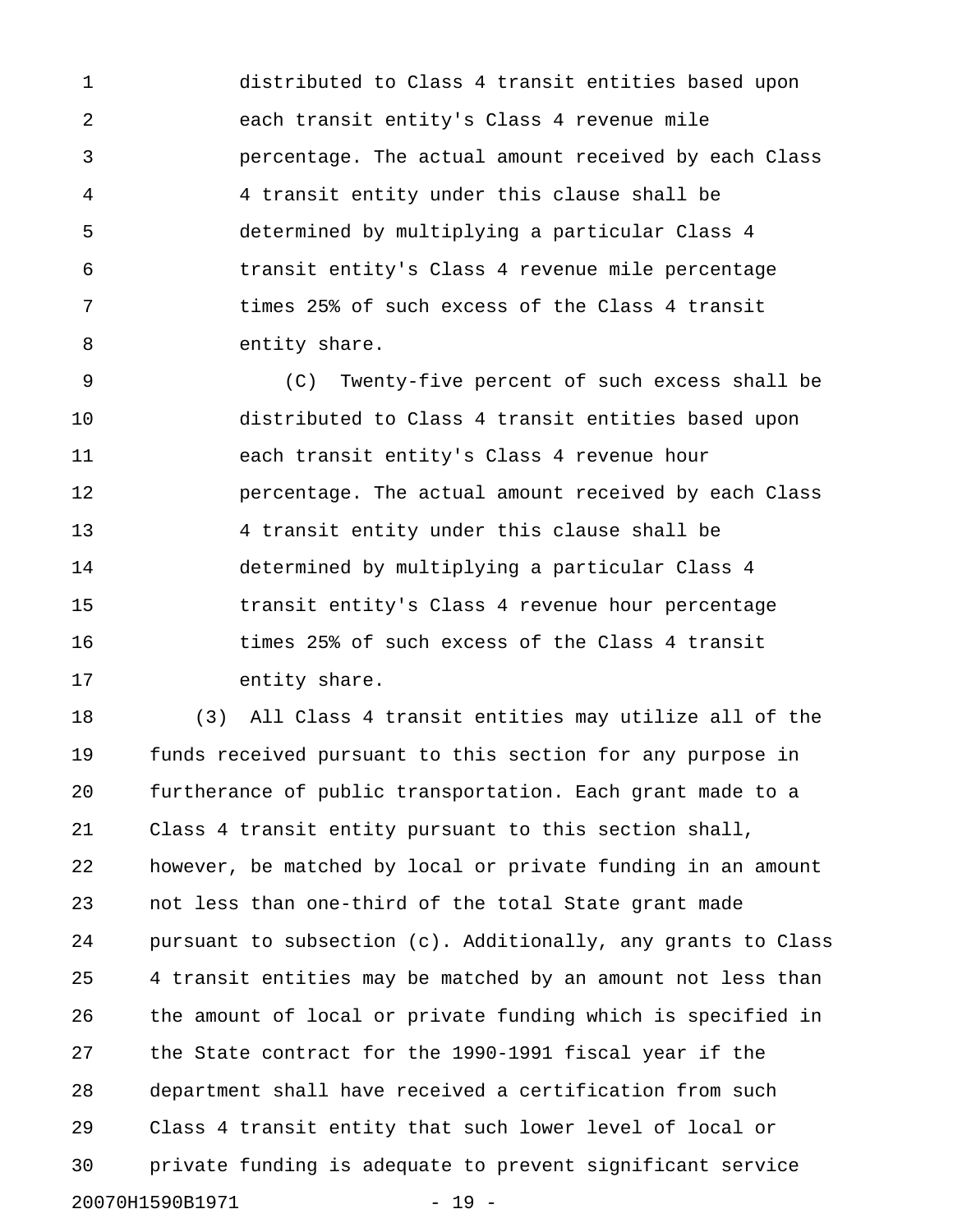distributed to Class 4 transit entities based upon each transit entity's Class 4 revenue mile percentage. The actual amount received by each Class 4 transit entity under this clause shall be determined by multiplying a particular Class 4 transit entity's Class 4 revenue mile percentage times 25% of such excess of the Class 4 transit entity share.

(C) Twenty-five percent of such excess shall be distributed to Class 4 transit entities based upon each transit entity's Class 4 revenue hour percentage. The actual amount received by each Class 4 transit entity under this clause shall be determined by multiplying a particular Class 4 transit entity's Class 4 revenue hour percentage times 25% of such excess of the Class 4 transit entity share.

(3) All Class 4 transit entities may utilize all of the funds received pursuant to this section for any purpose in furtherance of public transportation. Each grant made to a Class 4 transit entity pursuant to this section shall, however, be matched by local or private funding in an amount not less than one-third of the total State grant made pursuant to subsection (c). Additionally, any grants to Class 4 transit entities may be matched by an amount not less than the amount of local or private funding which is specified in the State contract for the 1990-1991 fiscal year if the department shall have received a certification from such Class 4 transit entity that such lower level of local or private funding is adequate to prevent significant service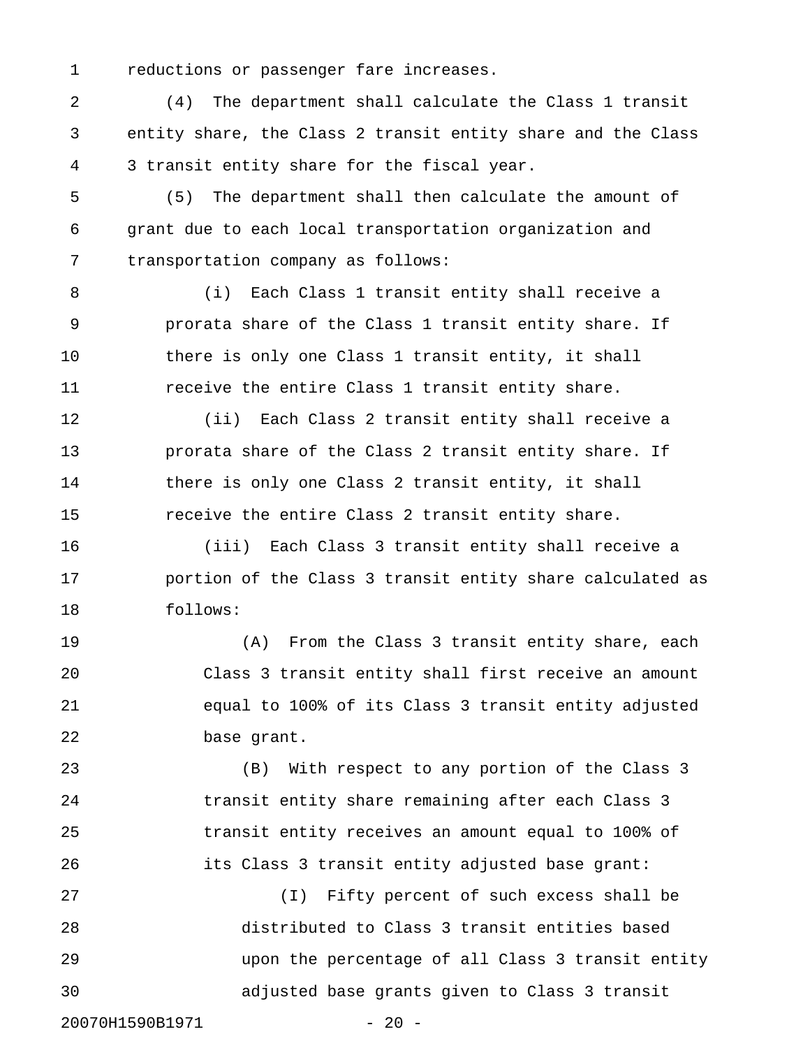reductions or passenger fare increases.

(4) The department shall calculate the Class 1 transit entity share, the Class 2 transit entity share and the Class 3 transit entity share for the fiscal year.

(5) The department shall then calculate the amount of grant due to each local transportation organization and transportation company as follows:

(i) Each Class 1 transit entity shall receive a prorata share of the Class 1 transit entity share. If there is only one Class 1 transit entity, it shall receive the entire Class 1 transit entity share.

(ii) Each Class 2 transit entity shall receive a prorata share of the Class 2 transit entity share. If there is only one Class 2 transit entity, it shall receive the entire Class 2 transit entity share.

(iii) Each Class 3 transit entity shall receive a portion of the Class 3 transit entity share calculated as follows:

(A) From the Class 3 transit entity share, each Class 3 transit entity shall first receive an amount equal to 100% of its Class 3 transit entity adjusted base grant.

(B) With respect to any portion of the Class 3 transit entity share remaining after each Class 3 transit entity receives an amount equal to 100% of its Class 3 transit entity adjusted base grant:

(I) Fifty percent of such excess shall be distributed to Class 3 transit entities based upon the percentage of all Class 3 transit entity adjusted base grants given to Class 3 transit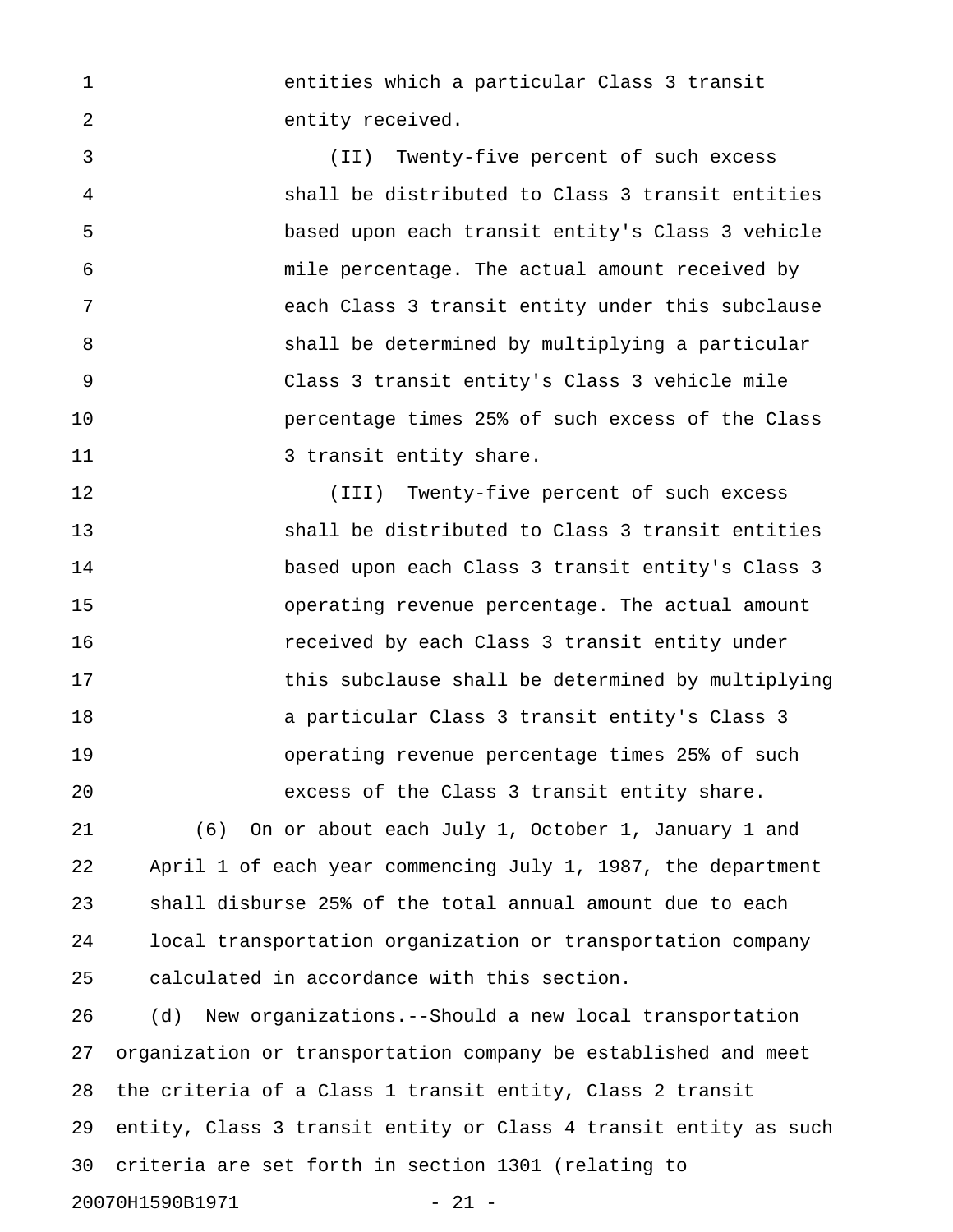entities which a particular Class 3 transit entity received.

(II) Twenty-five percent of such excess shall be distributed to Class 3 transit entities based upon each transit entity's Class 3 vehicle mile percentage. The actual amount received by each Class 3 transit entity under this subclause shall be determined by multiplying a particular Class 3 transit entity's Class 3 vehicle mile percentage times 25% of such excess of the Class 3 transit entity share.

(III) Twenty-five percent of such excess shall be distributed to Class 3 transit entities based upon each Class 3 transit entity's Class 3 operating revenue percentage. The actual amount received by each Class 3 transit entity under this subclause shall be determined by multiplying a particular Class 3 transit entity's Class 3 operating revenue percentage times 25% of such excess of the Class 3 transit entity share.

(6) On or about each July 1, October 1, January 1 and April 1 of each year commencing July 1, 1987, the department shall disburse 25% of the total annual amount due to each local transportation organization or transportation company calculated in accordance with this section.

(d) New organizations.--Should a new local transportation organization or transportation company be established and meet the criteria of a Class 1 transit entity, Class 2 transit entity, Class 3 transit entity or Class 4 transit entity as such criteria are set forth in section 1301 (relating to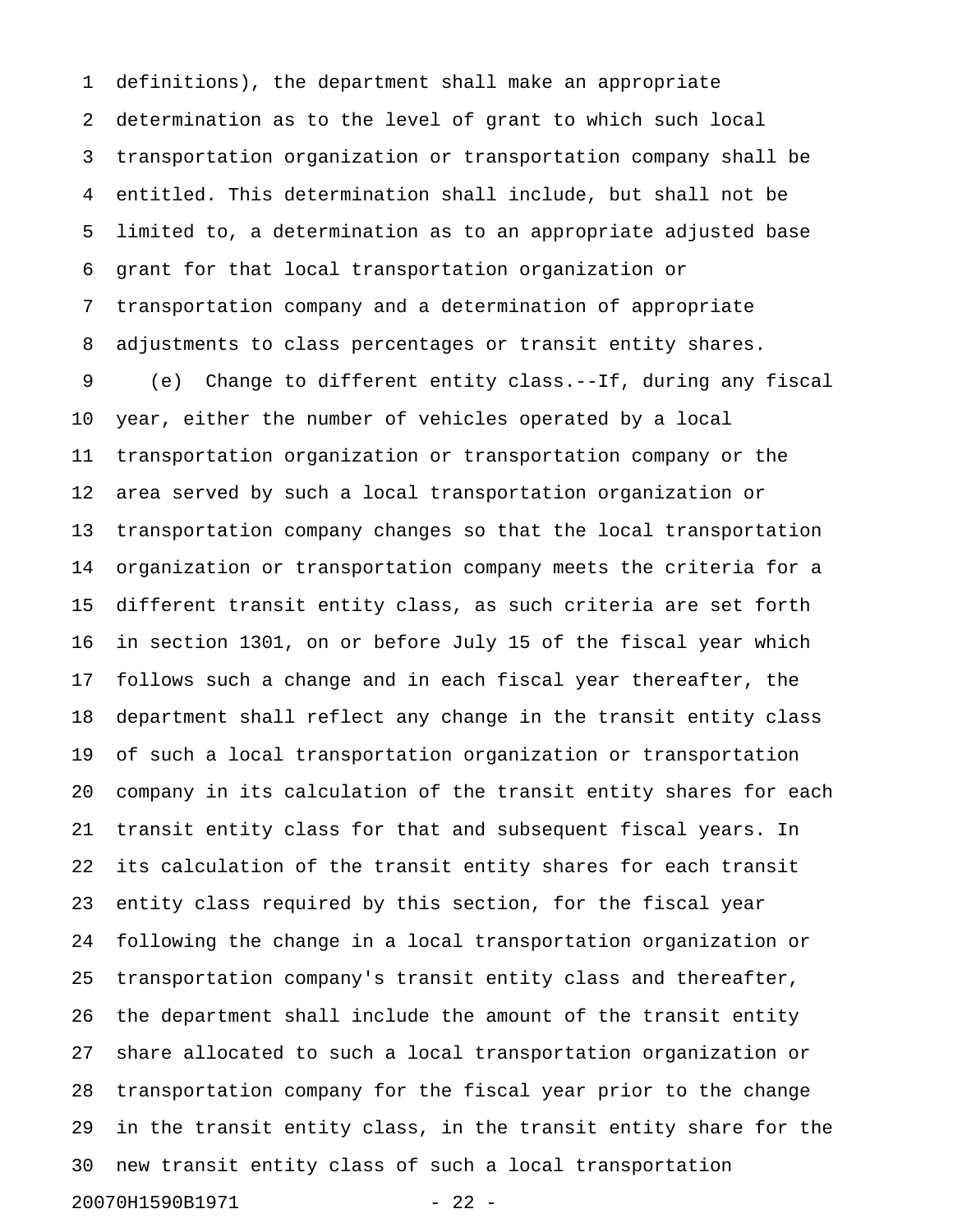definitions), the department shall make an appropriate determination as to the level of grant to which such local transportation organization or transportation company shall be entitled. This determination shall include, but shall not be limited to, a determination as to an appropriate adjusted base grant for that local transportation organization or transportation company and a determination of appropriate adjustments to class percentages or transit entity shares.

(e) Change to different entity class.--If, during any fiscal year, either the number of vehicles operated by a local transportation organization or transportation company or the area served by such a local transportation organization or transportation company changes so that the local transportation organization or transportation company meets the criteria for a different transit entity class, as such criteria are set forth in section 1301, on or before July 15 of the fiscal year which follows such a change and in each fiscal year thereafter, the department shall reflect any change in the transit entity class of such a local transportation organization or transportation company in its calculation of the transit entity shares for each transit entity class for that and subsequent fiscal years. In its calculation of the transit entity shares for each transit entity class required by this section, for the fiscal year following the change in a local transportation organization or transportation company's transit entity class and thereafter, the department shall include the amount of the transit entity share allocated to such a local transportation organization or transportation company for the fiscal year prior to the change in the transit entity class, in the transit entity share for the new transit entity class of such a local transportation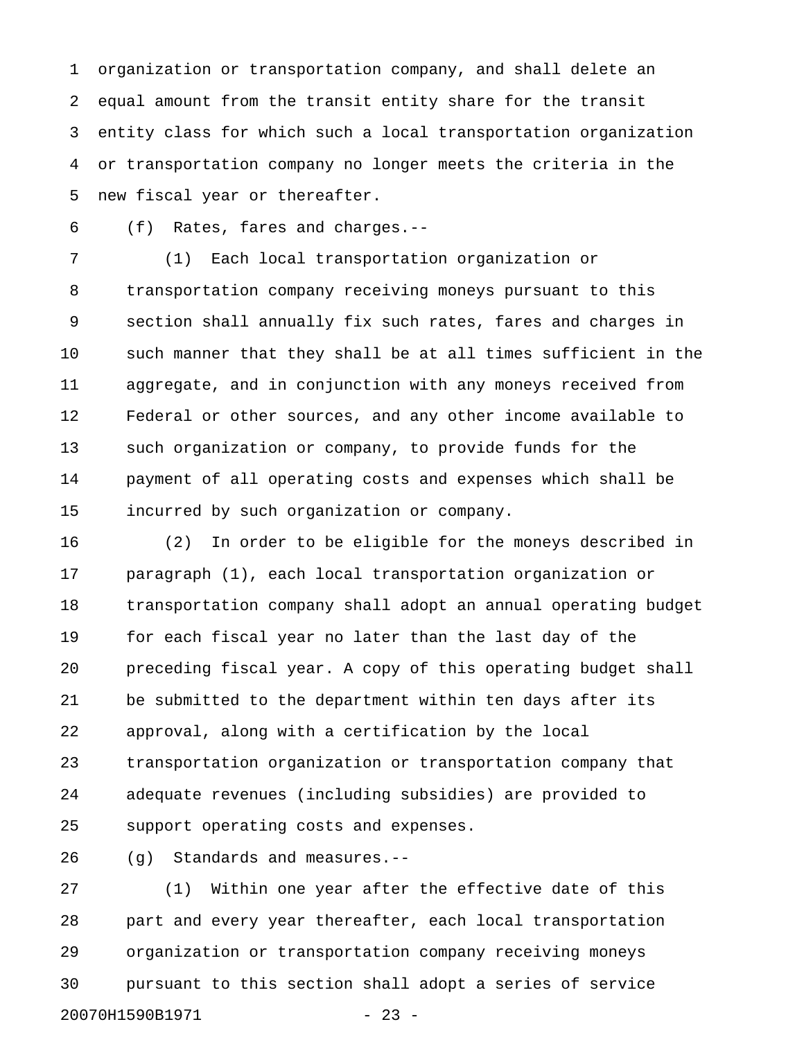organization or transportation company, and shall delete an equal amount from the transit entity share for the transit entity class for which such a local transportation organization or transportation company no longer meets the criteria in the new fiscal year or thereafter.

(f) Rates, fares and charges.--

(1) Each local transportation organization or transportation company receiving moneys pursuant to this section shall annually fix such rates, fares and charges in such manner that they shall be at all times sufficient in the aggregate, and in conjunction with any moneys received from Federal or other sources, and any other income available to such organization or company, to provide funds for the payment of all operating costs and expenses which shall be incurred by such organization or company.

(2) In order to be eligible for the moneys described in paragraph (1), each local transportation organization or transportation company shall adopt an annual operating budget for each fiscal year no later than the last day of the preceding fiscal year. A copy of this operating budget shall be submitted to the department within ten days after its approval, along with a certification by the local transportation organization or transportation company that adequate revenues (including subsidies) are provided to support operating costs and expenses.

(g) Standards and measures.--

(1) Within one year after the effective date of this part and every year thereafter, each local transportation organization or transportation company receiving moneys pursuant to this section shall adopt a series of service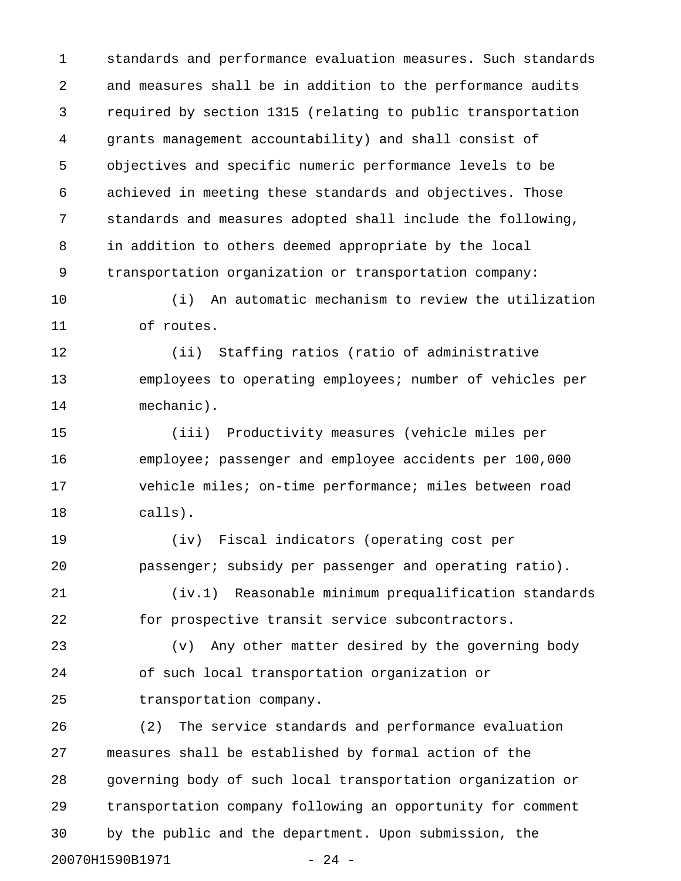standards and performance evaluation measures. Such standards and measures shall be in addition to the performance audits required by section 1315 (relating to public transportation grants management accountability) and shall consist of objectives and specific numeric performance levels to be achieved in meeting these standards and objectives. Those standards and measures adopted shall include the following, in addition to others deemed appropriate by the local transportation organization or transportation company:

(i) An automatic mechanism to review the utilization of routes.

(ii) Staffing ratios (ratio of administrative employees to operating employees; number of vehicles per mechanic).

(iii) Productivity measures (vehicle miles per employee; passenger and employee accidents per 100,000 vehicle miles; on-time performance; miles between road calls).

(iv) Fiscal indicators (operating cost per passenger; subsidy per passenger and operating ratio).

(iv.1) Reasonable minimum prequalification standards for prospective transit service subcontractors.

(v) Any other matter desired by the governing body of such local transportation organization or transportation company.

(2) The service standards and performance evaluation measures shall be established by formal action of the governing body of such local transportation organization or transportation company following an opportunity for comment by the public and the department. Upon submission, the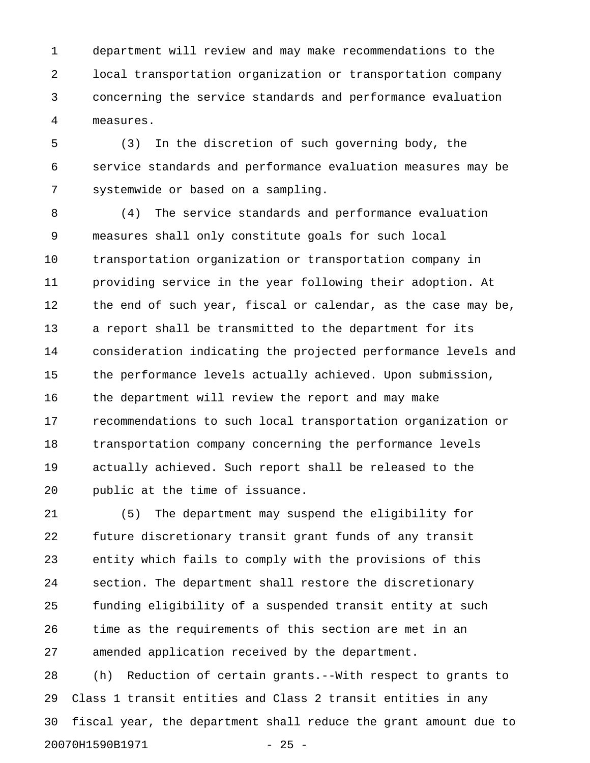department will review and may make recommendations to the local transportation organization or transportation company concerning the service standards and performance evaluation measures.

(3) In the discretion of such governing body, the service standards and performance evaluation measures may be systemwide or based on a sampling.

(4) The service standards and performance evaluation measures shall only constitute goals for such local transportation organization or transportation company in providing service in the year following their adoption. At the end of such year, fiscal or calendar, as the case may be, a report shall be transmitted to the department for its consideration indicating the projected performance levels and the performance levels actually achieved. Upon submission, the department will review the report and may make recommendations to such local transportation organization or transportation company concerning the performance levels actually achieved. Such report shall be released to the public at the time of issuance.

(5) The department may suspend the eligibility for future discretionary transit grant funds of any transit entity which fails to comply with the provisions of this section. The department shall restore the discretionary funding eligibility of a suspended transit entity at such time as the requirements of this section are met in an amended application received by the department.

(h) Reduction of certain grants.--With respect to grants to Class 1 transit entities and Class 2 transit entities in any fiscal year, the department shall reduce the grant amount due to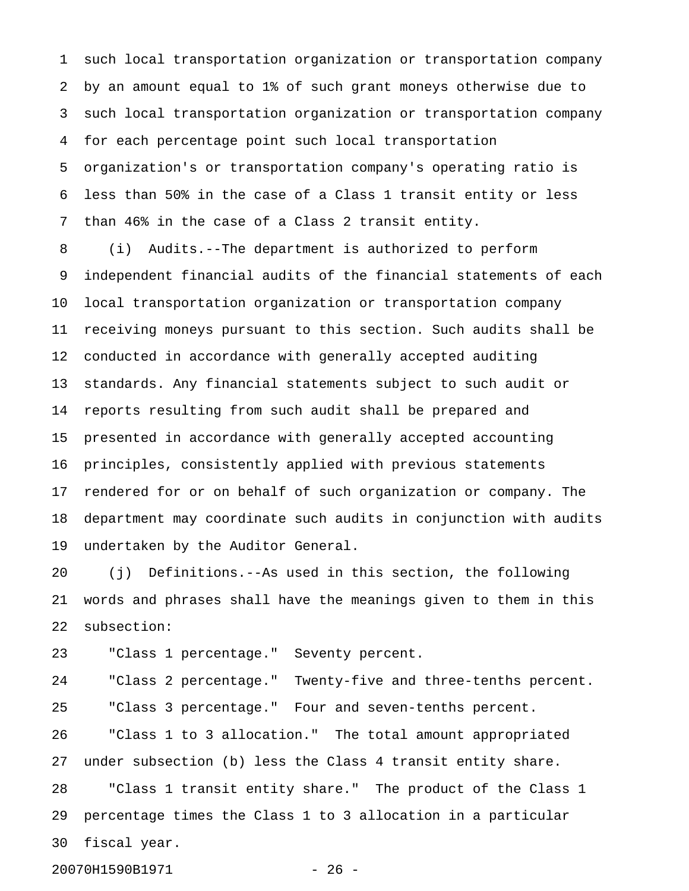such local transportation organization or transportation company by an amount equal to 1% of such grant moneys otherwise due to such local transportation organization or transportation company for each percentage point such local transportation organization's or transportation company's operating ratio is less than 50% in the case of a Class 1 transit entity or less than 46% in the case of a Class 2 transit entity.

(i) Audits.--The department is authorized to perform independent financial audits of the financial statements of each local transportation organization or transportation company receiving moneys pursuant to this section. Such audits shall be conducted in accordance with generally accepted auditing standards. Any financial statements subject to such audit or reports resulting from such audit shall be prepared and presented in accordance with generally accepted accounting principles, consistently applied with previous statements rendered for or on behalf of such organization or company. The department may coordinate such audits in conjunction with audits undertaken by the Auditor General.

(j) Definitions.--As used in this section, the following words and phrases shall have the meanings given to them in this subsection:

"Class 1 percentage." Seventy percent.

"Class 2 percentage." Twenty-five and three-tenths percent.

"Class 3 percentage." Four and seven-tenths percent.

"Class 1 to 3 allocation." The total amount appropriated under subsection (b) less the Class 4 transit entity share.

"Class 1 transit entity share." The product of the Class 1 percentage times the Class 1 to 3 allocation in a particular fiscal year.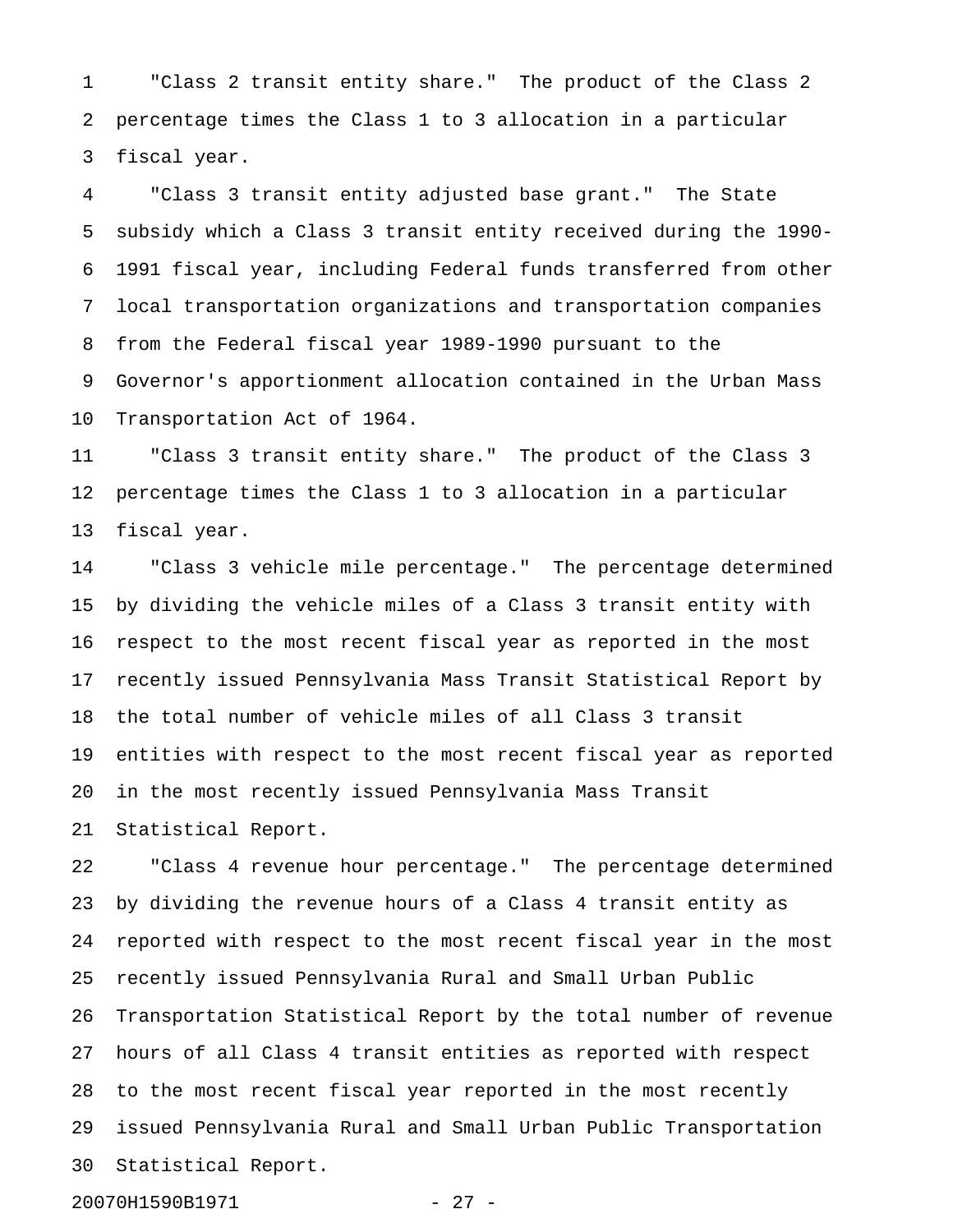"Class 2 transit entity share." The product of the Class 2 percentage times the Class 1 to 3 allocation in a particular fiscal year.

"Class 3 transit entity adjusted base grant." The State subsidy which a Class 3 transit entity received during the 1990-1991 fiscal year, including Federal funds transferred from other local transportation organizations and transportation companies from the Federal fiscal year 1989-1990 pursuant to the Governor's apportionment allocation contained in the Urban Mass Transportation Act of 1964.

"Class 3 transit entity share." The product of the Class 3 percentage times the Class 1 to 3 allocation in a particular fiscal year.

"Class 3 vehicle mile percentage." The percentage determined by dividing the vehicle miles of a Class 3 transit entity with respect to the most recent fiscal year as reported in the most recently issued Pennsylvania Mass Transit Statistical Report by the total number of vehicle miles of all Class 3 transit entities with respect to the most recent fiscal year as reported in the most recently issued Pennsylvania Mass Transit Statistical Report.

"Class 4 revenue hour percentage." The percentage determined by dividing the revenue hours of a Class 4 transit entity as reported with respect to the most recent fiscal year in the most recently issued Pennsylvania Rural and Small Urban Public Transportation Statistical Report by the total number of revenue hours of all Class 4 transit entities as reported with respect to the most recent fiscal year reported in the most recently issued Pennsylvania Rural and Small Urban Public Transportation Statistical Report.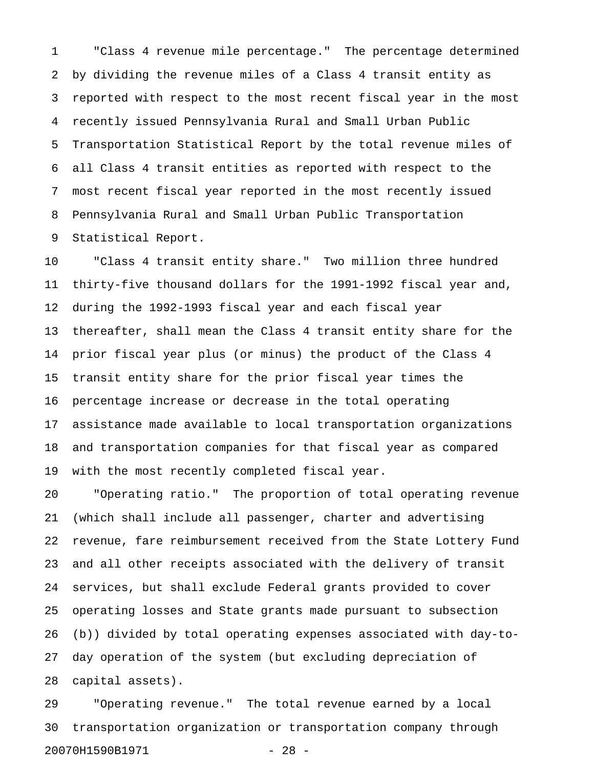"Class 4 revenue mile percentage." The percentage determined by dividing the revenue miles of a Class 4 transit entity as reported with respect to the most recent fiscal year in the most recently issued Pennsylvania Rural and Small Urban Public Transportation Statistical Report by the total revenue miles of all Class 4 transit entities as reported with respect to the most recent fiscal year reported in the most recently issued Pennsylvania Rural and Small Urban Public Transportation Statistical Report.

"Class 4 transit entity share." Two million three hundred thirty-five thousand dollars for the 1991-1992 fiscal year and, during the 1992-1993 fiscal year and each fiscal year thereafter, shall mean the Class 4 transit entity share for the prior fiscal year plus (or minus) the product of the Class 4 transit entity share for the prior fiscal year times the percentage increase or decrease in the total operating assistance made available to local transportation organizations and transportation companies for that fiscal year as compared with the most recently completed fiscal year.

"Operating ratio." The proportion of total operating revenue (which shall include all passenger, charter and advertising revenue, fare reimbursement received from the State Lottery Fund and all other receipts associated with the delivery of transit services, but shall exclude Federal grants provided to cover operating losses and State grants made pursuant to subsection (b)) divided by total operating expenses associated with day-to-day operation of the system (but excluding depreciation of capital assets).

"Operating revenue." The total revenue earned by a local transportation organization or transportation company through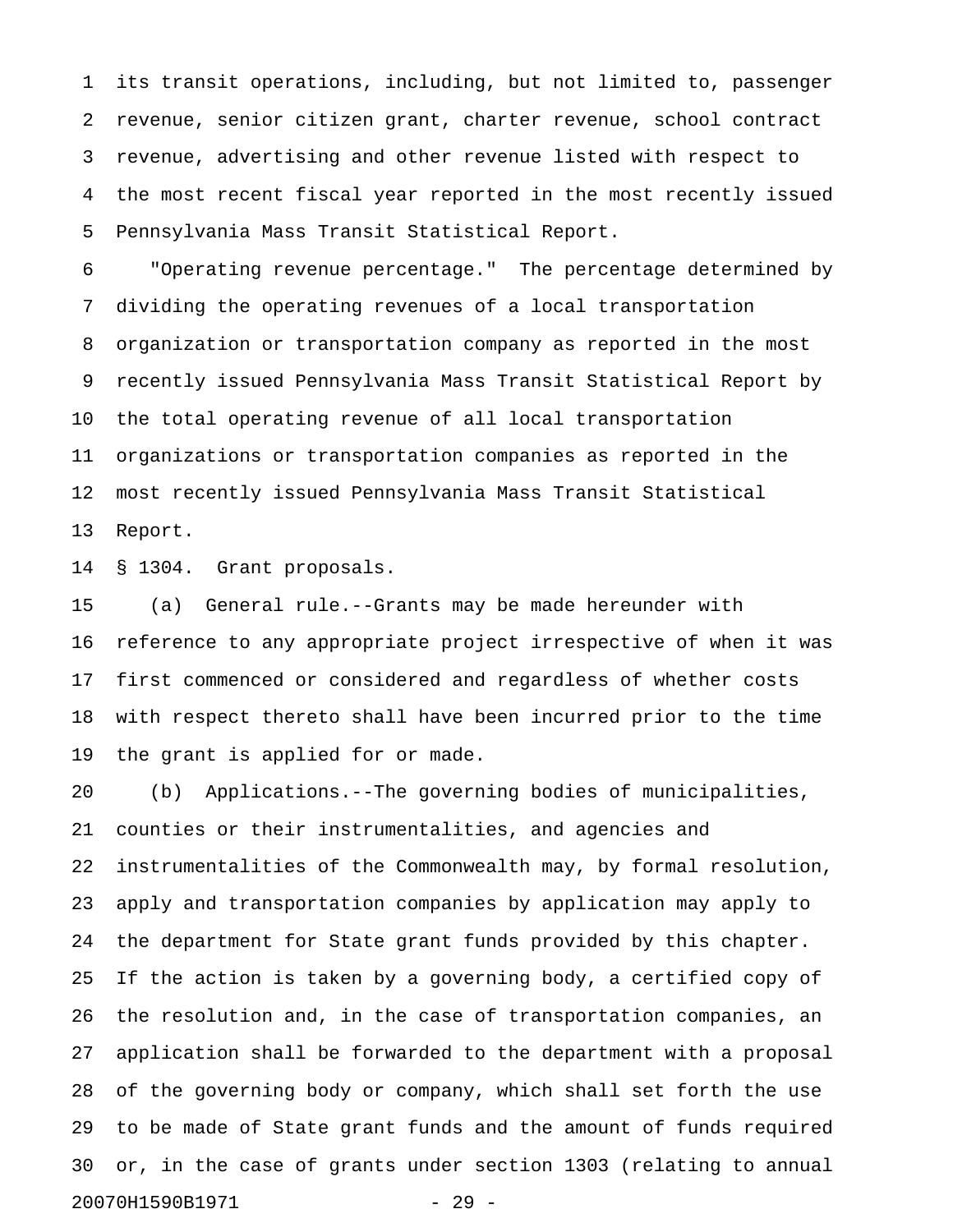its transit operations, including, but not limited to, passenger revenue, senior citizen grant, charter revenue, school contract revenue, advertising and other revenue listed with respect to the most recent fiscal year reported in the most recently issued Pennsylvania Mass Transit Statistical Report.

"Operating revenue percentage." The percentage determined by dividing the operating revenues of a local transportation organization or transportation company as reported in the most recently issued Pennsylvania Mass Transit Statistical Report by the total operating revenue of all local transportation organizations or transportation companies as reported in the most recently issued Pennsylvania Mass Transit Statistical Report.

§ 1304. Grant proposals.

(a) General rule.--Grants may be made hereunder with reference to any appropriate project irrespective of when it was first commenced or considered and regardless of whether costs with respect thereto shall have been incurred prior to the time the grant is applied for or made.

(b) Applications.--The governing bodies of municipalities, counties or their instrumentalities, and agencies and instrumentalities of the Commonwealth may, by formal resolution, apply and transportation companies by application may apply to the department for State grant funds provided by this chapter. If the action is taken by a governing body, a certified copy of the resolution and, in the case of transportation companies, an application shall be forwarded to the department with a proposal of the governing body or company, which shall set forth the use to be made of State grant funds and the amount of funds required or, in the case of grants under section 1303 (relating to annual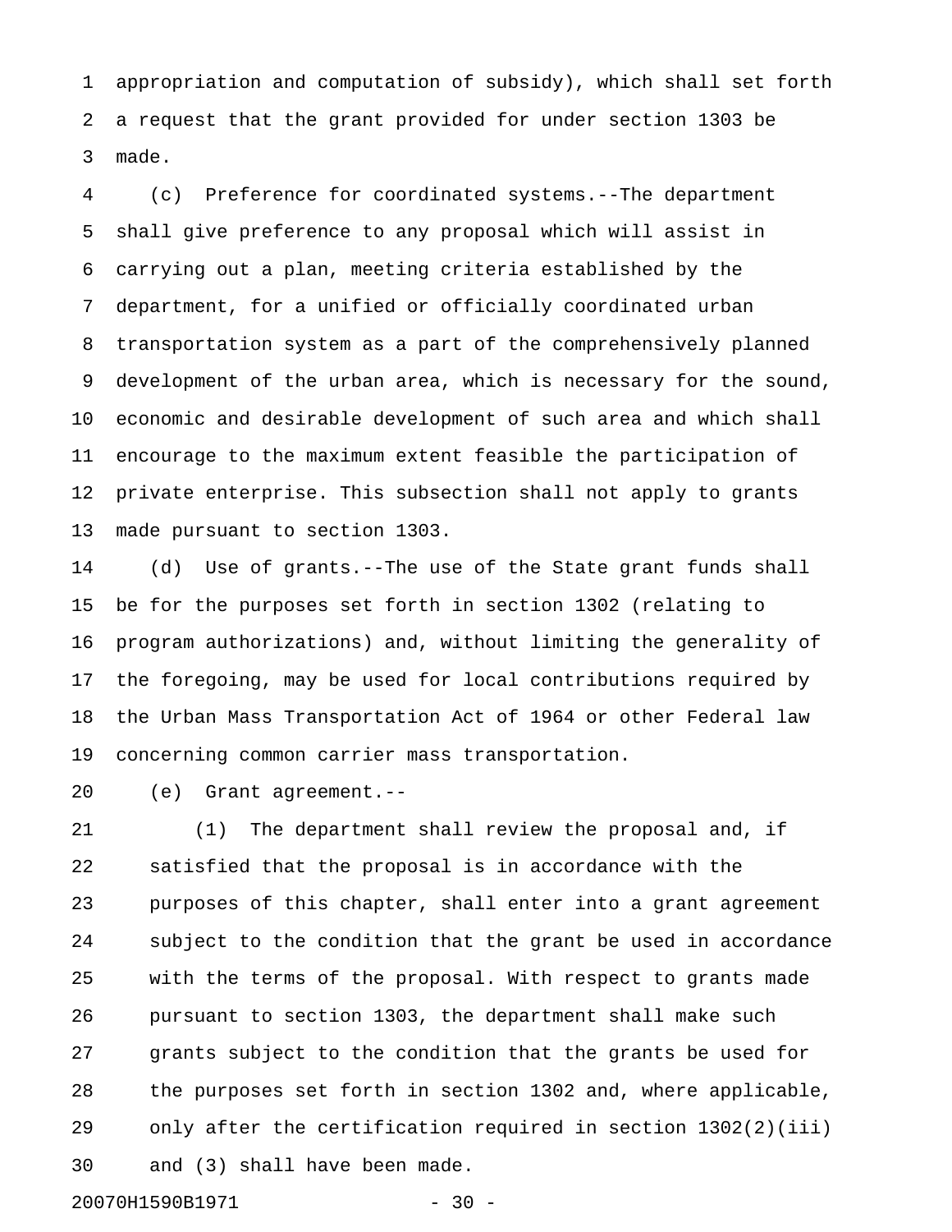appropriation and computation of subsidy), which shall set forth a request that the grant provided for under section 1303 be made.

(c) Preference for coordinated systems.--The department shall give preference to any proposal which will assist in carrying out a plan, meeting criteria established by the department, for a unified or officially coordinated urban transportation system as a part of the comprehensively planned development of the urban area, which is necessary for the sound, economic and desirable development of such area and which shall encourage to the maximum extent feasible the participation of private enterprise. This subsection shall not apply to grants made pursuant to section 1303.

(d) Use of grants.--The use of the State grant funds shall be for the purposes set forth in section 1302 (relating to program authorizations) and, without limiting the generality of the foregoing, may be used for local contributions required by the Urban Mass Transportation Act of 1964 or other Federal law concerning common carrier mass transportation.

(e) Grant agreement.--

(1) The department shall review the proposal and, if satisfied that the proposal is in accordance with the purposes of this chapter, shall enter into a grant agreement subject to the condition that the grant be used in accordance with the terms of the proposal. With respect to grants made pursuant to section 1303, the department shall make such grants subject to the condition that the grants be used for the purposes set forth in section 1302 and, where applicable, only after the certification required in section 1302(2)(iii) and (3) shall have been made.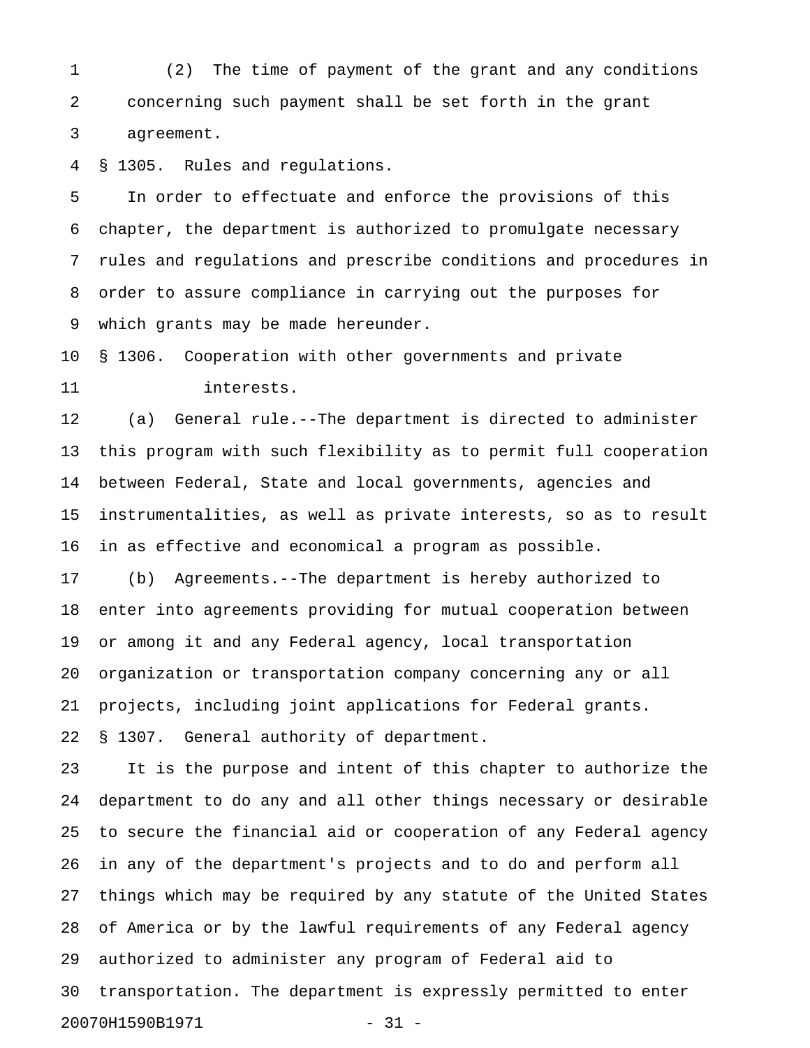(2) The time of payment of the grant and any conditions concerning such payment shall be set forth in the grant agreement.

§ 1305. Rules and regulations.

In order to effectuate and enforce the provisions of this chapter, the department is authorized to promulgate necessary rules and regulations and prescribe conditions and procedures in order to assure compliance in carrying out the purposes for which grants may be made hereunder.

§ 1306. Cooperation with other governments and private interests.

(a) General rule.--The department is directed to administer this program with such flexibility as to permit full cooperation between Federal, State and local governments, agencies and instrumentalities, as well as private interests, so as to result in as effective and economical a program as possible.

(b) Agreements.--The department is hereby authorized to enter into agreements providing for mutual cooperation between or among it and any Federal agency, local transportation organization or transportation company concerning any or all projects, including joint applications for Federal grants.

§ 1307. General authority of department.

It is the purpose and intent of this chapter to authorize the department to do any and all other things necessary or desirable to secure the financial aid or cooperation of any Federal agency in any of the department's projects and to do and perform all things which may be required by any statute of the United States of America or by the lawful requirements of any Federal agency authorized to administer any program of Federal aid to transportation. The department is expressly permitted to enter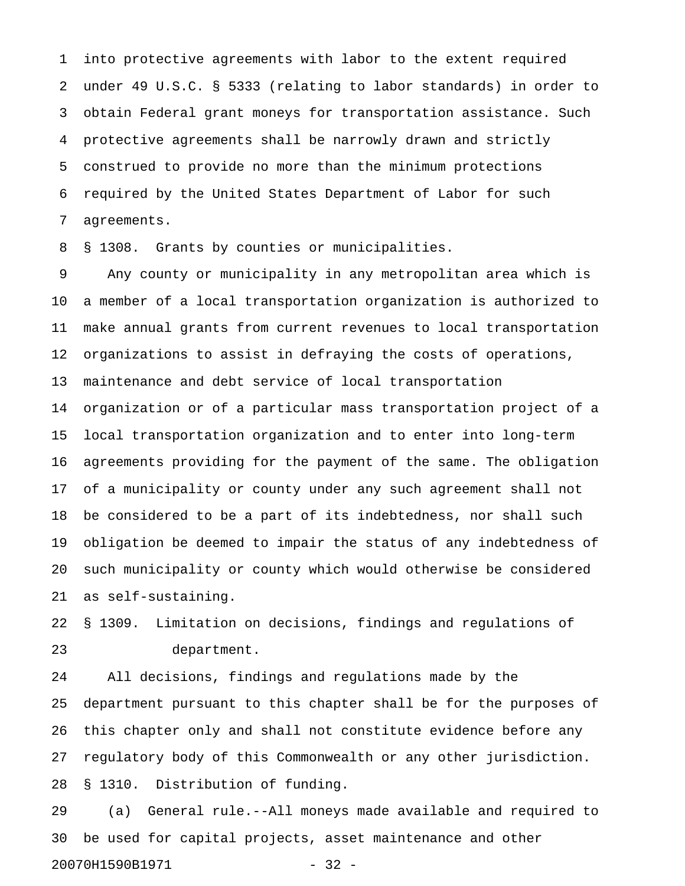into protective agreements with labor to the extent required under 49 U.S.C. § 5333 (relating to labor standards) in order to obtain Federal grant moneys for transportation assistance. Such protective agreements shall be narrowly drawn and strictly construed to provide no more than the minimum protections required by the United States Department of Labor for such agreements.

§ 1308. Grants by counties or municipalities.

Any county or municipality in any metropolitan area which is a member of a local transportation organization is authorized to make annual grants from current revenues to local transportation organizations to assist in defraying the costs of operations, maintenance and debt service of local transportation organization or of a particular mass transportation project of a local transportation organization and to enter into long-term agreements providing for the payment of the same. The obligation of a municipality or county under any such agreement shall not be considered to be a part of its indebtedness, nor shall such obligation be deemed to impair the status of any indebtedness of such municipality or county which would otherwise be considered as self-sustaining.

§ 1309. Limitation on decisions, findings and regulations of department.

All decisions, findings and regulations made by the department pursuant to this chapter shall be for the purposes of this chapter only and shall not constitute evidence before any regulatory body of this Commonwealth or any other jurisdiction.

§ 1310. Distribution of funding.

(a) General rule.--All moneys made available and required to be used for capital projects, asset maintenance and other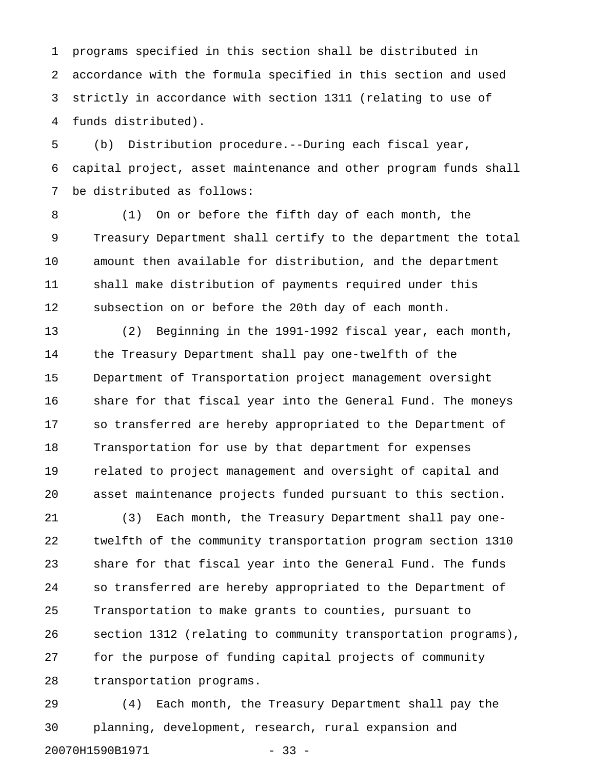programs specified in this section shall be distributed in accordance with the formula specified in this section and used strictly in accordance with section 1311 (relating to use of funds distributed).

(b) Distribution procedure.--During each fiscal year, capital project, asset maintenance and other program funds shall be distributed as follows:

(1) On or before the fifth day of each month, the Treasury Department shall certify to the department the total amount then available for distribution, and the department shall make distribution of payments required under this subsection on or before the 20th day of each month.

(2) Beginning in the 1991-1992 fiscal year, each month, the Treasury Department shall pay one-twelfth of the Department of Transportation project management oversight share for that fiscal year into the General Fund. The moneys so transferred are hereby appropriated to the Department of Transportation for use by that department for expenses related to project management and oversight of capital and asset maintenance projects funded pursuant to this section.

(3) Each month, the Treasury Department shall pay one-twelfth of the community transportation program section 1310 share for that fiscal year into the General Fund. The funds so transferred are hereby appropriated to the Department of Transportation to make grants to counties, pursuant to section 1312 (relating to community transportation programs), for the purpose of funding capital projects of community transportation programs.

(4) Each month, the Treasury Department shall pay the planning, development, research, rural expansion and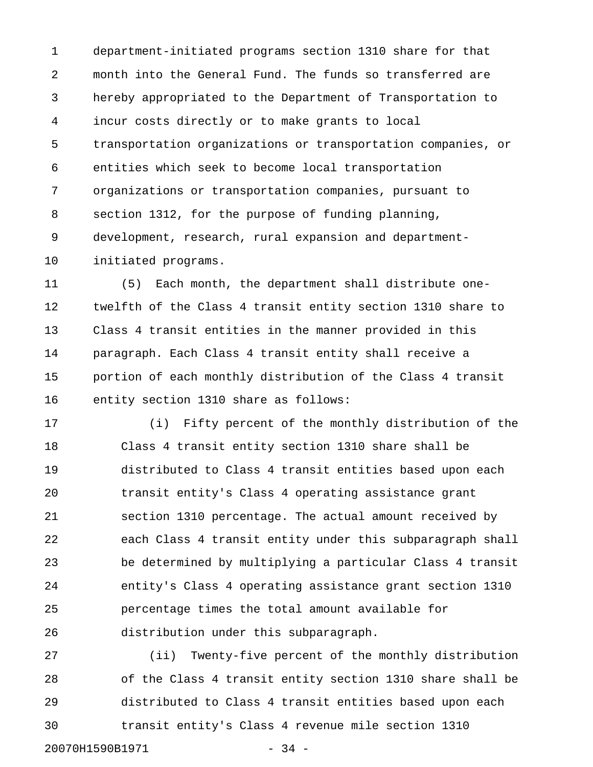department-initiated programs section 1310 share for that month into the General Fund. The funds so transferred are hereby appropriated to the Department of Transportation to incur costs directly or to make grants to local transportation organizations or transportation companies, or entities which seek to become local transportation organizations or transportation companies, pursuant to section 1312, for the purpose of funding planning, development, research, rural expansion and department-initiated programs.

(5) Each month, the department shall distribute one-twelfth of the Class 4 transit entity section 1310 share to Class 4 transit entities in the manner provided in this paragraph. Each Class 4 transit entity shall receive a portion of each monthly distribution of the Class 4 transit entity section 1310 share as follows:

(i) Fifty percent of the monthly distribution of the Class 4 transit entity section 1310 share shall be distributed to Class 4 transit entities based upon each transit entity's Class 4 operating assistance grant section 1310 percentage. The actual amount received by each Class 4 transit entity under this subparagraph shall be determined by multiplying a particular Class 4 transit entity's Class 4 operating assistance grant section 1310 percentage times the total amount available for distribution under this subparagraph.

(ii) Twenty-five percent of the monthly distribution of the Class 4 transit entity section 1310 share shall be distributed to Class 4 transit entities based upon each transit entity's Class 4 revenue mile section 1310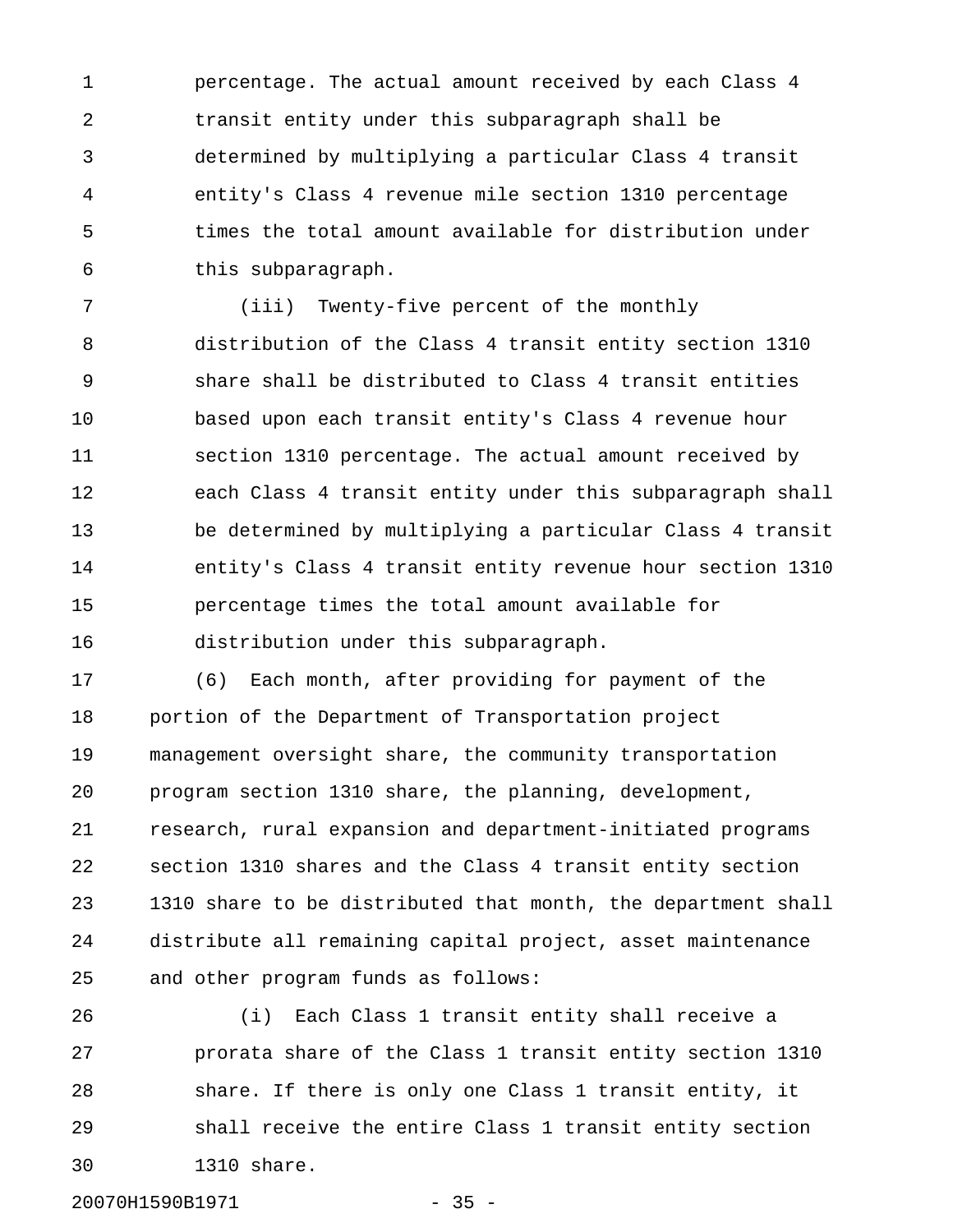percentage. The actual amount received by each Class 4 transit entity under this subparagraph shall be determined by multiplying a particular Class 4 transit entity's Class 4 revenue mile section 1310 percentage times the total amount available for distribution under this subparagraph.

(iii) Twenty-five percent of the monthly distribution of the Class 4 transit entity section 1310 share shall be distributed to Class 4 transit entities based upon each transit entity's Class 4 revenue hour section 1310 percentage. The actual amount received by each Class 4 transit entity under this subparagraph shall be determined by multiplying a particular Class 4 transit entity's Class 4 transit entity revenue hour section 1310 percentage times the total amount available for distribution under this subparagraph.

(6) Each month, after providing for payment of the portion of the Department of Transportation project management oversight share, the community transportation program section 1310 share, the planning, development, research, rural expansion and department-initiated programs section 1310 shares and the Class 4 transit entity section 1310 share to be distributed that month, the department shall distribute all remaining capital project, asset maintenance and other program funds as follows:

(i) Each Class 1 transit entity shall receive a prorata share of the Class 1 transit entity section 1310 share. If there is only one Class 1 transit entity, it shall receive the entire Class 1 transit entity section 1310 share.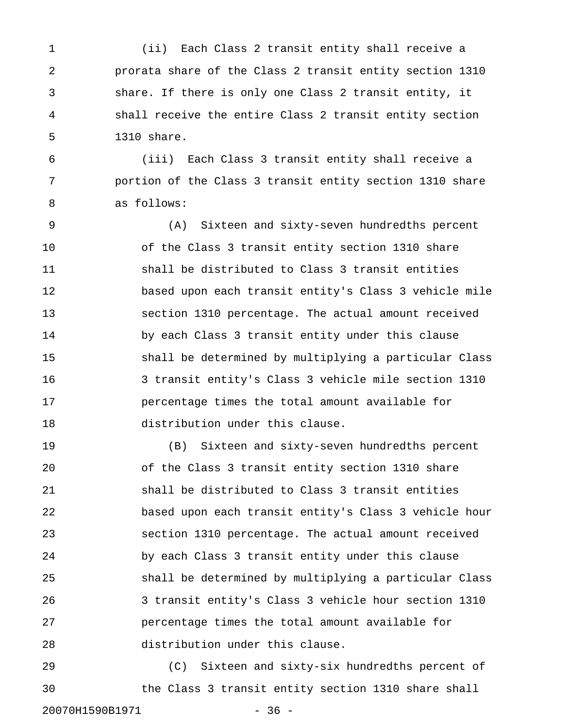(ii) Each Class 2 transit entity shall receive a prorata share of the Class 2 transit entity section 1310 share. If there is only one Class 2 transit entity, it shall receive the entire Class 2 transit entity section 1310 share.

(iii) Each Class 3 transit entity shall receive a portion of the Class 3 transit entity section 1310 share as follows:

(A) Sixteen and sixty-seven hundredths percent of the Class 3 transit entity section 1310 share shall be distributed to Class 3 transit entities based upon each transit entity's Class 3 vehicle mile section 1310 percentage. The actual amount received by each Class 3 transit entity under this clause shall be determined by multiplying a particular Class 3 transit entity's Class 3 vehicle mile section 1310 percentage times the total amount available for distribution under this clause.

(B) Sixteen and sixty-seven hundredths percent of the Class 3 transit entity section 1310 share shall be distributed to Class 3 transit entities based upon each transit entity's Class 3 vehicle hour section 1310 percentage. The actual amount received by each Class 3 transit entity under this clause shall be determined by multiplying a particular Class 3 transit entity's Class 3 vehicle hour section 1310 percentage times the total amount available for distribution under this clause.

(C) Sixteen and sixty-six hundredths percent of the Class 3 transit entity section 1310 share shall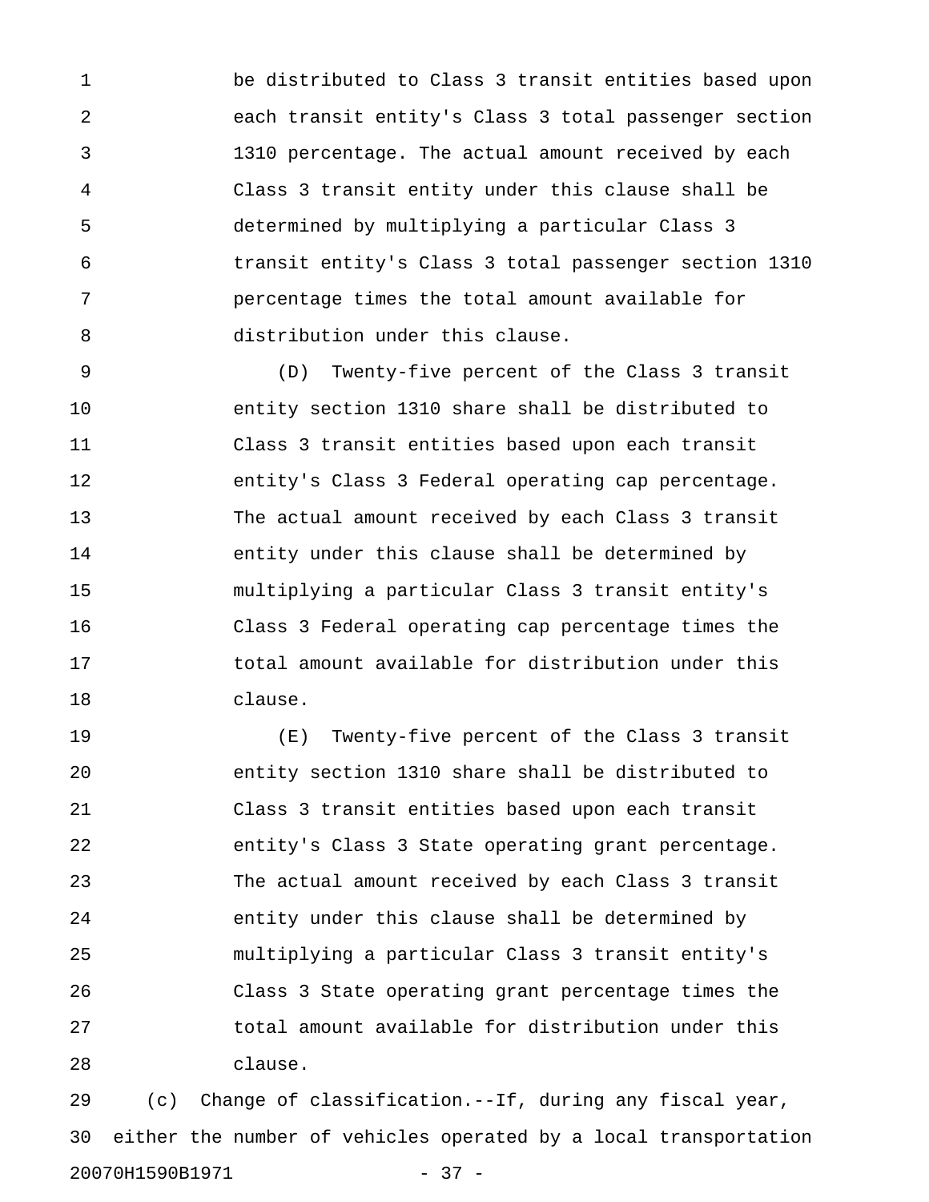be distributed to Class 3 transit entities based upon each transit entity's Class 3 total passenger section 1310 percentage. The actual amount received by each Class 3 transit entity under this clause shall be determined by multiplying a particular Class 3 transit entity's Class 3 total passenger section 1310 percentage times the total amount available for distribution under this clause.

(D) Twenty-five percent of the Class 3 transit entity section 1310 share shall be distributed to Class 3 transit entities based upon each transit entity's Class 3 Federal operating cap percentage. The actual amount received by each Class 3 transit entity under this clause shall be determined by multiplying a particular Class 3 transit entity's Class 3 Federal operating cap percentage times the total amount available for distribution under this clause.

(E) Twenty-five percent of the Class 3 transit entity section 1310 share shall be distributed to Class 3 transit entities based upon each transit entity's Class 3 State operating grant percentage. The actual amount received by each Class 3 transit entity under this clause shall be determined by multiplying a particular Class 3 transit entity's Class 3 State operating grant percentage times the total amount available for distribution under this clause.

(c) Change of classification.--If, during any fiscal year, either the number of vehicles operated by a local transportation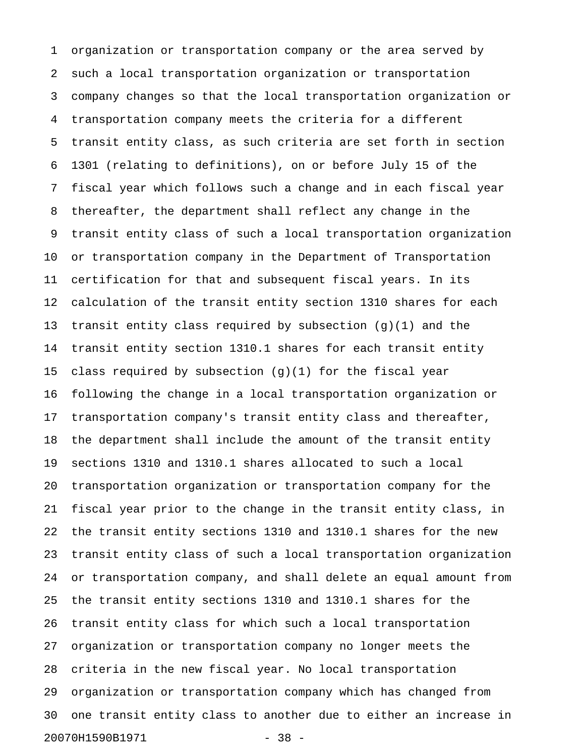organization or transportation company or the area served by such a local transportation organization or transportation company changes so that the local transportation organization or transportation company meets the criteria for a different transit entity class, as such criteria are set forth in section 1301 (relating to definitions), on or before July 15 of the fiscal year which follows such a change and in each fiscal year thereafter, the department shall reflect any change in the transit entity class of such a local transportation organization or transportation company in the Department of Transportation certification for that and subsequent fiscal years. In its calculation of the transit entity section 1310 shares for each transit entity class required by subsection (g)(1) and the transit entity section 1310.1 shares for each transit entity class required by subsection (g)(1) for the fiscal year following the change in a local transportation organization or transportation company's transit entity class and thereafter, the department shall include the amount of the transit entity sections 1310 and 1310.1 shares allocated to such a local transportation organization or transportation company for the fiscal year prior to the change in the transit entity class, in the transit entity sections 1310 and 1310.1 shares for the new transit entity class of such a local transportation organization or transportation company, and shall delete an equal amount from the transit entity sections 1310 and 1310.1 shares for the transit entity class for which such a local transportation organization or transportation company no longer meets the criteria in the new fiscal year. No local transportation organization or transportation company which has changed from one transit entity class to another due to either an increase in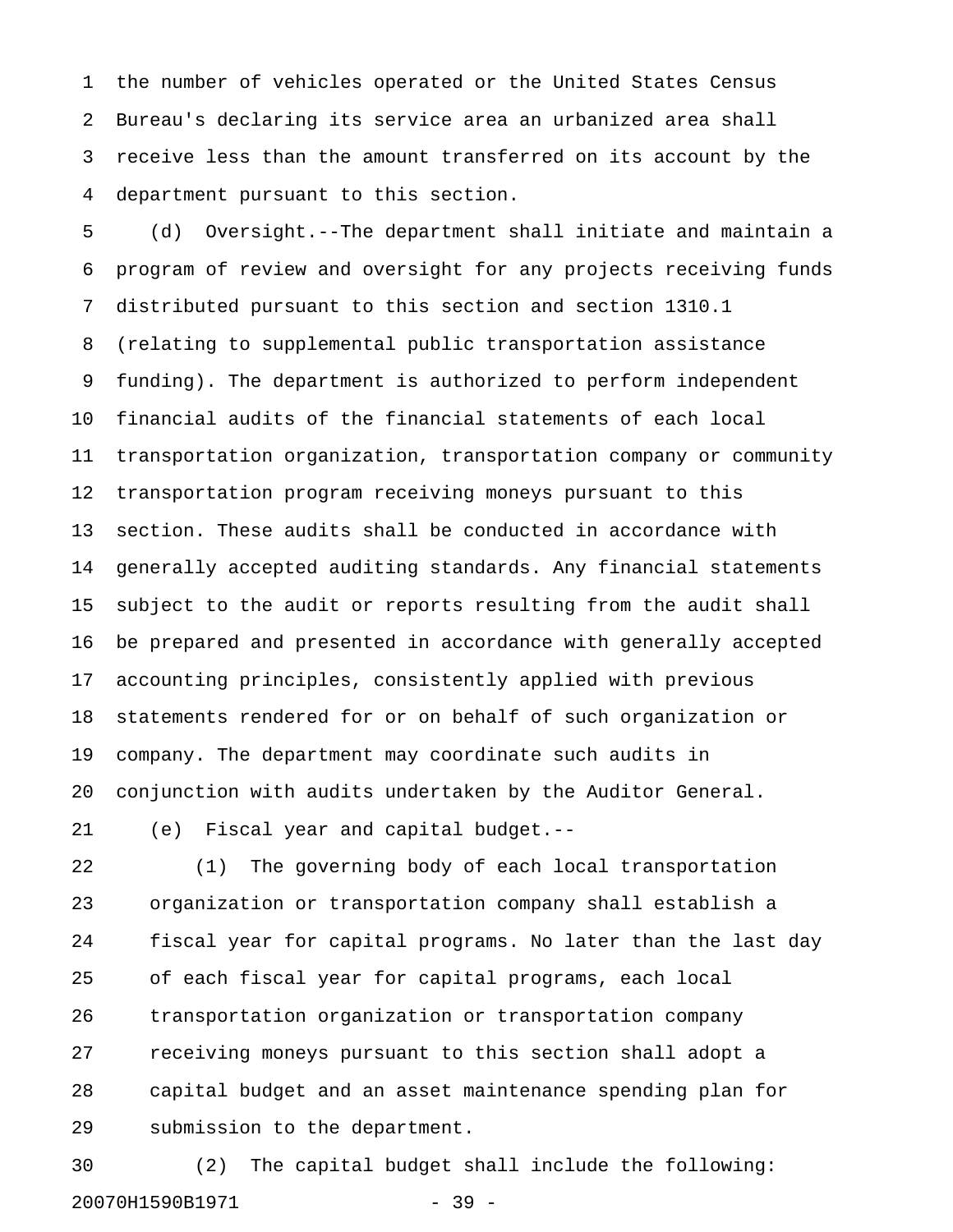the number of vehicles operated or the United States Census Bureau's declaring its service area an urbanized area shall receive less than the amount transferred on its account by the department pursuant to this section.

(d) Oversight.--The department shall initiate and maintain a program of review and oversight for any projects receiving funds distributed pursuant to this section and section 1310.1 (relating to supplemental public transportation assistance funding). The department is authorized to perform independent financial audits of the financial statements of each local transportation organization, transportation company or community transportation program receiving moneys pursuant to this section. These audits shall be conducted in accordance with generally accepted auditing standards. Any financial statements subject to the audit or reports resulting from the audit shall be prepared and presented in accordance with generally accepted accounting principles, consistently applied with previous statements rendered for or on behalf of such organization or company. The department may coordinate such audits in conjunction with audits undertaken by the Auditor General.

(e) Fiscal year and capital budget.--

(1) The governing body of each local transportation organization or transportation company shall establish a fiscal year for capital programs. No later than the last day of each fiscal year for capital programs, each local transportation organization or transportation company receiving moneys pursuant to this section shall adopt a capital budget and an asset maintenance spending plan for submission to the department.

(2) The capital budget shall include the following: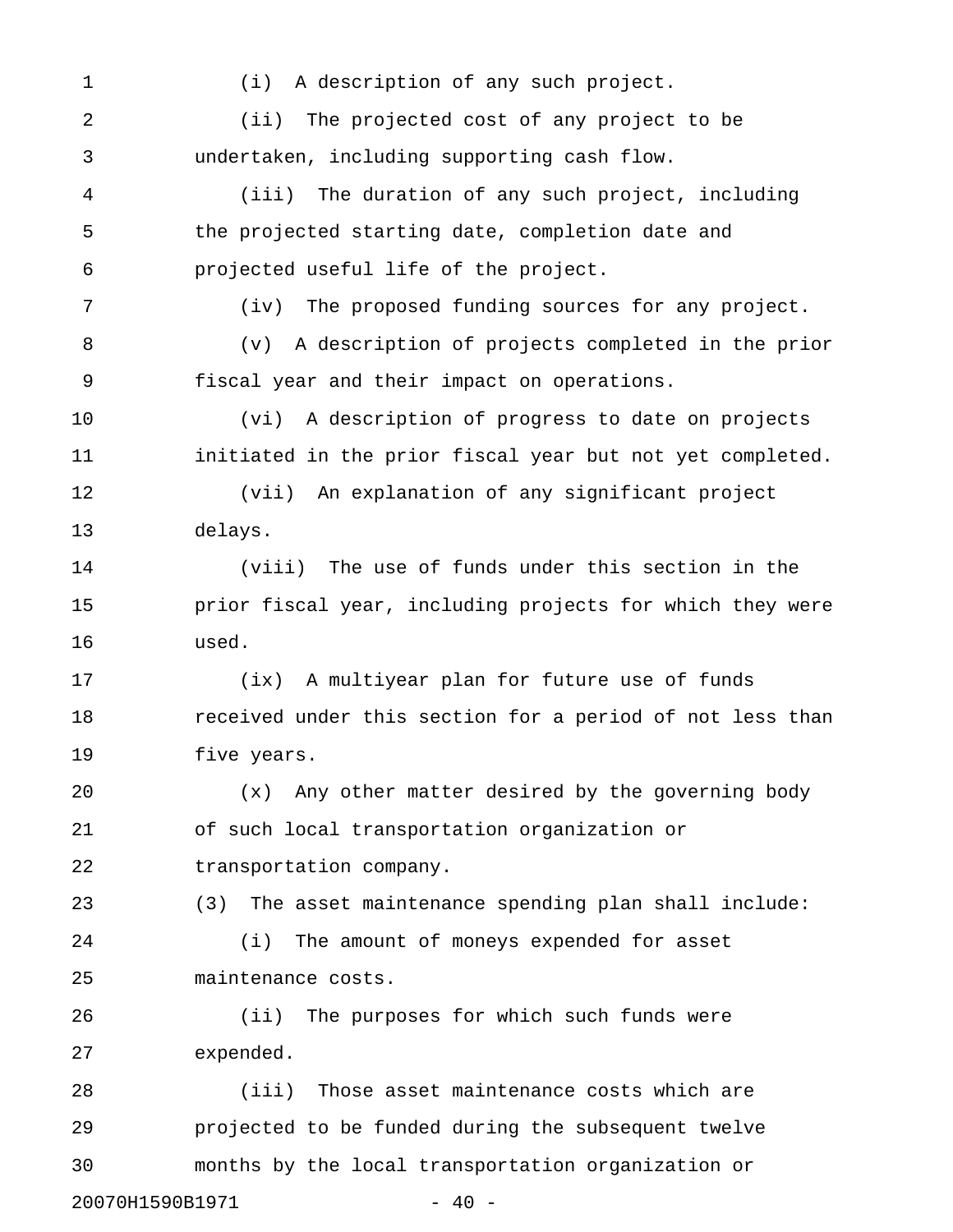(i) A description of any such project.

(ii) The projected cost of any project to be undertaken, including supporting cash flow.

(iii) The duration of any such project, including the projected starting date, completion date and projected useful life of the project.

(iv) The proposed funding sources for any project.

(v) A description of projects completed in the prior fiscal year and their impact on operations.

(vi) A description of progress to date on projects initiated in the prior fiscal year but not yet completed.

(vii) An explanation of any significant project delays.

(viii) The use of funds under this section in the prior fiscal year, including projects for which they were used.

(ix) A multiyear plan for future use of funds received under this section for a period of not less than five years.

(x) Any other matter desired by the governing body of such local transportation organization or transportation company.

(3) The asset maintenance spending plan shall include:

(i) The amount of moneys expended for asset maintenance costs.

(ii) The purposes for which such funds were expended.

(iii) Those asset maintenance costs which are projected to be funded during the subsequent twelve months by the local transportation organization or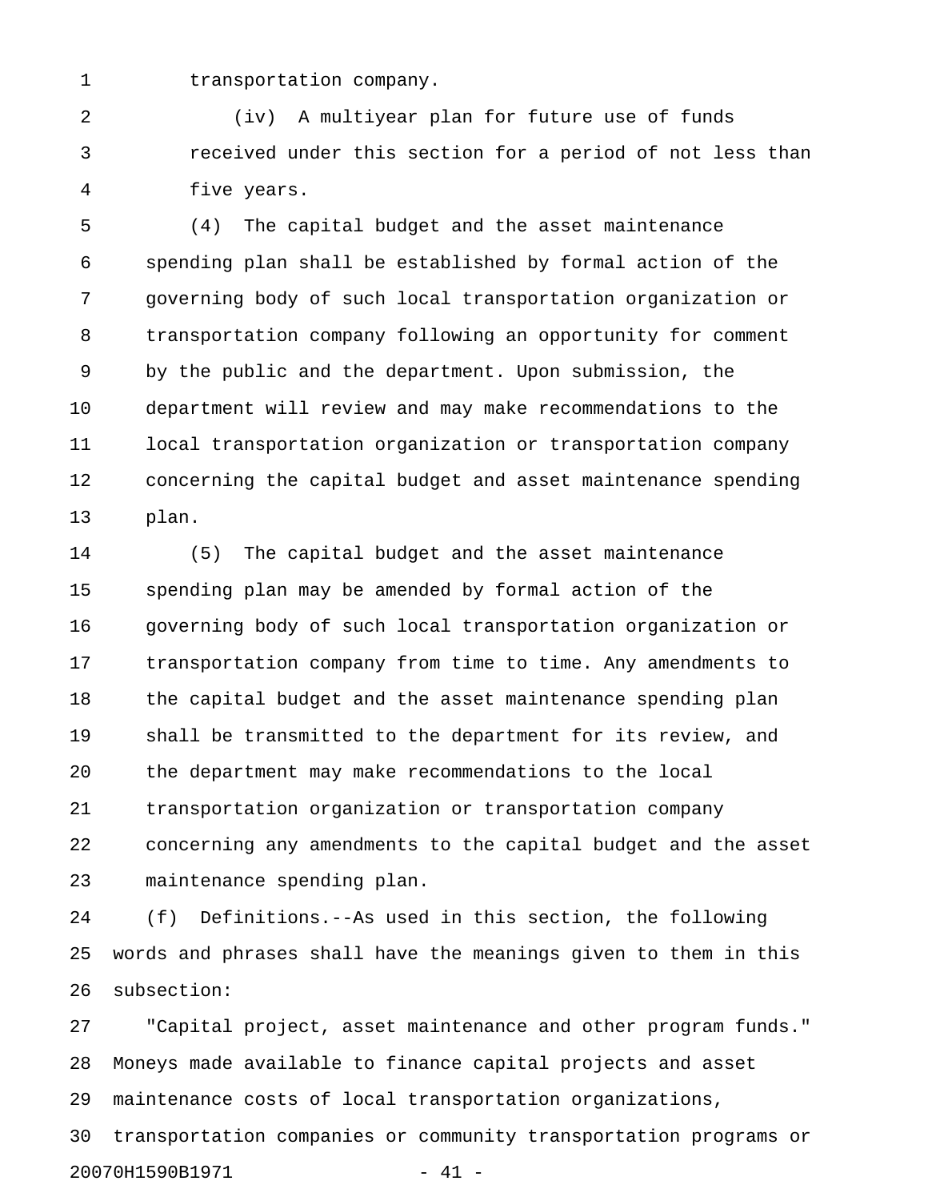transportation company.

(iv) A multiyear plan for future use of funds received under this section for a period of not less than five years.

(4) The capital budget and the asset maintenance spending plan shall be established by formal action of the governing body of such local transportation organization or transportation company following an opportunity for comment by the public and the department. Upon submission, the department will review and may make recommendations to the local transportation organization or transportation company concerning the capital budget and asset maintenance spending plan.

(5) The capital budget and the asset maintenance spending plan may be amended by formal action of the governing body of such local transportation organization or transportation company from time to time. Any amendments to the capital budget and the asset maintenance spending plan shall be transmitted to the department for its review, and the department may make recommendations to the local transportation organization or transportation company concerning any amendments to the capital budget and the asset maintenance spending plan.

(f) Definitions.--As used in this section, the following words and phrases shall have the meanings given to them in this subsection:

"Capital project, asset maintenance and other program funds." Moneys made available to finance capital projects and asset maintenance costs of local transportation organizations, transportation companies or community transportation programs or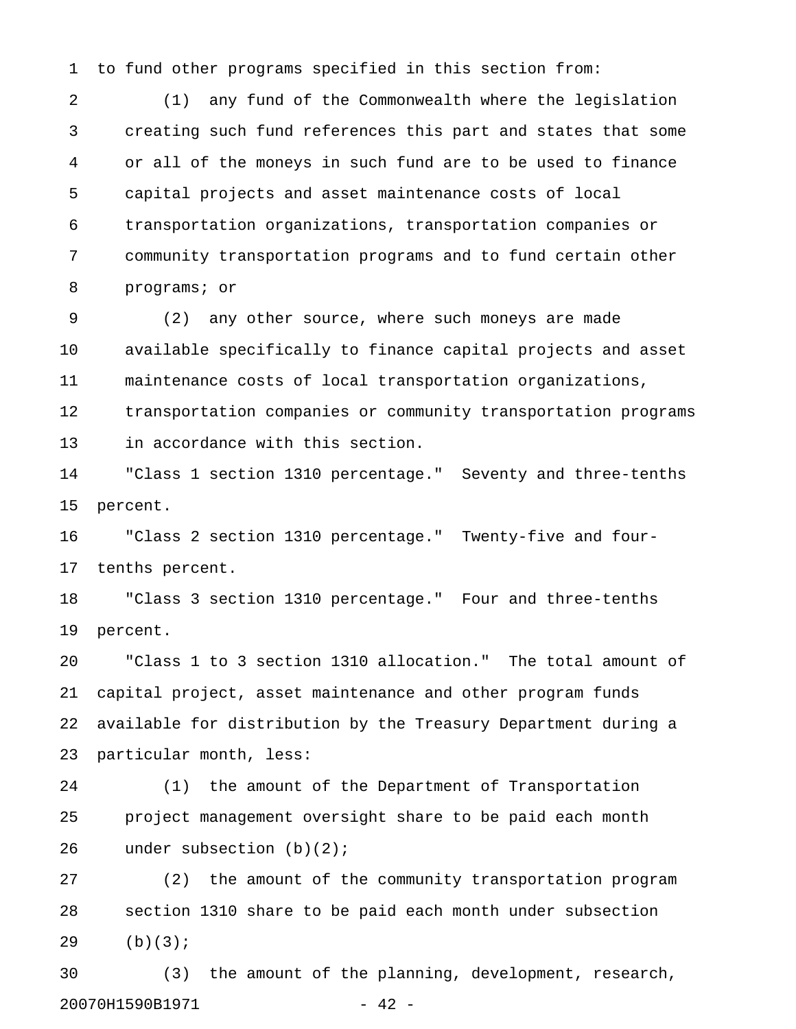to fund other programs specified in this section from:

(1) any fund of the Commonwealth where the legislation creating such fund references this part and states that some or all of the moneys in such fund are to be used to finance capital projects and asset maintenance costs of local transportation organizations, transportation companies or community transportation programs and to fund certain other programs; or

(2) any other source, where such moneys are made available specifically to finance capital projects and asset maintenance costs of local transportation organizations, transportation companies or community transportation programs in accordance with this section.

"Class 1 section 1310 percentage." Seventy and three-tenths percent.

"Class 2 section 1310 percentage." Twenty-five and four-tenths percent.

"Class 3 section 1310 percentage." Four and three-tenths percent.

"Class 1 to 3 section 1310 allocation." The total amount of capital project, asset maintenance and other program funds available for distribution by the Treasury Department during a particular month, less:

(1) the amount of the Department of Transportation project management oversight share to be paid each month under subsection (b)(2);

(2) the amount of the community transportation program section 1310 share to be paid each month under subsection (b)(3);

(3) the amount of the planning, development, research,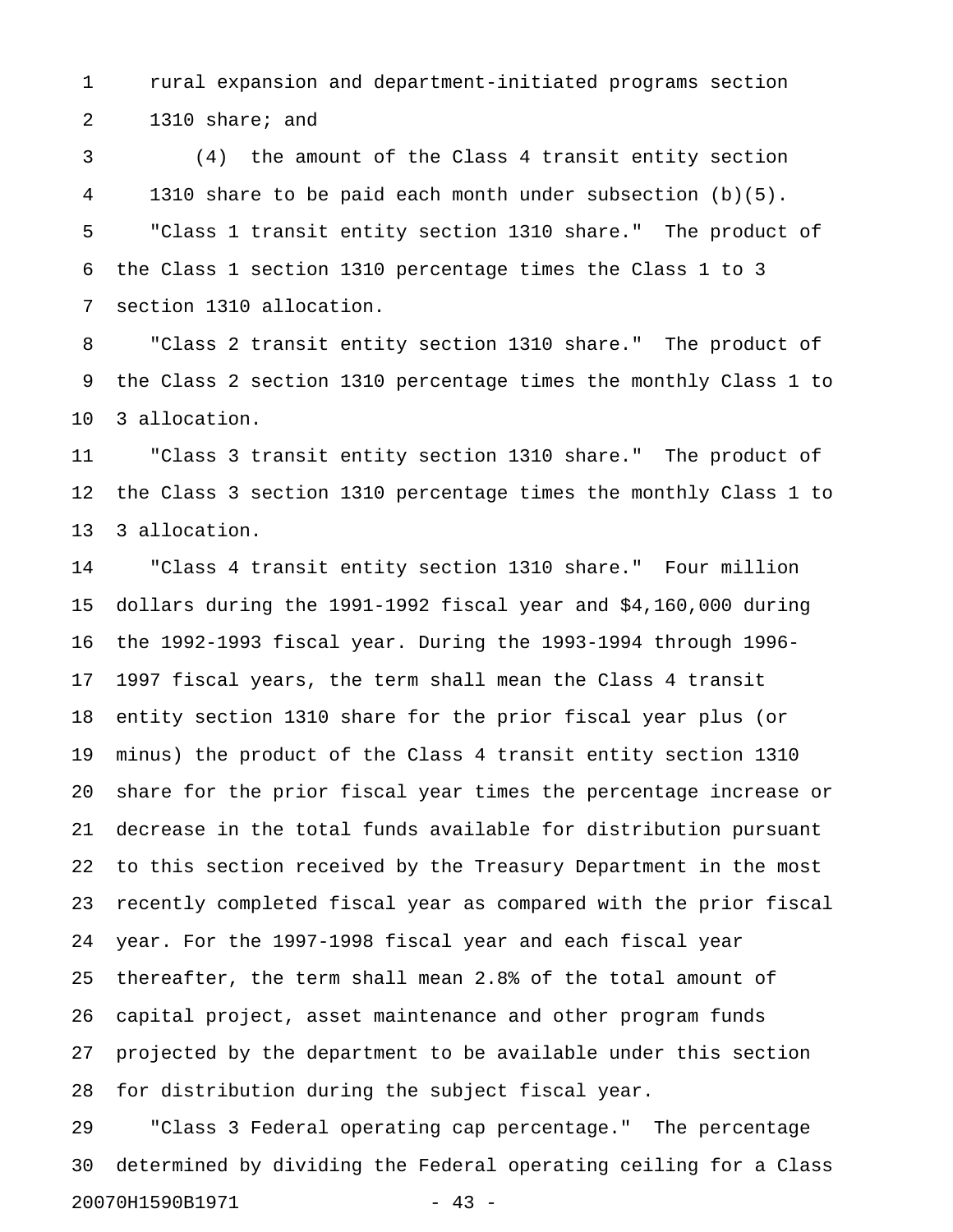rural expansion and department-initiated programs section 1310 share; and

(4) the amount of the Class 4 transit entity section 1310 share to be paid each month under subsection (b)(5).

"Class 1 transit entity section 1310 share." The product of the Class 1 section 1310 percentage times the Class 1 to 3 section 1310 allocation.

"Class 2 transit entity section 1310 share." The product of the Class 2 section 1310 percentage times the monthly Class 1 to 3 allocation.

"Class 3 transit entity section 1310 share." The product of the Class 3 section 1310 percentage times the monthly Class 1 to 3 allocation.

"Class 4 transit entity section 1310 share." Four million dollars during the 1991-1992 fiscal year and $4,160,000 during the 1992-1993 fiscal year. During the 1993-1994 through 1996-1997 fiscal years, the term shall mean the Class 4 transit entity section 1310 share for the prior fiscal year plus (or minus) the product of the Class 4 transit entity section 1310 share for the prior fiscal year times the percentage increase or decrease in the total funds available for distribution pursuant to this section received by the Treasury Department in the most recently completed fiscal year as compared with the prior fiscal year. For the 1997-1998 fiscal year and each fiscal year thereafter, the term shall mean 2.8% of the total amount of capital project, asset maintenance and other program funds projected by the department to be available under this section for distribution during the subject fiscal year.

"Class 3 Federal operating cap percentage." The percentage determined by dividing the Federal operating ceiling for a Class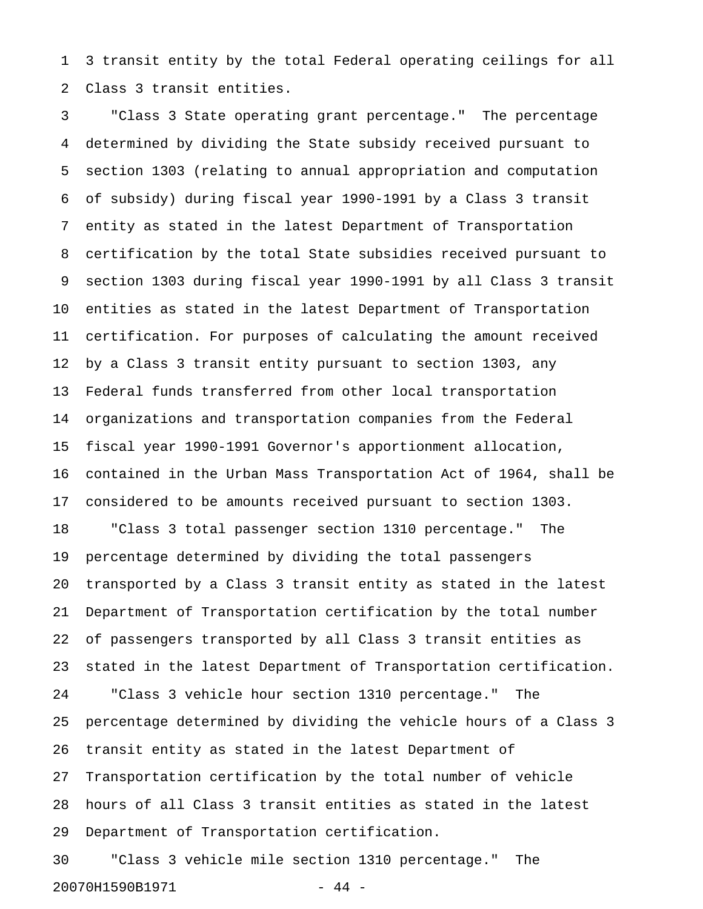3 transit entity by the total Federal operating ceilings for all Class 3 transit entities.

"Class 3 State operating grant percentage." The percentage determined by dividing the State subsidy received pursuant to section 1303 (relating to annual appropriation and computation of subsidy) during fiscal year 1990-1991 by a Class 3 transit entity as stated in the latest Department of Transportation certification by the total State subsidies received pursuant to section 1303 during fiscal year 1990-1991 by all Class 3 transit entities as stated in the latest Department of Transportation certification. For purposes of calculating the amount received by a Class 3 transit entity pursuant to section 1303, any Federal funds transferred from other local transportation organizations and transportation companies from the Federal fiscal year 1990-1991 Governor's apportionment allocation, contained in the Urban Mass Transportation Act of 1964, shall be considered to be amounts received pursuant to section 1303.

"Class 3 total passenger section 1310 percentage." The percentage determined by dividing the total passengers transported by a Class 3 transit entity as stated in the latest Department of Transportation certification by the total number of passengers transported by all Class 3 transit entities as stated in the latest Department of Transportation certification.

"Class 3 vehicle hour section 1310 percentage." The percentage determined by dividing the vehicle hours of a Class 3 transit entity as stated in the latest Department of Transportation certification by the total number of vehicle hours of all Class 3 transit entities as stated in the latest Department of Transportation certification.

"Class 3 vehicle mile section 1310 percentage." The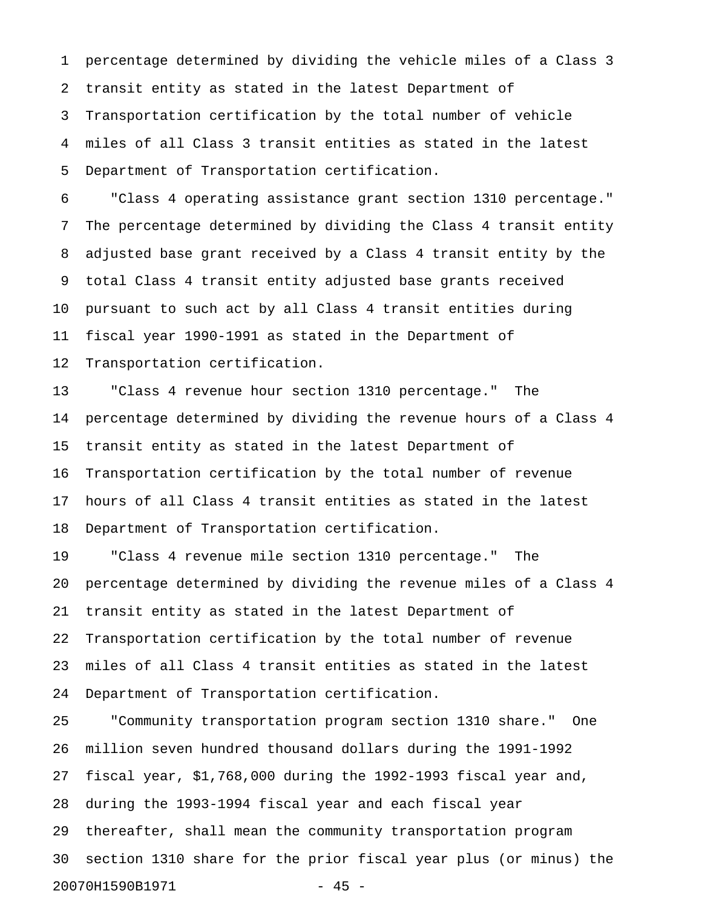percentage determined by dividing the vehicle miles of a Class 3 transit entity as stated in the latest Department of Transportation certification by the total number of vehicle miles of all Class 3 transit entities as stated in the latest Department of Transportation certification.

"Class 4 operating assistance grant section 1310 percentage." The percentage determined by dividing the Class 4 transit entity adjusted base grant received by a Class 4 transit entity by the total Class 4 transit entity adjusted base grants received pursuant to such act by all Class 4 transit entities during fiscal year 1990-1991 as stated in the Department of Transportation certification.

"Class 4 revenue hour section 1310 percentage." The percentage determined by dividing the revenue hours of a Class 4 transit entity as stated in the latest Department of Transportation certification by the total number of revenue hours of all Class 4 transit entities as stated in the latest Department of Transportation certification.

"Class 4 revenue mile section 1310 percentage." The percentage determined by dividing the revenue miles of a Class 4 transit entity as stated in the latest Department of Transportation certification by the total number of revenue miles of all Class 4 transit entities as stated in the latest Department of Transportation certification.

"Community transportation program section 1310 share." One million seven hundred thousand dollars during the 1991-1992 fiscal year, $1,768,000 during the 1992-1993 fiscal year and, during the 1993-1994 fiscal year and each fiscal year thereafter, shall mean the community transportation program section 1310 share for the prior fiscal year plus (or minus) the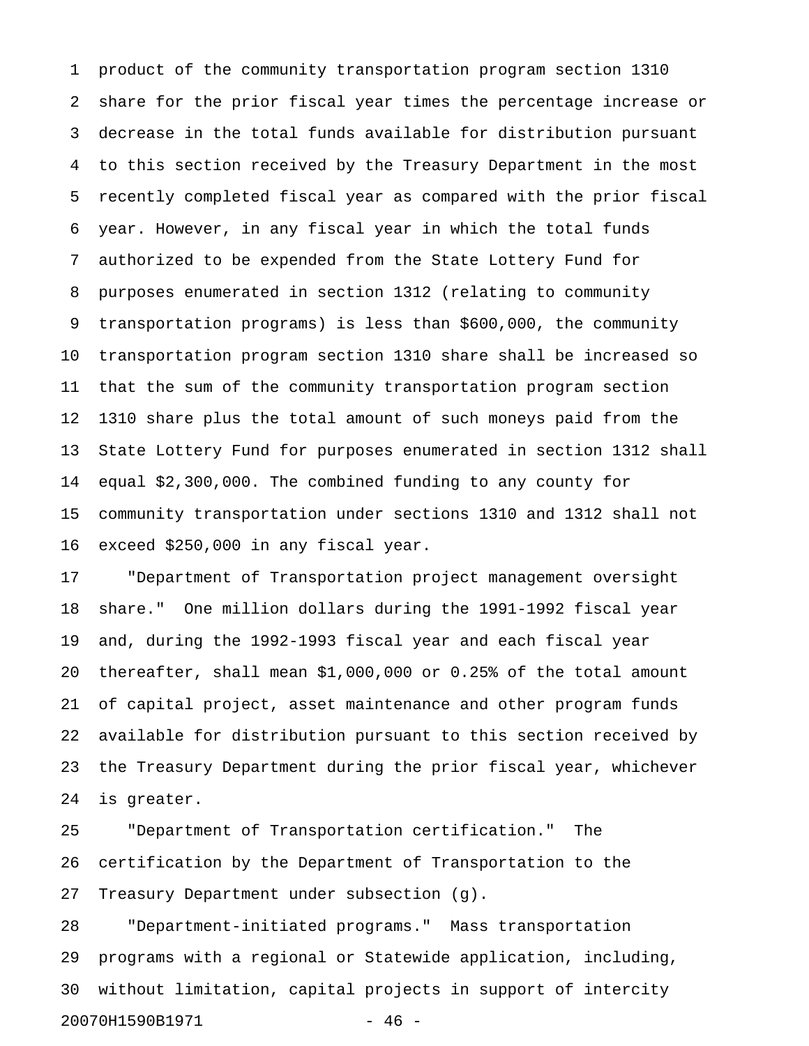product of the community transportation program section 1310 share for the prior fiscal year times the percentage increase or decrease in the total funds available for distribution pursuant to this section received by the Treasury Department in the most recently completed fiscal year as compared with the prior fiscal year. However, in any fiscal year in which the total funds authorized to be expended from the State Lottery Fund for purposes enumerated in section 1312 (relating to community transportation programs) is less than $600,000, the community transportation program section 1310 share shall be increased so that the sum of the community transportation program section 1310 share plus the total amount of such moneys paid from the State Lottery Fund for purposes enumerated in section 1312 shall equal $2,300,000. The combined funding to any county for community transportation under sections 1310 and 1312 shall not exceed $250,000 in any fiscal year.

"Department of Transportation project management oversight share." One million dollars during the 1991-1992 fiscal year and, during the 1992-1993 fiscal year and each fiscal year thereafter, shall mean $1,000,000 or 0.25% of the total amount of capital project, asset maintenance and other program funds available for distribution pursuant to this section received by the Treasury Department during the prior fiscal year, whichever is greater.

"Department of Transportation certification." The certification by the Department of Transportation to the Treasury Department under subsection (g).

"Department-initiated programs." Mass transportation programs with a regional or Statewide application, including, without limitation, capital projects in support of intercity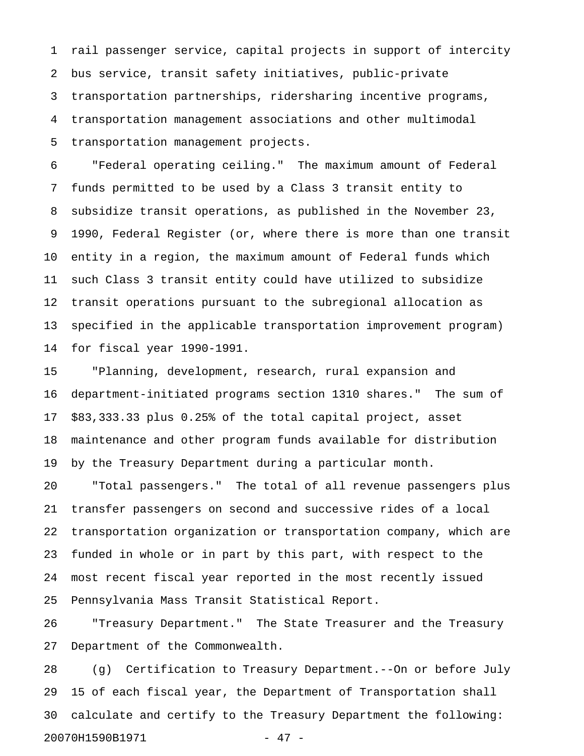rail passenger service, capital projects in support of intercity bus service, transit safety initiatives, public-private transportation partnerships, ridersharing incentive programs, transportation management associations and other multimodal transportation management projects.

"Federal operating ceiling." The maximum amount of Federal funds permitted to be used by a Class 3 transit entity to subsidize transit operations, as published in the November 23, 1990, Federal Register (or, where there is more than one transit entity in a region, the maximum amount of Federal funds which such Class 3 transit entity could have utilized to subsidize transit operations pursuant to the subregional allocation as specified in the applicable transportation improvement program) for fiscal year 1990-1991.

"Planning, development, research, rural expansion and department-initiated programs section 1310 shares." The sum of $83,333.33 plus 0.25% of the total capital project, asset maintenance and other program funds available for distribution by the Treasury Department during a particular month.

"Total passengers." The total of all revenue passengers plus transfer passengers on second and successive rides of a local transportation organization or transportation company, which are funded in whole or in part by this part, with respect to the most recent fiscal year reported in the most recently issued Pennsylvania Mass Transit Statistical Report.

"Treasury Department." The State Treasurer and the Treasury Department of the Commonwealth.

(g) Certification to Treasury Department.--On or before July 15 of each fiscal year, the Department of Transportation shall calculate and certify to the Treasury Department the following: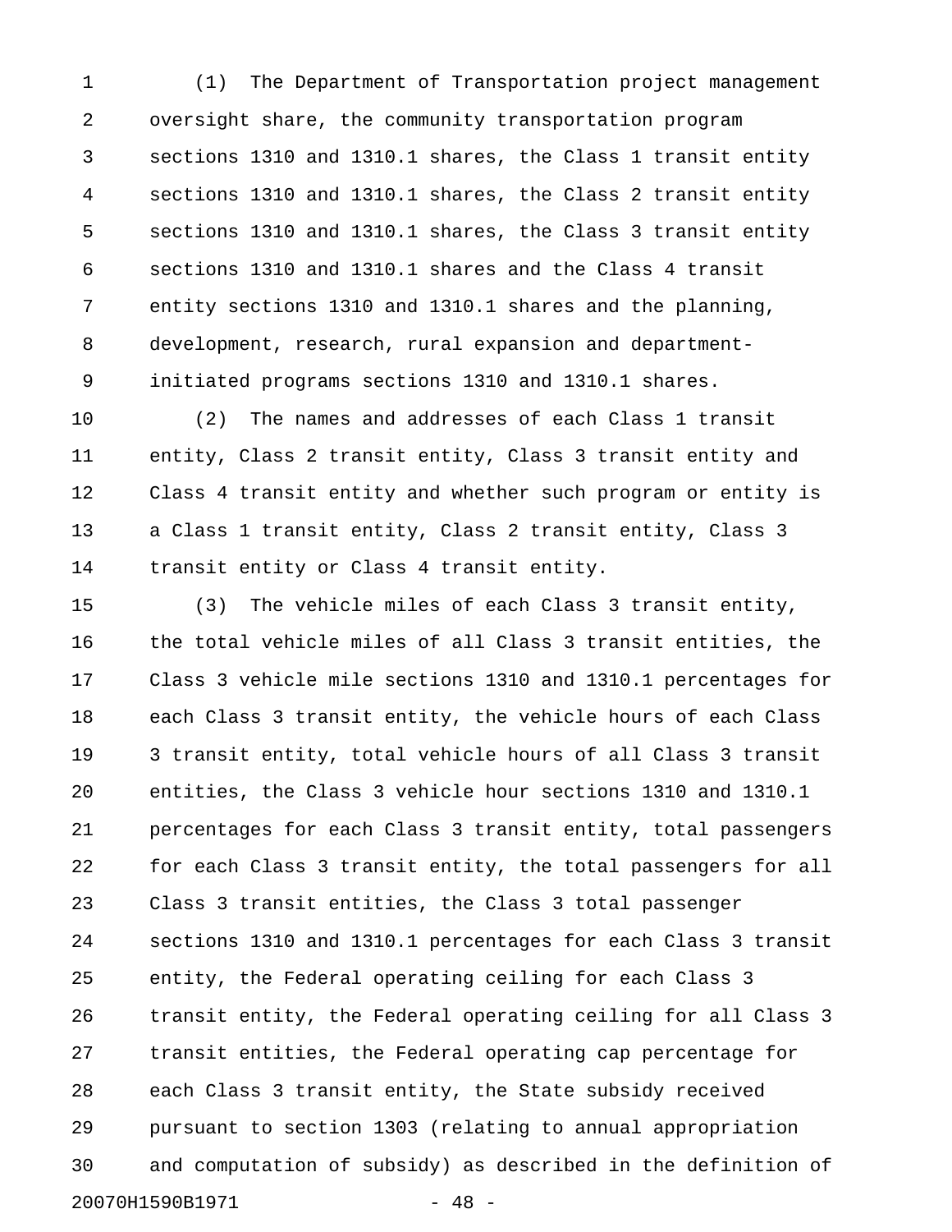(1) The Department of Transportation project management oversight share, the community transportation program sections 1310 and 1310.1 shares, the Class 1 transit entity sections 1310 and 1310.1 shares, the Class 2 transit entity sections 1310 and 1310.1 shares, the Class 3 transit entity sections 1310 and 1310.1 shares and the Class 4 transit entity sections 1310 and 1310.1 shares and the planning, development, research, rural expansion and department-initiated programs sections 1310 and 1310.1 shares.

(2) The names and addresses of each Class 1 transit entity, Class 2 transit entity, Class 3 transit entity and Class 4 transit entity and whether such program or entity is a Class 1 transit entity, Class 2 transit entity, Class 3 transit entity or Class 4 transit entity.

(3) The vehicle miles of each Class 3 transit entity, the total vehicle miles of all Class 3 transit entities, the Class 3 vehicle mile sections 1310 and 1310.1 percentages for each Class 3 transit entity, the vehicle hours of each Class 3 transit entity, total vehicle hours of all Class 3 transit entities, the Class 3 vehicle hour sections 1310 and 1310.1 percentages for each Class 3 transit entity, total passengers for each Class 3 transit entity, the total passengers for all Class 3 transit entities, the Class 3 total passenger sections 1310 and 1310.1 percentages for each Class 3 transit entity, the Federal operating ceiling for each Class 3 transit entity, the Federal operating ceiling for all Class 3 transit entities, the Federal operating cap percentage for each Class 3 transit entity, the State subsidy received pursuant to section 1303 (relating to annual appropriation and computation of subsidy) as described in the definition of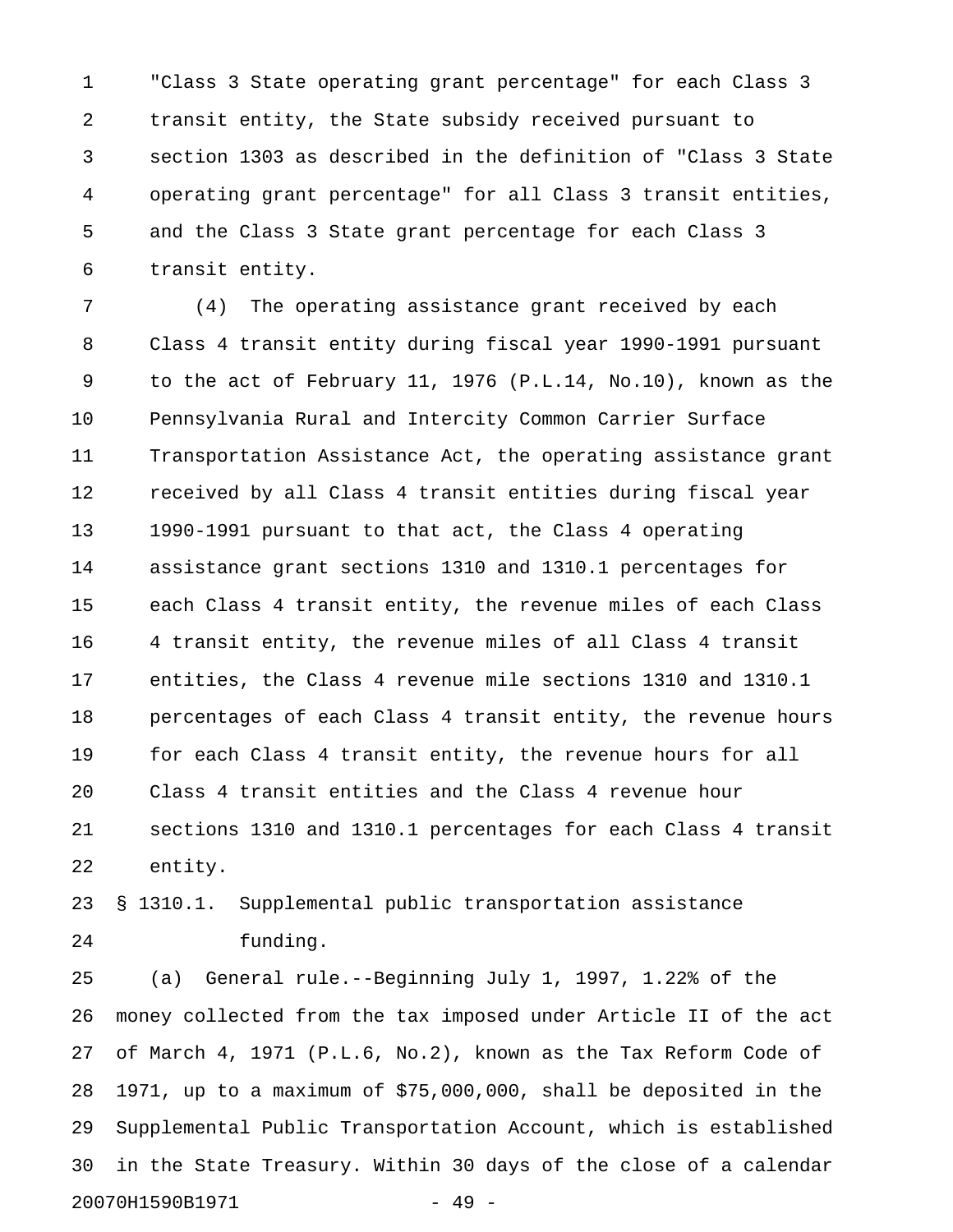"Class 3 State operating grant percentage" for each Class 3 transit entity, the State subsidy received pursuant to section 1303 as described in the definition of "Class 3 State operating grant percentage" for all Class 3 transit entities, and the Class 3 State grant percentage for each Class 3 transit entity.

(4) The operating assistance grant received by each Class 4 transit entity during fiscal year 1990-1991 pursuant to the act of February 11, 1976 (P.L.14, No.10), known as the Pennsylvania Rural and Intercity Common Carrier Surface Transportation Assistance Act, the operating assistance grant received by all Class 4 transit entities during fiscal year 1990-1991 pursuant to that act, the Class 4 operating assistance grant sections 1310 and 1310.1 percentages for each Class 4 transit entity, the revenue miles of each Class 4 transit entity, the revenue miles of all Class 4 transit entities, the Class 4 revenue mile sections 1310 and 1310.1 percentages of each Class 4 transit entity, the revenue hours for each Class 4 transit entity, the revenue hours for all Class 4 transit entities and the Class 4 revenue hour sections 1310 and 1310.1 percentages for each Class 4 transit entity.

§ 1310.1. Supplemental public transportation assistance funding.

(a) General rule.--Beginning July 1, 1997, 1.22% of the money collected from the tax imposed under Article II of the act of March 4, 1971 (P.L.6, No.2), known as the Tax Reform Code of 1971, up to a maximum of $75,000,000, shall be deposited in the Supplemental Public Transportation Account, which is established in the State Treasury. Within 30 days of the close of a calendar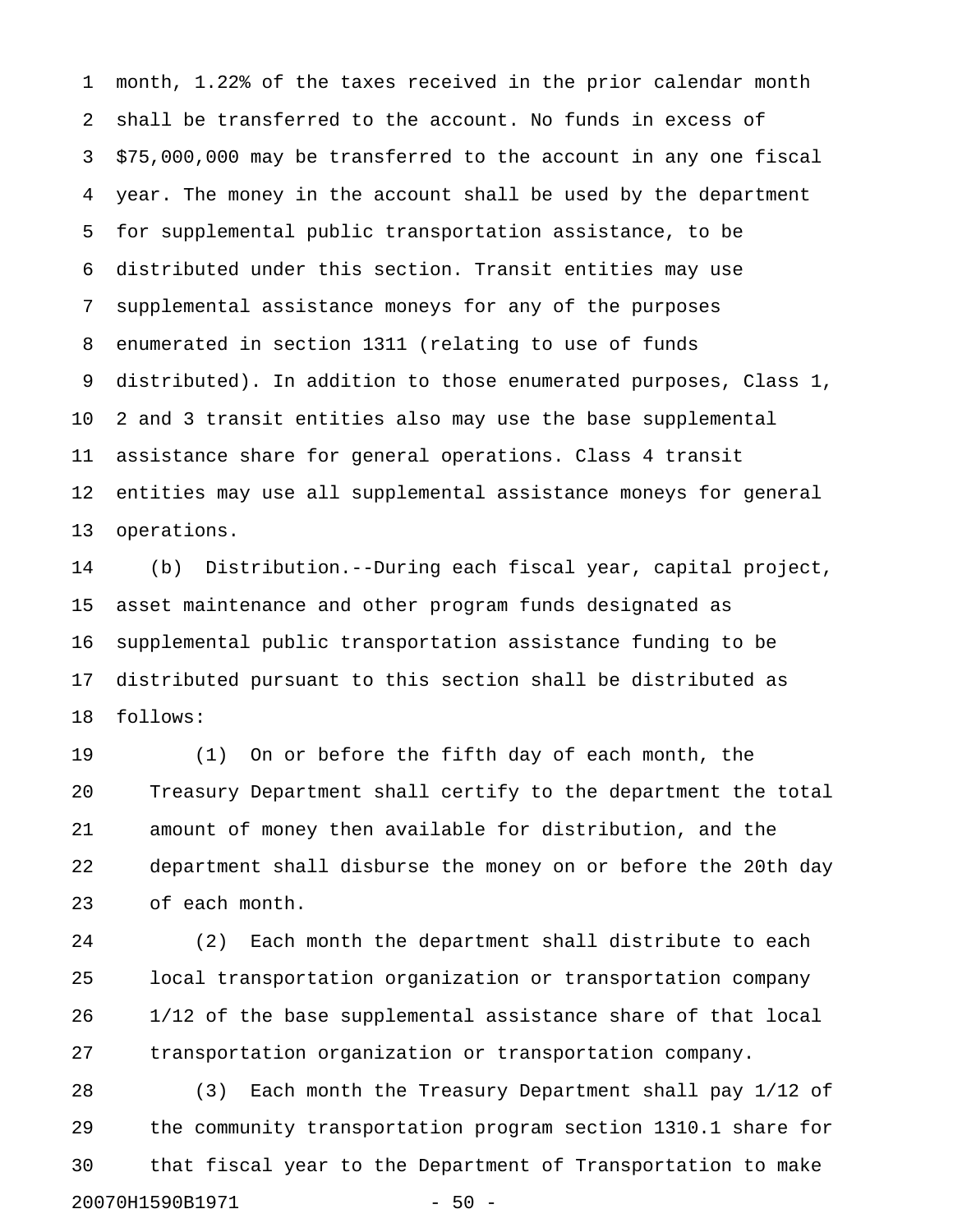month, 1.22% of the taxes received in the prior calendar month shall be transferred to the account. No funds in excess of $75,000,000 may be transferred to the account in any one fiscal year. The money in the account shall be used by the department for supplemental public transportation assistance, to be distributed under this section. Transit entities may use supplemental assistance moneys for any of the purposes enumerated in section 1311 (relating to use of funds distributed). In addition to those enumerated purposes, Class 1, 2 and 3 transit entities also may use the base supplemental assistance share for general operations. Class 4 transit entities may use all supplemental assistance moneys for general operations.

(b) Distribution.--During each fiscal year, capital project, asset maintenance and other program funds designated as supplemental public transportation assistance funding to be distributed pursuant to this section shall be distributed as follows:

(1) On or before the fifth day of each month, the Treasury Department shall certify to the department the total amount of money then available for distribution, and the department shall disburse the money on or before the 20th day of each month.

(2) Each month the department shall distribute to each local transportation organization or transportation company 1/12 of the base supplemental assistance share of that local transportation organization or transportation company.

(3) Each month the Treasury Department shall pay 1/12 of the community transportation program section 1310.1 share for that fiscal year to the Department of Transportation to make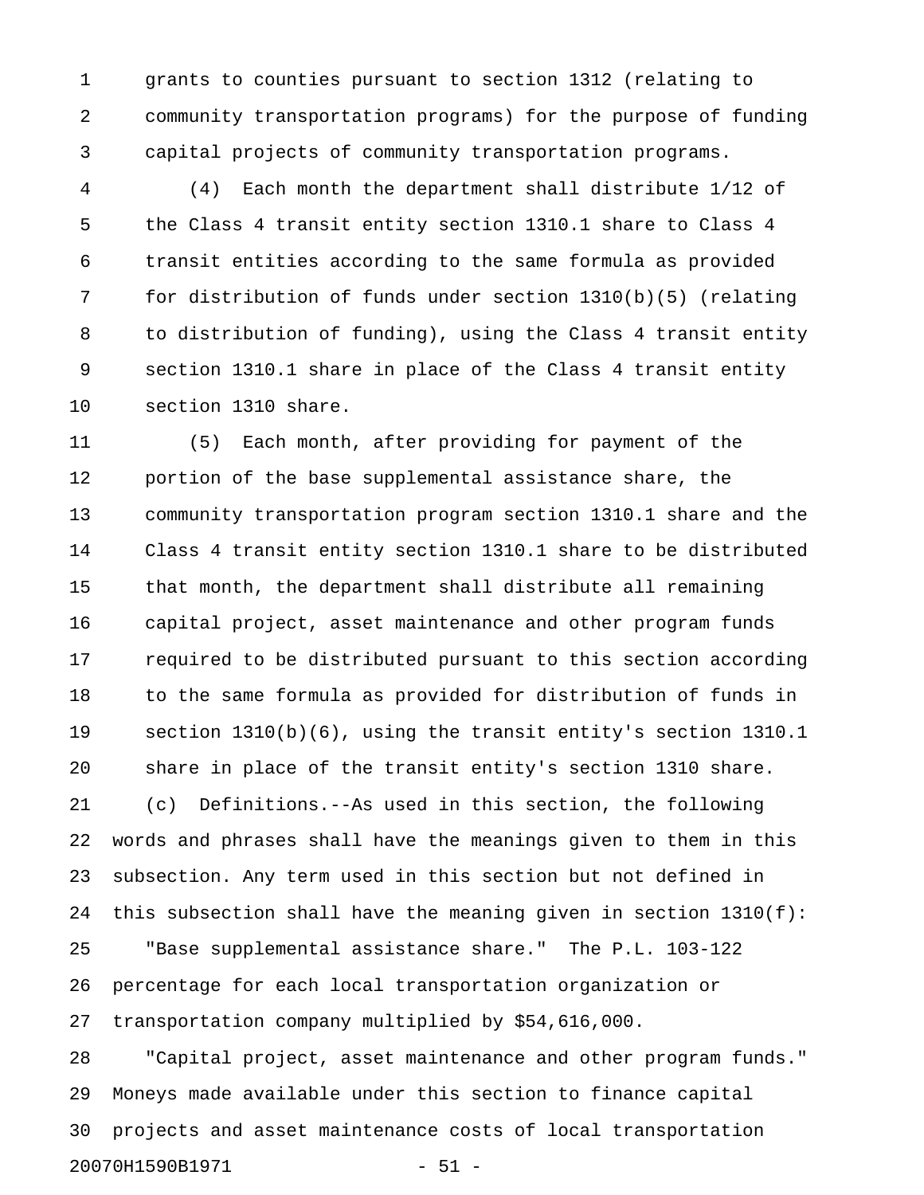grants to counties pursuant to section 1312 (relating to community transportation programs) for the purpose of funding capital projects of community transportation programs.

(4) Each month the department shall distribute 1/12 of the Class 4 transit entity section 1310.1 share to Class 4 transit entities according to the same formula as provided for distribution of funds under section 1310(b)(5) (relating to distribution of funding), using the Class 4 transit entity section 1310.1 share in place of the Class 4 transit entity section 1310 share.

(5) Each month, after providing for payment of the portion of the base supplemental assistance share, the community transportation program section 1310.1 share and the Class 4 transit entity section 1310.1 share to be distributed that month, the department shall distribute all remaining capital project, asset maintenance and other program funds required to be distributed pursuant to this section according to the same formula as provided for distribution of funds in section 1310(b)(6), using the transit entity's section 1310.1 share in place of the transit entity's section 1310 share.

(c) Definitions.--As used in this section, the following words and phrases shall have the meanings given to them in this subsection. Any term used in this section but not defined in this subsection shall have the meaning given in section 1310(f):

"Base supplemental assistance share." The P.L. 103-122 percentage for each local transportation organization or transportation company multiplied by $54,616,000.

"Capital project, asset maintenance and other program funds." Moneys made available under this section to finance capital projects and asset maintenance costs of local transportation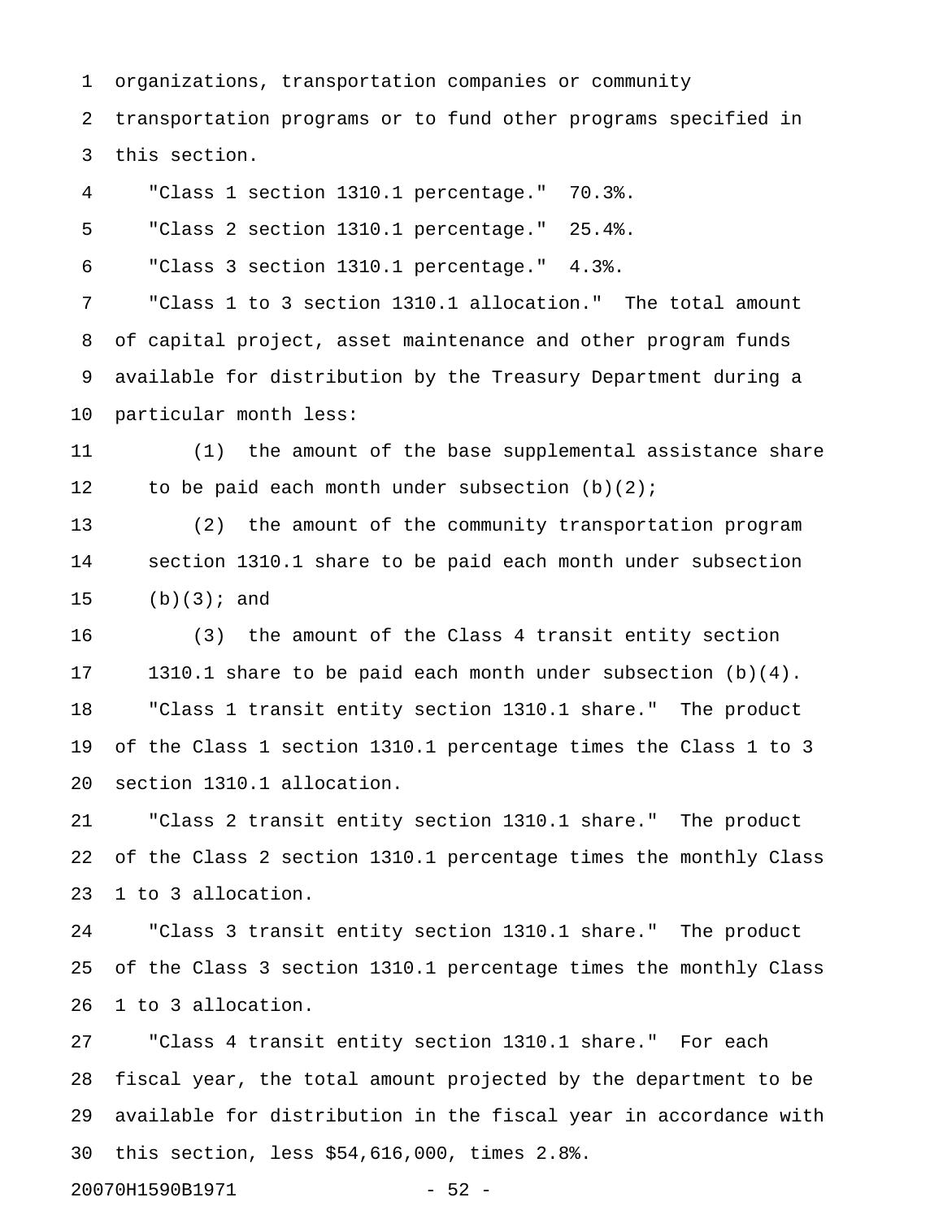organizations, transportation companies or community transportation programs or to fund other programs specified in this section.

"Class 1 section 1310.1 percentage." 70.3%.

"Class 2 section 1310.1 percentage." 25.4%.

"Class 3 section 1310.1 percentage." 4.3%.

"Class 1 to 3 section 1310.1 allocation." The total amount of capital project, asset maintenance and other program funds available for distribution by the Treasury Department during a particular month less:

(1) the amount of the base supplemental assistance share to be paid each month under subsection (b)(2);

(2) the amount of the community transportation program section 1310.1 share to be paid each month under subsection (b)(3); and

(3) the amount of the Class 4 transit entity section 1310.1 share to be paid each month under subsection (b)(4).

"Class 1 transit entity section 1310.1 share." The product of the Class 1 section 1310.1 percentage times the Class 1 to 3 section 1310.1 allocation.

"Class 2 transit entity section 1310.1 share." The product of the Class 2 section 1310.1 percentage times the monthly Class 1 to 3 allocation.

"Class 3 transit entity section 1310.1 share." The product of the Class 3 section 1310.1 percentage times the monthly Class 1 to 3 allocation.

"Class 4 transit entity section 1310.1 share." For each fiscal year, the total amount projected by the department to be available for distribution in the fiscal year in accordance with this section, less $54,616,000, times 2.8%.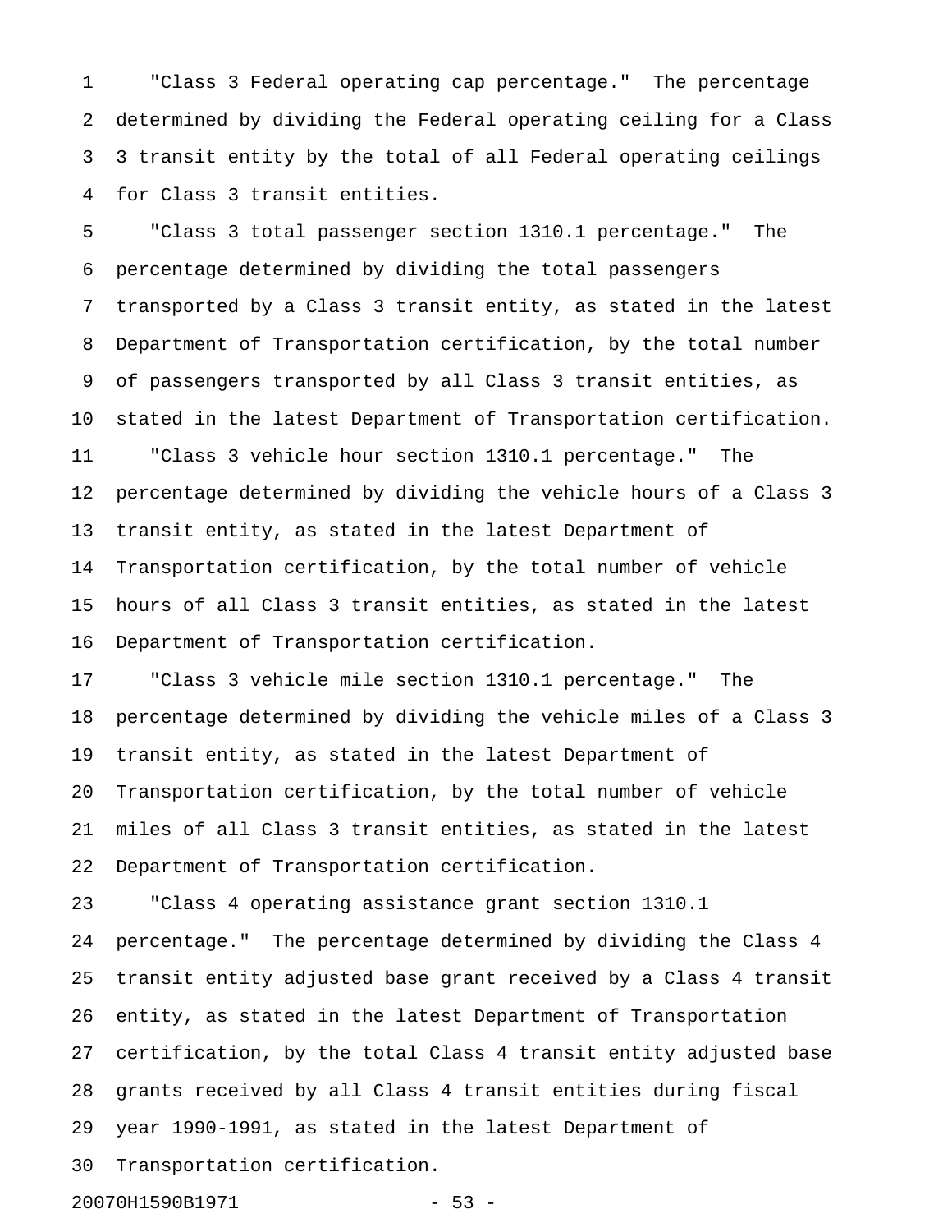"Class 3 Federal operating cap percentage." The percentage determined by dividing the Federal operating ceiling for a Class 3 transit entity by the total of all Federal operating ceilings for Class 3 transit entities.

"Class 3 total passenger section 1310.1 percentage." The percentage determined by dividing the total passengers transported by a Class 3 transit entity, as stated in the latest Department of Transportation certification, by the total number of passengers transported by all Class 3 transit entities, as stated in the latest Department of Transportation certification.

"Class 3 vehicle hour section 1310.1 percentage." The percentage determined by dividing the vehicle hours of a Class 3 transit entity, as stated in the latest Department of Transportation certification, by the total number of vehicle hours of all Class 3 transit entities, as stated in the latest Department of Transportation certification.

"Class 3 vehicle mile section 1310.1 percentage." The percentage determined by dividing the vehicle miles of a Class 3 transit entity, as stated in the latest Department of Transportation certification, by the total number of vehicle miles of all Class 3 transit entities, as stated in the latest Department of Transportation certification.

"Class 4 operating assistance grant section 1310.1 percentage." The percentage determined by dividing the Class 4 transit entity adjusted base grant received by a Class 4 transit entity, as stated in the latest Department of Transportation certification, by the total Class 4 transit entity adjusted base grants received by all Class 4 transit entities during fiscal year 1990-1991, as stated in the latest Department of Transportation certification.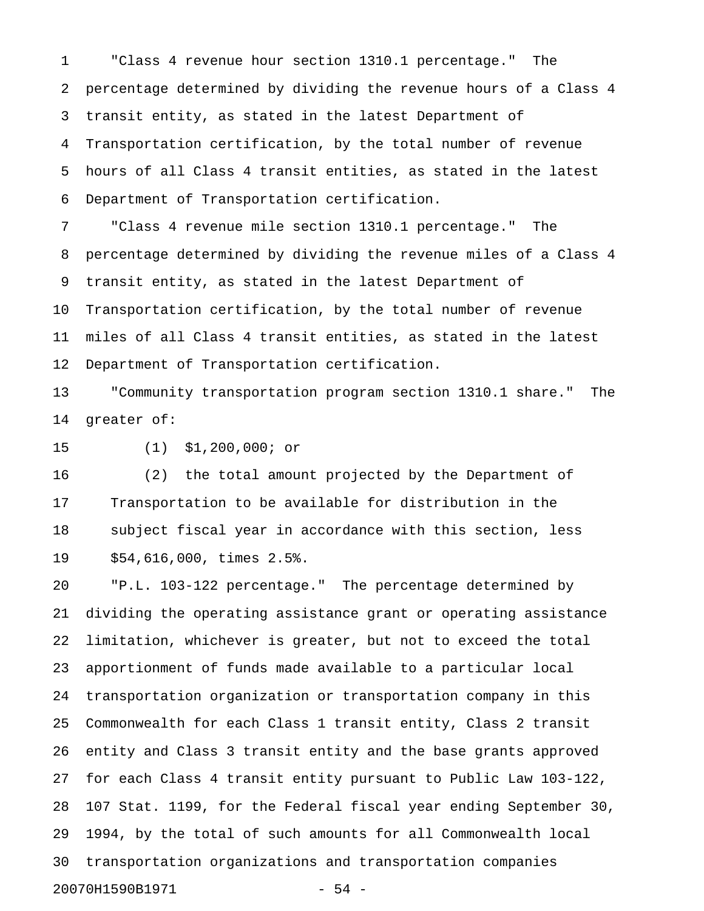"Class 4 revenue hour section 1310.1 percentage." The percentage determined by dividing the revenue hours of a Class 4 transit entity, as stated in the latest Department of Transportation certification, by the total number of revenue hours of all Class 4 transit entities, as stated in the latest Department of Transportation certification.

"Class 4 revenue mile section 1310.1 percentage." The percentage determined by dividing the revenue miles of a Class 4 transit entity, as stated in the latest Department of Transportation certification, by the total number of revenue miles of all Class 4 transit entities, as stated in the latest Department of Transportation certification.

"Community transportation program section 1310.1 share." The greater of:

(1) $1,200,000; or

(2) the total amount projected by the Department of Transportation to be available for distribution in the subject fiscal year in accordance with this section, less $54,616,000, times 2.5%.

"P.L. 103-122 percentage." The percentage determined by dividing the operating assistance grant or operating assistance limitation, whichever is greater, but not to exceed the total apportionment of funds made available to a particular local transportation organization or transportation company in this Commonwealth for each Class 1 transit entity, Class 2 transit entity and Class 3 transit entity and the base grants approved for each Class 4 transit entity pursuant to Public Law 103-122, 107 Stat. 1199, for the Federal fiscal year ending September 30, 1994, by the total of such amounts for all Commonwealth local transportation organizations and transportation companies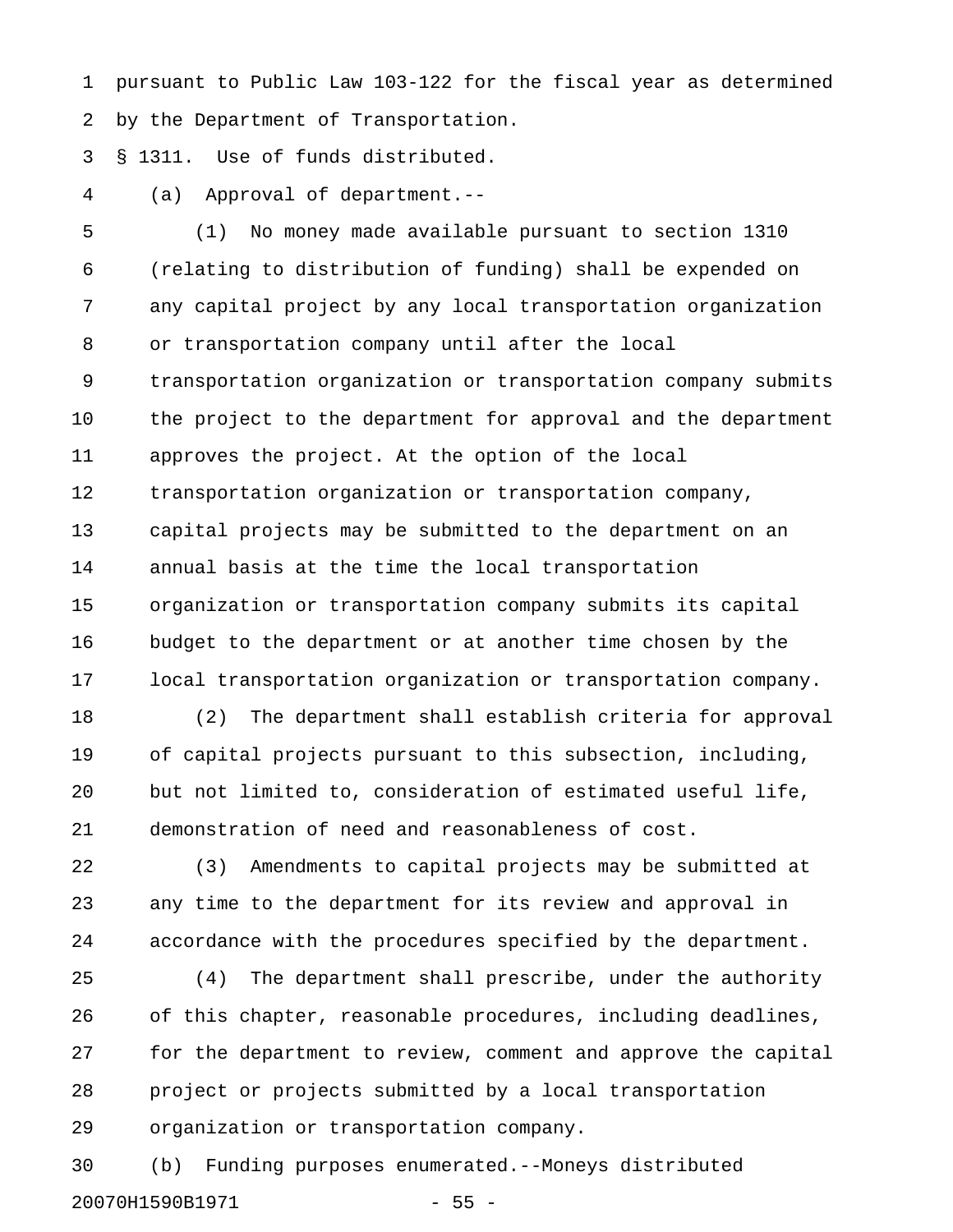pursuant to Public Law 103-122 for the fiscal year as determined by the Department of Transportation.

§ 1311. Use of funds distributed.

(a) Approval of department.--

(1) No money made available pursuant to section 1310 (relating to distribution of funding) shall be expended on any capital project by any local transportation organization or transportation company until after the local transportation organization or transportation company submits the project to the department for approval and the department approves the project. At the option of the local transportation organization or transportation company, capital projects may be submitted to the department on an annual basis at the time the local transportation organization or transportation company submits its capital budget to the department or at another time chosen by the local transportation organization or transportation company.

(2) The department shall establish criteria for approval of capital projects pursuant to this subsection, including, but not limited to, consideration of estimated useful life, demonstration of need and reasonableness of cost.

(3) Amendments to capital projects may be submitted at any time to the department for its review and approval in accordance with the procedures specified by the department.

(4) The department shall prescribe, under the authority of this chapter, reasonable procedures, including deadlines, for the department to review, comment and approve the capital project or projects submitted by a local transportation organization or transportation company.

(b) Funding purposes enumerated.--Moneys distributed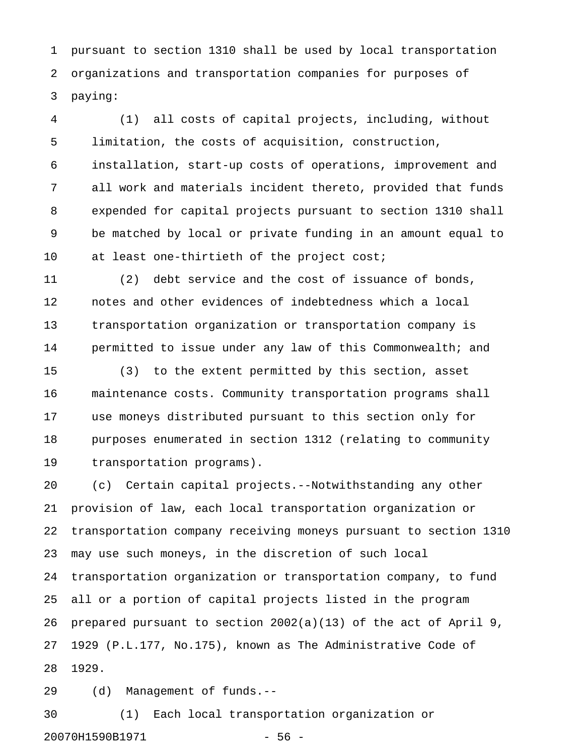pursuant to section 1310 shall be used by local transportation organizations and transportation companies for purposes of paying:

(1) all costs of capital projects, including, without limitation, the costs of acquisition, construction, installation, start-up costs of operations, improvement and all work and materials incident thereto, provided that funds expended for capital projects pursuant to section 1310 shall be matched by local or private funding in an amount equal to at least one-thirtieth of the project cost;

(2) debt service and the cost of issuance of bonds, notes and other evidences of indebtedness which a local transportation organization or transportation company is permitted to issue under any law of this Commonwealth; and

(3) to the extent permitted by this section, asset maintenance costs. Community transportation programs shall use moneys distributed pursuant to this section only for purposes enumerated in section 1312 (relating to community transportation programs).

(c) Certain capital projects.--Notwithstanding any other provision of law, each local transportation organization or transportation company receiving moneys pursuant to section 1310 may use such moneys, in the discretion of such local transportation organization or transportation company, to fund all or a portion of capital projects listed in the program prepared pursuant to section 2002(a)(13) of the act of April 9, 1929 (P.L.177, No.175), known as The Administrative Code of 1929.

(d) Management of funds.--

(1) Each local transportation organization or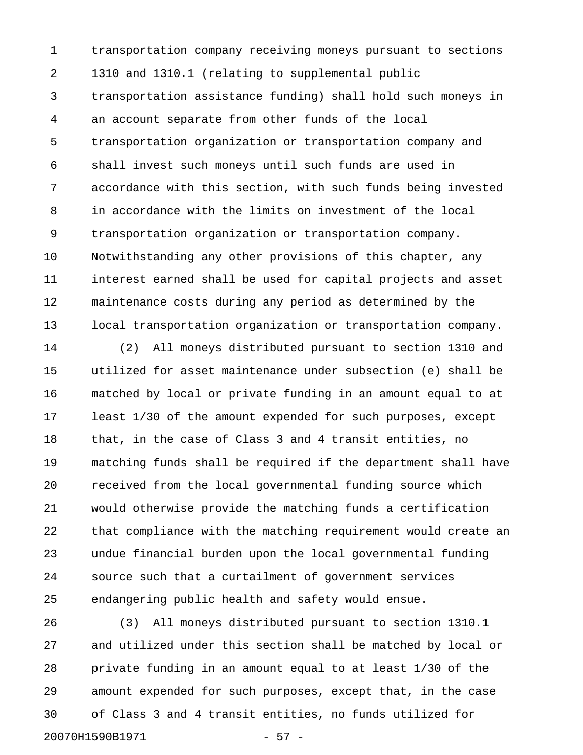transportation company receiving moneys pursuant to sections 1310 and 1310.1 (relating to supplemental public transportation assistance funding) shall hold such moneys in an account separate from other funds of the local transportation organization or transportation company and shall invest such moneys until such funds are used in accordance with this section, with such funds being invested in accordance with the limits on investment of the local transportation organization or transportation company. Notwithstanding any other provisions of this chapter, any interest earned shall be used for capital projects and asset maintenance costs during any period as determined by the local transportation organization or transportation company.

(2) All moneys distributed pursuant to section 1310 and utilized for asset maintenance under subsection (e) shall be matched by local or private funding in an amount equal to at least 1/30 of the amount expended for such purposes, except that, in the case of Class 3 and 4 transit entities, no matching funds shall be required if the department shall have received from the local governmental funding source which would otherwise provide the matching funds a certification that compliance with the matching requirement would create an undue financial burden upon the local governmental funding source such that a curtailment of government services endangering public health and safety would ensue.

(3) All moneys distributed pursuant to section 1310.1 and utilized under this section shall be matched by local or private funding in an amount equal to at least 1/30 of the amount expended for such purposes, except that, in the case of Class 3 and 4 transit entities, no funds utilized for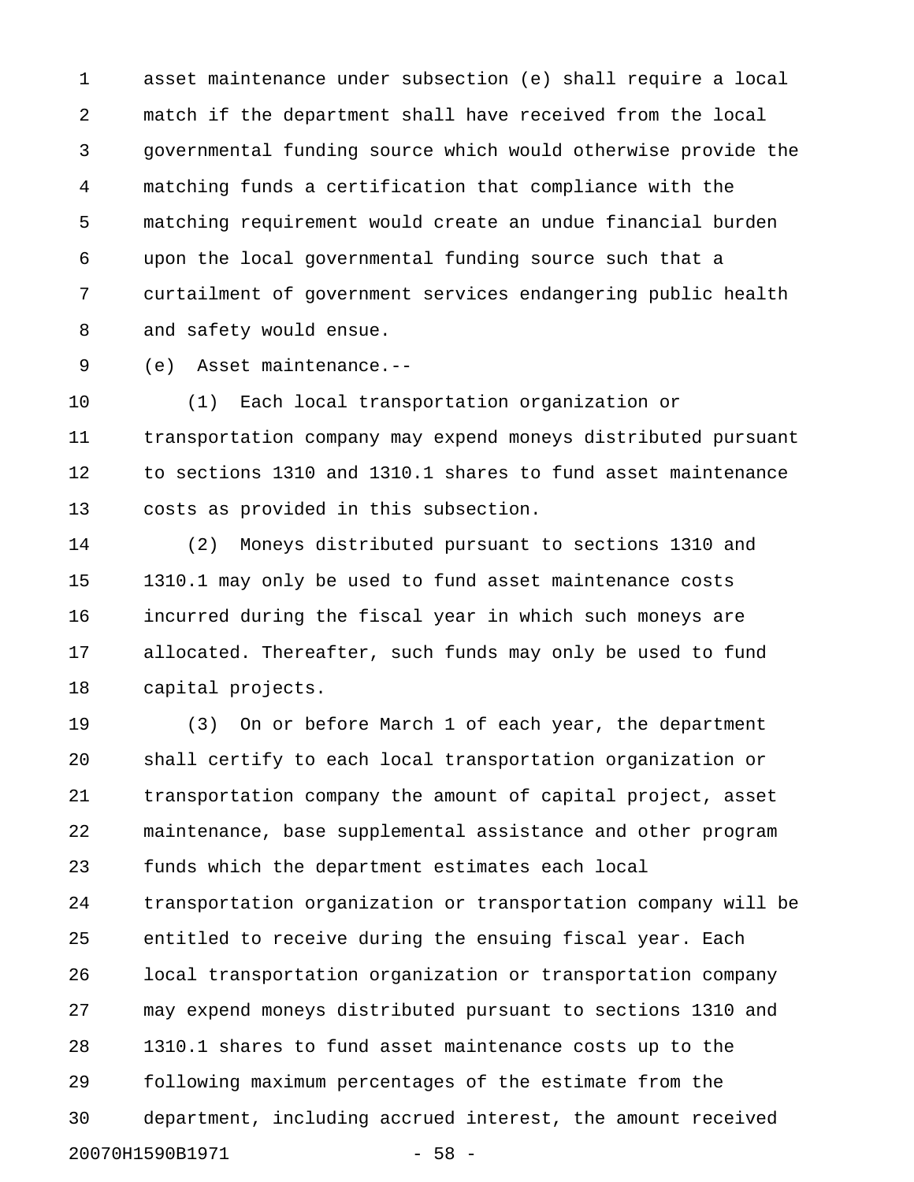asset maintenance under subsection (e) shall require a local match if the department shall have received from the local governmental funding source which would otherwise provide the matching funds a certification that compliance with the matching requirement would create an undue financial burden upon the local governmental funding source such that a curtailment of government services endangering public health and safety would ensue.

(e) Asset maintenance.--

(1) Each local transportation organization or transportation company may expend moneys distributed pursuant to sections 1310 and 1310.1 shares to fund asset maintenance costs as provided in this subsection.

(2) Moneys distributed pursuant to sections 1310 and 1310.1 may only be used to fund asset maintenance costs incurred during the fiscal year in which such moneys are allocated. Thereafter, such funds may only be used to fund capital projects.

(3) On or before March 1 of each year, the department shall certify to each local transportation organization or transportation company the amount of capital project, asset maintenance, base supplemental assistance and other program funds which the department estimates each local transportation organization or transportation company will be entitled to receive during the ensuing fiscal year. Each local transportation organization or transportation company may expend moneys distributed pursuant to sections 1310 and 1310.1 shares to fund asset maintenance costs up to the following maximum percentages of the estimate from the department, including accrued interest, the amount received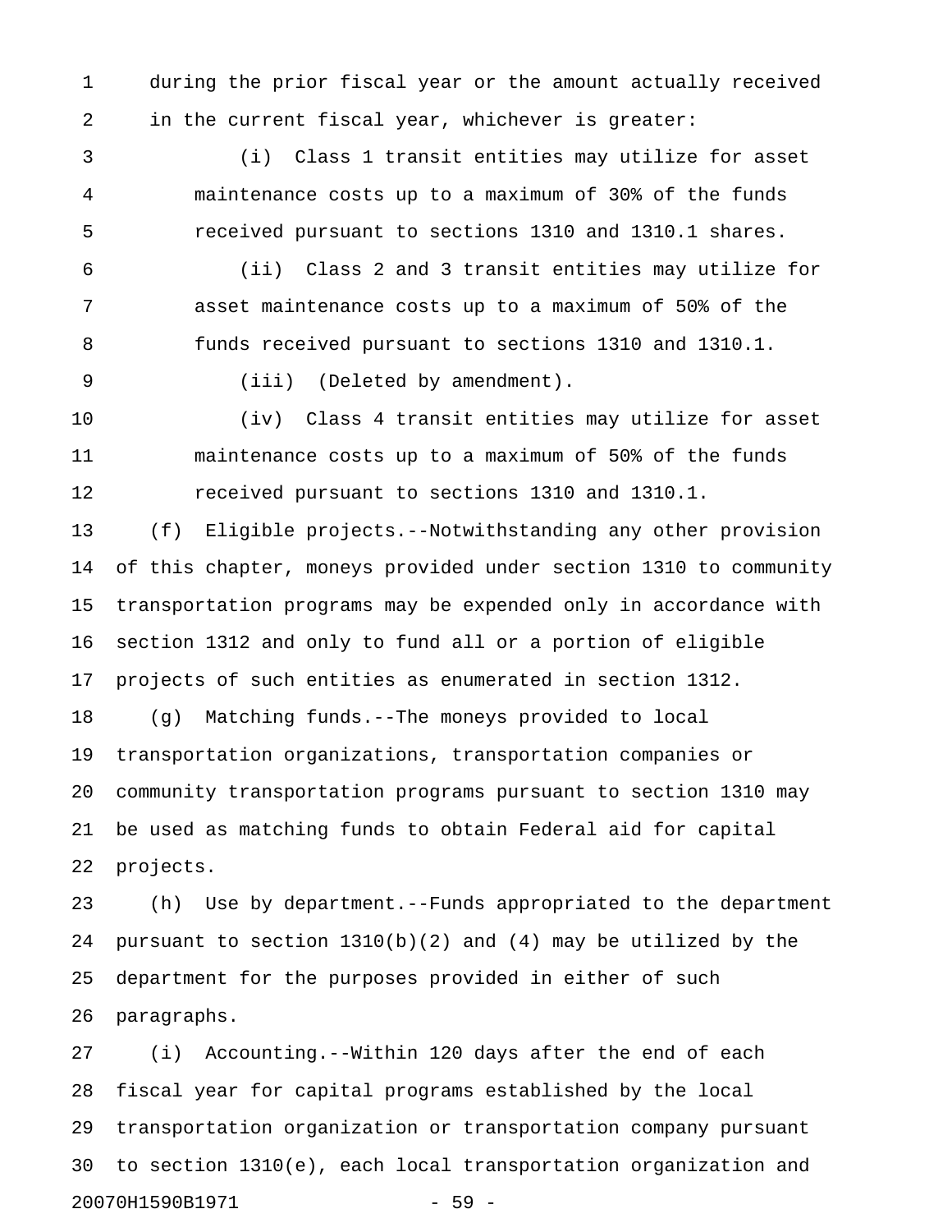during the prior fiscal year or the amount actually received in the current fiscal year, whichever is greater:

(i) Class 1 transit entities may utilize for asset maintenance costs up to a maximum of 30% of the funds received pursuant to sections 1310 and 1310.1 shares.

(ii) Class 2 and 3 transit entities may utilize for asset maintenance costs up to a maximum of 50% of the funds received pursuant to sections 1310 and 1310.1.

(iii) (Deleted by amendment).

(iv) Class 4 transit entities may utilize for asset maintenance costs up to a maximum of 50% of the funds received pursuant to sections 1310 and 1310.1.

(f) Eligible projects.--Notwithstanding any other provision of this chapter, moneys provided under section 1310 to community transportation programs may be expended only in accordance with section 1312 and only to fund all or a portion of eligible projects of such entities as enumerated in section 1312.

(g) Matching funds.--The moneys provided to local transportation organizations, transportation companies or community transportation programs pursuant to section 1310 may be used as matching funds to obtain Federal aid for capital projects.

(h) Use by department.--Funds appropriated to the department pursuant to section 1310(b)(2) and (4) may be utilized by the department for the purposes provided in either of such paragraphs.

(i) Accounting.--Within 120 days after the end of each fiscal year for capital programs established by the local transportation organization or transportation company pursuant to section 1310(e), each local transportation organization and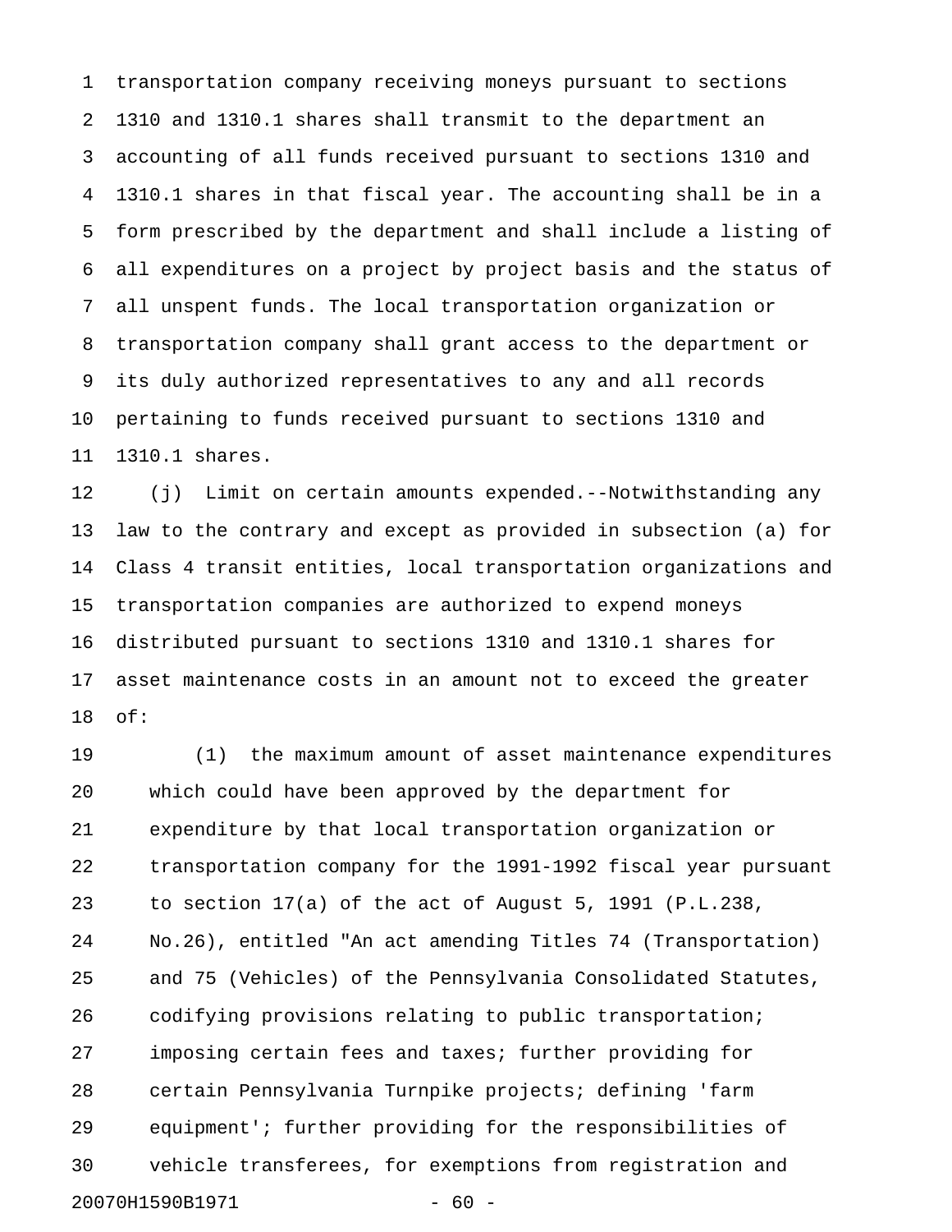transportation company receiving moneys pursuant to sections 1310 and 1310.1 shares shall transmit to the department an accounting of all funds received pursuant to sections 1310 and 1310.1 shares in that fiscal year. The accounting shall be in a form prescribed by the department and shall include a listing of all expenditures on a project by project basis and the status of all unspent funds. The local transportation organization or transportation company shall grant access to the department or its duly authorized representatives to any and all records pertaining to funds received pursuant to sections 1310 and 1310.1 shares.

(j) Limit on certain amounts expended.--Notwithstanding any law to the contrary and except as provided in subsection (a) for Class 4 transit entities, local transportation organizations and transportation companies are authorized to expend moneys distributed pursuant to sections 1310 and 1310.1 shares for asset maintenance costs in an amount not to exceed the greater of:

(1) the maximum amount of asset maintenance expenditures which could have been approved by the department for expenditure by that local transportation organization or transportation company for the 1991-1992 fiscal year pursuant to section 17(a) of the act of August 5, 1991 (P.L.238, No.26), entitled "An act amending Titles 74 (Transportation) and 75 (Vehicles) of the Pennsylvania Consolidated Statutes, codifying provisions relating to public transportation; imposing certain fees and taxes; further providing for certain Pennsylvania Turnpike projects; defining 'farm equipment'; further providing for the responsibilities of vehicle transferees, for exemptions from registration and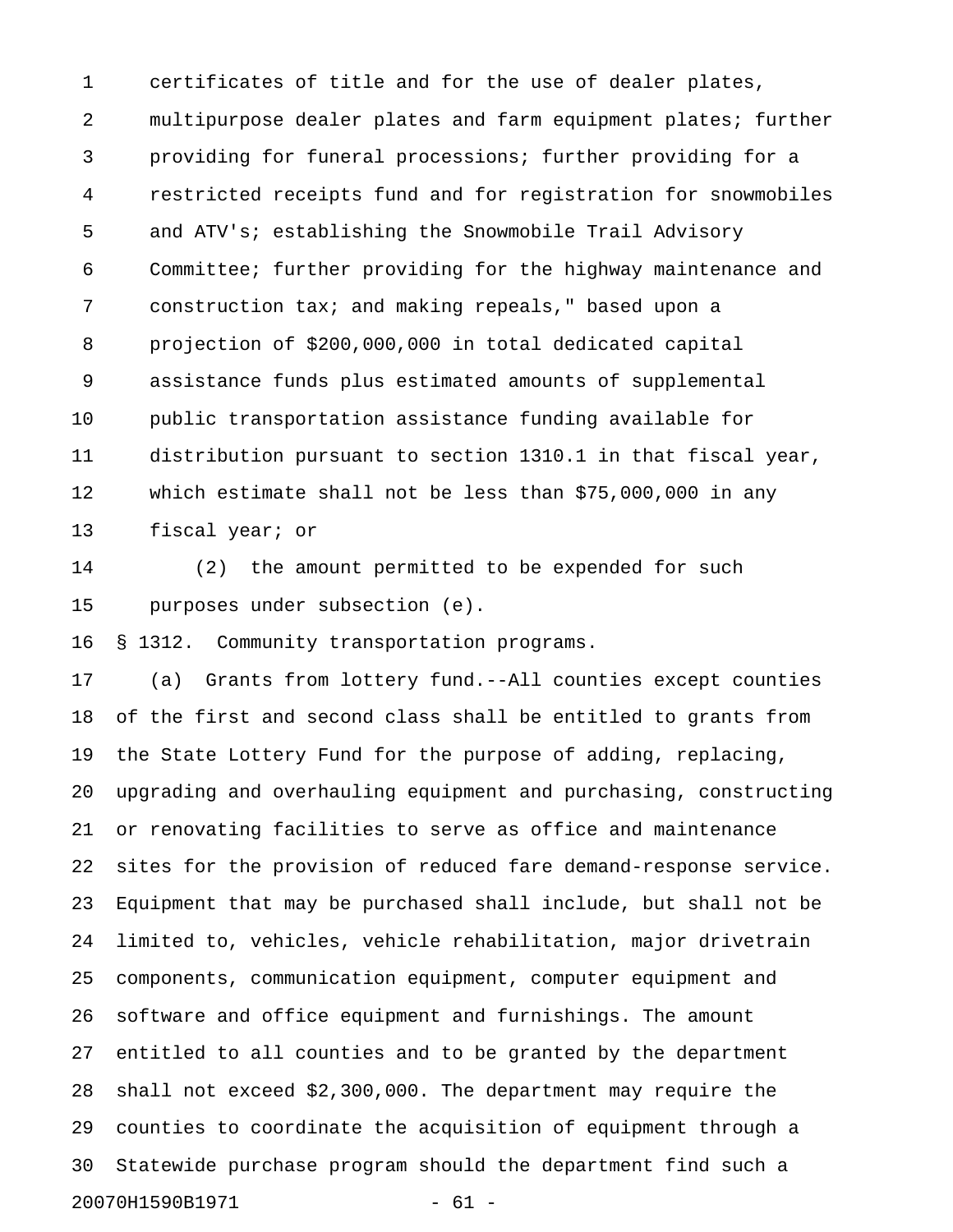certificates of title and for the use of dealer plates, multipurpose dealer plates and farm equipment plates; further providing for funeral processions; further providing for a restricted receipts fund and for registration for snowmobiles and ATV's; establishing the Snowmobile Trail Advisory Committee; further providing for the highway maintenance and construction tax; and making repeals," based upon a projection of $200,000,000 in total dedicated capital assistance funds plus estimated amounts of supplemental public transportation assistance funding available for distribution pursuant to section 1310.1 in that fiscal year, which estimate shall not be less than $75,000,000 in any fiscal year; or

(2) the amount permitted to be expended for such purposes under subsection (e).

§ 1312. Community transportation programs.

(a) Grants from lottery fund.--All counties except counties of the first and second class shall be entitled to grants from the State Lottery Fund for the purpose of adding, replacing, upgrading and overhauling equipment and purchasing, constructing or renovating facilities to serve as office and maintenance sites for the provision of reduced fare demand-response service. Equipment that may be purchased shall include, but shall not be limited to, vehicles, vehicle rehabilitation, major drivetrain components, communication equipment, computer equipment and software and office equipment and furnishings. The amount entitled to all counties and to be granted by the department shall not exceed $2,300,000. The department may require the counties to coordinate the acquisition of equipment through a Statewide purchase program should the department find such a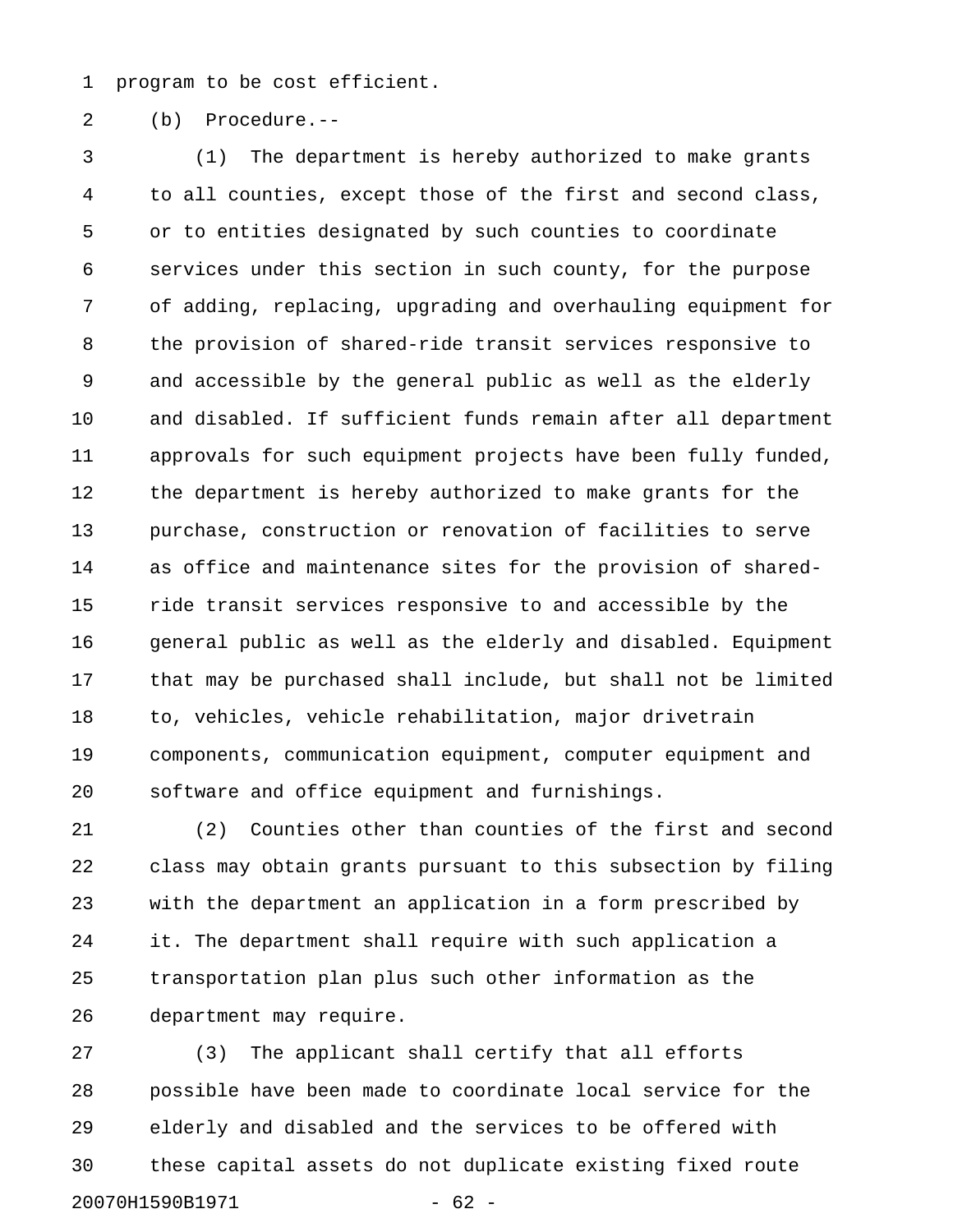program to be cost efficient.

(b) Procedure.--

(1) The department is hereby authorized to make grants to all counties, except those of the first and second class, or to entities designated by such counties to coordinate services under this section in such county, for the purpose of adding, replacing, upgrading and overhauling equipment for the provision of shared-ride transit services responsive to and accessible by the general public as well as the elderly and disabled. If sufficient funds remain after all department approvals for such equipment projects have been fully funded, the department is hereby authorized to make grants for the purchase, construction or renovation of facilities to serve as office and maintenance sites for the provision of shared-ride transit services responsive to and accessible by the general public as well as the elderly and disabled. Equipment that may be purchased shall include, but shall not be limited to, vehicles, vehicle rehabilitation, major drivetrain components, communication equipment, computer equipment and software and office equipment and furnishings.

(2) Counties other than counties of the first and second class may obtain grants pursuant to this subsection by filing with the department an application in a form prescribed by it. The department shall require with such application a transportation plan plus such other information as the department may require.

(3) The applicant shall certify that all efforts possible have been made to coordinate local service for the elderly and disabled and the services to be offered with these capital assets do not duplicate existing fixed route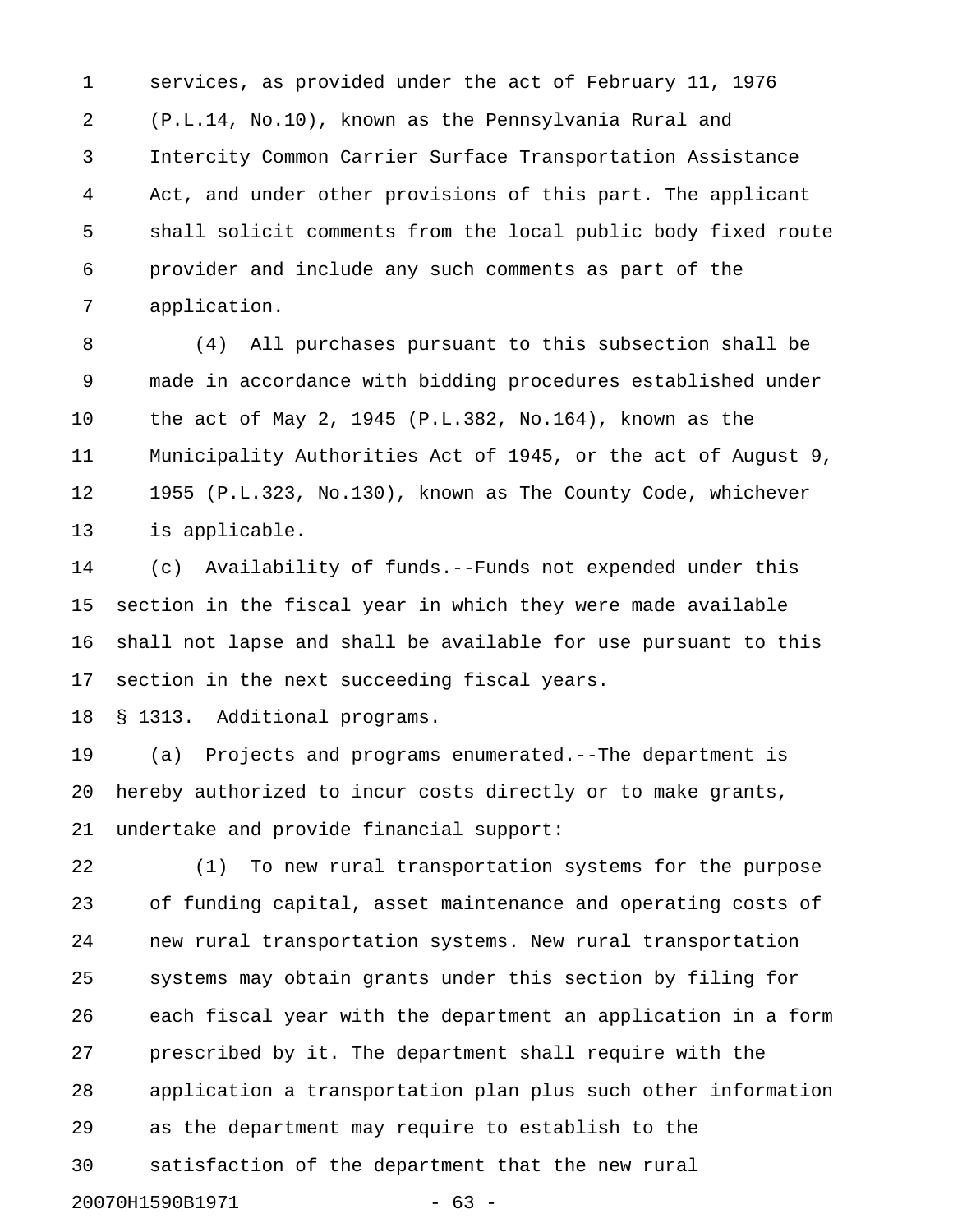services, as provided under the act of February 11, 1976 (P.L.14, No.10), known as the Pennsylvania Rural and Intercity Common Carrier Surface Transportation Assistance Act, and under other provisions of this part. The applicant shall solicit comments from the local public body fixed route provider and include any such comments as part of the application.

(4) All purchases pursuant to this subsection shall be made in accordance with bidding procedures established under the act of May 2, 1945 (P.L.382, No.164), known as the Municipality Authorities Act of 1945, or the act of August 9, 1955 (P.L.323, No.130), known as The County Code, whichever is applicable.

(c) Availability of funds.--Funds not expended under this section in the fiscal year in which they were made available shall not lapse and shall be available for use pursuant to this section in the next succeeding fiscal years.

§ 1313. Additional programs.

(a) Projects and programs enumerated.--The department is hereby authorized to incur costs directly or to make grants, undertake and provide financial support:

(1) To new rural transportation systems for the purpose of funding capital, asset maintenance and operating costs of new rural transportation systems. New rural transportation systems may obtain grants under this section by filing for each fiscal year with the department an application in a form prescribed by it. The department shall require with the application a transportation plan plus such other information as the department may require to establish to the satisfaction of the department that the new rural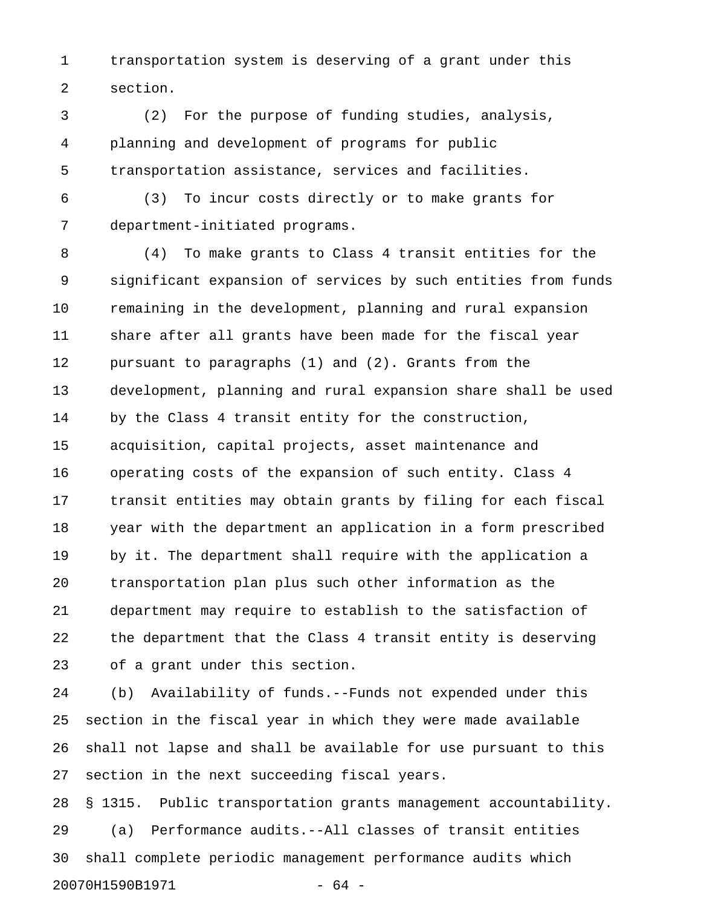transportation system is deserving of a grant under this section.

(2) For the purpose of funding studies, analysis, planning and development of programs for public transportation assistance, services and facilities.

(3) To incur costs directly or to make grants for department-initiated programs.

(4) To make grants to Class 4 transit entities for the significant expansion of services by such entities from funds remaining in the development, planning and rural expansion share after all grants have been made for the fiscal year pursuant to paragraphs (1) and (2). Grants from the development, planning and rural expansion share shall be used by the Class 4 transit entity for the construction, acquisition, capital projects, asset maintenance and operating costs of the expansion of such entity. Class 4 transit entities may obtain grants by filing for each fiscal year with the department an application in a form prescribed by it. The department shall require with the application a transportation plan plus such other information as the department may require to establish to the satisfaction of the department that the Class 4 transit entity is deserving of a grant under this section.

(b) Availability of funds.--Funds not expended under this section in the fiscal year in which they were made available shall not lapse and shall be available for use pursuant to this section in the next succeeding fiscal years.

§ 1315. Public transportation grants management accountability.

(a) Performance audits.--All classes of transit entities shall complete periodic management performance audits which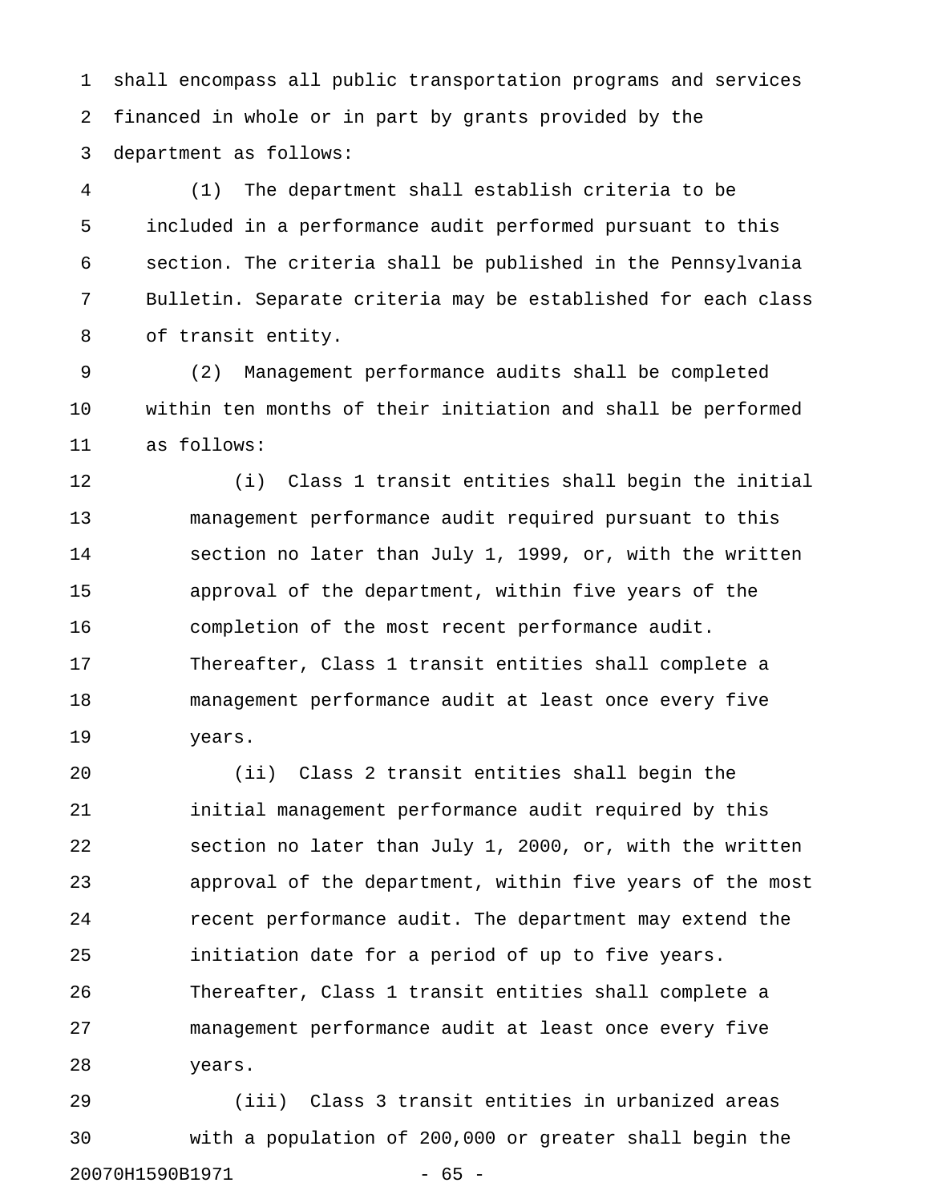shall encompass all public transportation programs and services financed in whole or in part by grants provided by the department as follows:

(1) The department shall establish criteria to be included in a performance audit performed pursuant to this section. The criteria shall be published in the Pennsylvania Bulletin. Separate criteria may be established for each class of transit entity.

(2) Management performance audits shall be completed within ten months of their initiation and shall be performed as follows:

(i) Class 1 transit entities shall begin the initial management performance audit required pursuant to this section no later than July 1, 1999, or, with the written approval of the department, within five years of the completion of the most recent performance audit. Thereafter, Class 1 transit entities shall complete a management performance audit at least once every five years.

(ii) Class 2 transit entities shall begin the initial management performance audit required by this section no later than July 1, 2000, or, with the written approval of the department, within five years of the most recent performance audit. The department may extend the initiation date for a period of up to five years. Thereafter, Class 1 transit entities shall complete a management performance audit at least once every five years.

(iii) Class 3 transit entities in urbanized areas with a population of 200,000 or greater shall begin the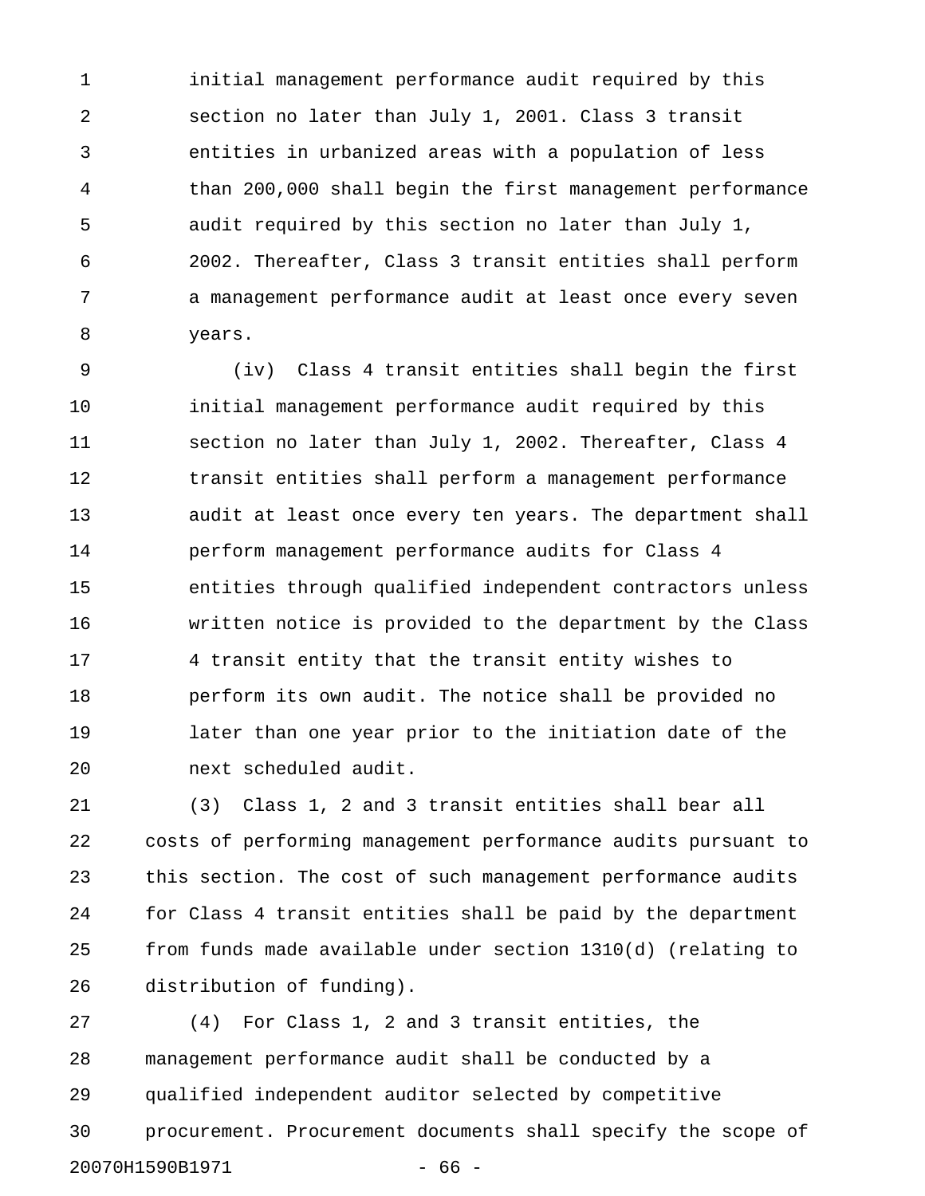initial management performance audit required by this section no later than July 1, 2001. Class 3 transit entities in urbanized areas with a population of less than 200,000 shall begin the first management performance audit required by this section no later than July 1, 2002. Thereafter, Class 3 transit entities shall perform a management performance audit at least once every seven years.

(iv) Class 4 transit entities shall begin the first initial management performance audit required by this section no later than July 1, 2002. Thereafter, Class 4 transit entities shall perform a management performance audit at least once every ten years. The department shall perform management performance audits for Class 4 entities through qualified independent contractors unless written notice is provided to the department by the Class 4 transit entity that the transit entity wishes to perform its own audit. The notice shall be provided no later than one year prior to the initiation date of the next scheduled audit.

(3) Class 1, 2 and 3 transit entities shall bear all costs of performing management performance audits pursuant to this section. The cost of such management performance audits for Class 4 transit entities shall be paid by the department from funds made available under section 1310(d) (relating to distribution of funding).

(4) For Class 1, 2 and 3 transit entities, the management performance audit shall be conducted by a qualified independent auditor selected by competitive procurement. Procurement documents shall specify the scope of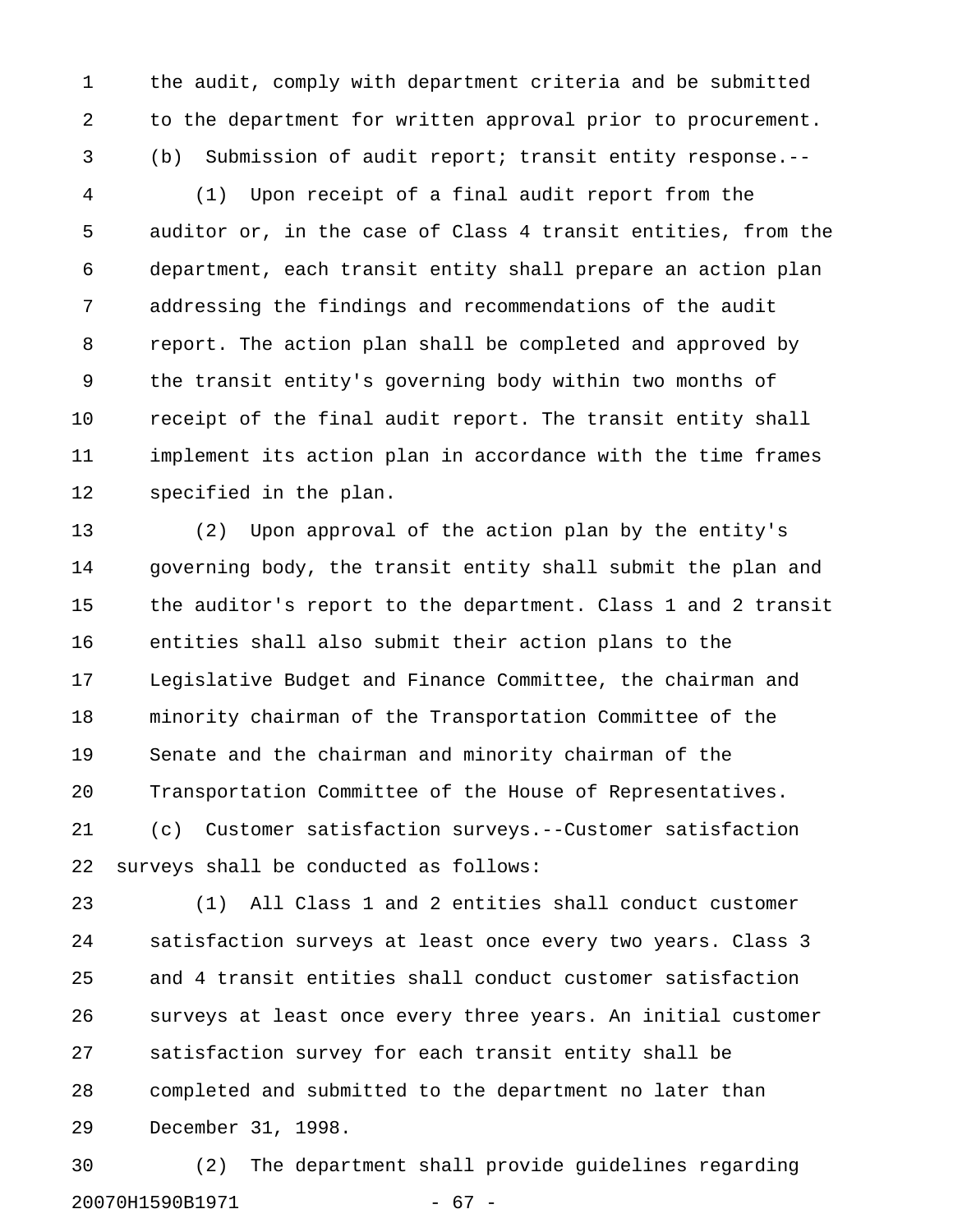the audit, comply with department criteria and be submitted to the department for written approval prior to procurement.

(b) Submission of audit report; transit entity response.--

(1) Upon receipt of a final audit report from the auditor or, in the case of Class 4 transit entities, from the department, each transit entity shall prepare an action plan addressing the findings and recommendations of the audit report. The action plan shall be completed and approved by the transit entity's governing body within two months of receipt of the final audit report. The transit entity shall implement its action plan in accordance with the time frames specified in the plan.

(2) Upon approval of the action plan by the entity's governing body, the transit entity shall submit the plan and the auditor's report to the department. Class 1 and 2 transit entities shall also submit their action plans to the Legislative Budget and Finance Committee, the chairman and minority chairman of the Transportation Committee of the Senate and the chairman and minority chairman of the Transportation Committee of the House of Representatives.

(c) Customer satisfaction surveys.--Customer satisfaction surveys shall be conducted as follows:

(1) All Class 1 and 2 entities shall conduct customer satisfaction surveys at least once every two years. Class 3 and 4 transit entities shall conduct customer satisfaction surveys at least once every three years. An initial customer satisfaction survey for each transit entity shall be completed and submitted to the department no later than December 31, 1998.

(2) The department shall provide guidelines regarding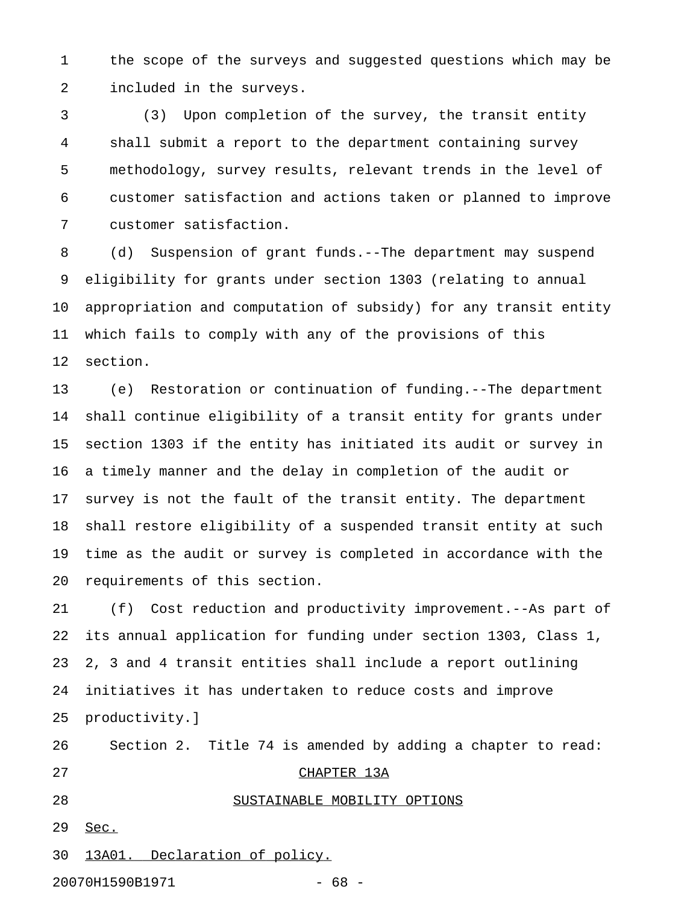the scope of the surveys and suggested questions which may be included in the surveys.

(3) Upon completion of the survey, the transit entity shall submit a report to the department containing survey methodology, survey results, relevant trends in the level of customer satisfaction and actions taken or planned to improve customer satisfaction.

(d) Suspension of grant funds.--The department may suspend eligibility for grants under section 1303 (relating to annual appropriation and computation of subsidy) for any transit entity which fails to comply with any of the provisions of this section.

(e) Restoration or continuation of funding.--The department shall continue eligibility of a transit entity for grants under section 1303 if the entity has initiated its audit or survey in a timely manner and the delay in completion of the audit or survey is not the fault of the transit entity. The department shall restore eligibility of a suspended transit entity at such time as the audit or survey is completed in accordance with the requirements of this section.

(f) Cost reduction and productivity improvement.--As part of its annual application for funding under section 1303, Class 1, 2, 3 and 4 transit entities shall include a report outlining initiatives it has undertaken to reduce costs and improve productivity.]

Section 2. Title 74 is amended by adding a chapter to read:

CHAPTER 13A

SUSTAINABLE MOBILITY OPTIONS

Sec.

13A01. Declaration of policy.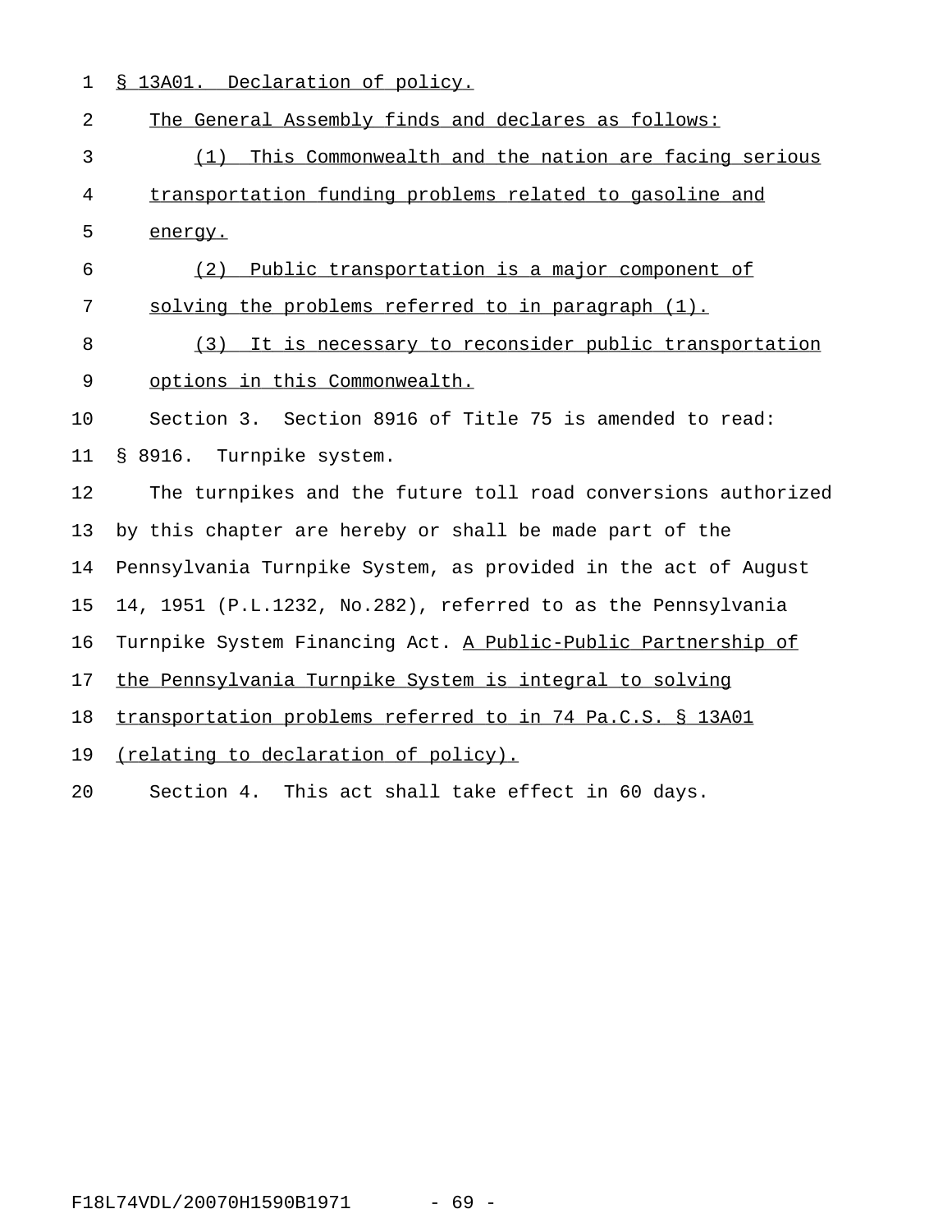§ 13A01. Declaration of policy.

The General Assembly finds and declares as follows:

(1) This Commonwealth and the nation are facing serious transportation funding problems related to gasoline and energy.

(2) Public transportation is a major component of solving the problems referred to in paragraph (1).

(3) It is necessary to reconsider public transportation options in this Commonwealth.

Section 3. Section 8916 of Title 75 is amended to read:

§ 8916. Turnpike system.

The turnpikes and the future toll road conversions authorized by this chapter are hereby or shall be made part of the Pennsylvania Turnpike System, as provided in the act of August 14, 1951 (P.L.1232, No.282), referred to as the Pennsylvania Turnpike System Financing Act. A Public-Public Partnership of the Pennsylvania Turnpike System is integral to solving transportation problems referred to in 74 Pa.C.S. § 13A01 (relating to declaration of policy).

Section 4. This act shall take effect in 60 days.